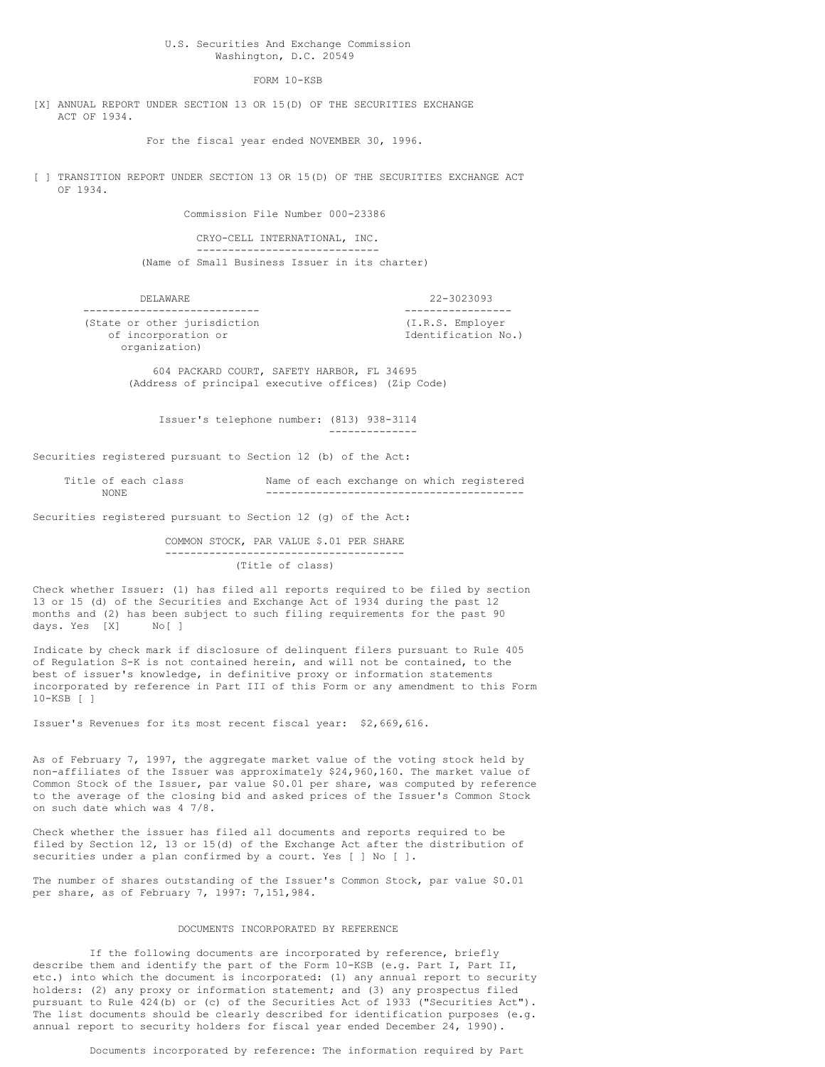U.S. Securities And Exchange Commission
Washington, D.C. 20549

FORM 10-KSB

[X] ANNUAL REPORT UNDER SECTION 13 OR 15(D) OF THE SECURITIES EXCHANGE ACT OF 1934.

For the fiscal year ended NOVEMBER 30, 1996.

[ ] TRANSITION REPORT UNDER SECTION 13 OR 15(D) OF THE SECURITIES EXCHANGE ACT OF 1934.

Commission File Number 000-23386

CRYO-CELL INTERNATIONAL, INC.
(Name of Small Business Issuer in its charter)

| DELAWARE | 22-3023093 |
|---|---|
| (State or other jurisdiction of incorporation or organization) | (I.R.S. Employer Identification No.) |

604 PACKARD COURT, SAFETY HARBOR, FL 34695
(Address of principal executive offices) (Zip Code)

Issuer's telephone number: (813) 938-3114

Securities registered pursuant to Section 12 (b) of the Act:

| Title of each class | Name of each exchange on which registered |
|---|---|
| NONE | |

Securities registered pursuant to Section 12 (g) of the Act:

COMMON STOCK, PAR VALUE $.01 PER SHARE
(Title of class)

Check whether Issuer: (1) has filed all reports required to be filed by section 13 or 15 (d) of the Securities and Exchange Act of 1934 during the past 12 months and (2) has been subject to such filing requirements for the past 90 days. Yes [X] No[ ]

Indicate by check mark if disclosure of delinquent filers pursuant to Rule 405 of Regulation S-K is not contained herein, and will not be contained, to the best of issuer's knowledge, in definitive proxy or information statements incorporated by reference in Part III of this Form or any amendment to this Form 10-KSB [ ]

Issuer's Revenues for its most recent fiscal year: $2,669,616.

As of February 7, 1997, the aggregate market value of the voting stock held by non-affiliates of the Issuer was approximately $24,960,160. The market value of Common Stock of the Issuer, par value $0.01 per share, was computed by reference to the average of the closing bid and asked prices of the Issuer's Common Stock on such date which was 4 7/8.

Check whether the issuer has filed all documents and reports required to be filed by Section 12, 13 or 15(d) of the Exchange Act after the distribution of securities under a plan confirmed by a court. Yes [ ] No [ ].

The number of shares outstanding of the Issuer's Common Stock, par value $0.01 per share, as of February 7, 1997: 7,151,984.

DOCUMENTS INCORPORATED BY REFERENCE

If the following documents are incorporated by reference, briefly describe them and identify the part of the Form 10-KSB (e.g. Part I, Part II, etc.) into which the document is incorporated: (1) any annual report to security holders: (2) any proxy or information statement; and (3) any prospectus filed pursuant to Rule 424(b) or (c) of the Securities Act of 1933 ("Securities Act"). The list documents should be clearly described for identification purposes (e.g. annual report to security holders for fiscal year ended December 24, 1990).

Documents incorporated by reference: The information required by Part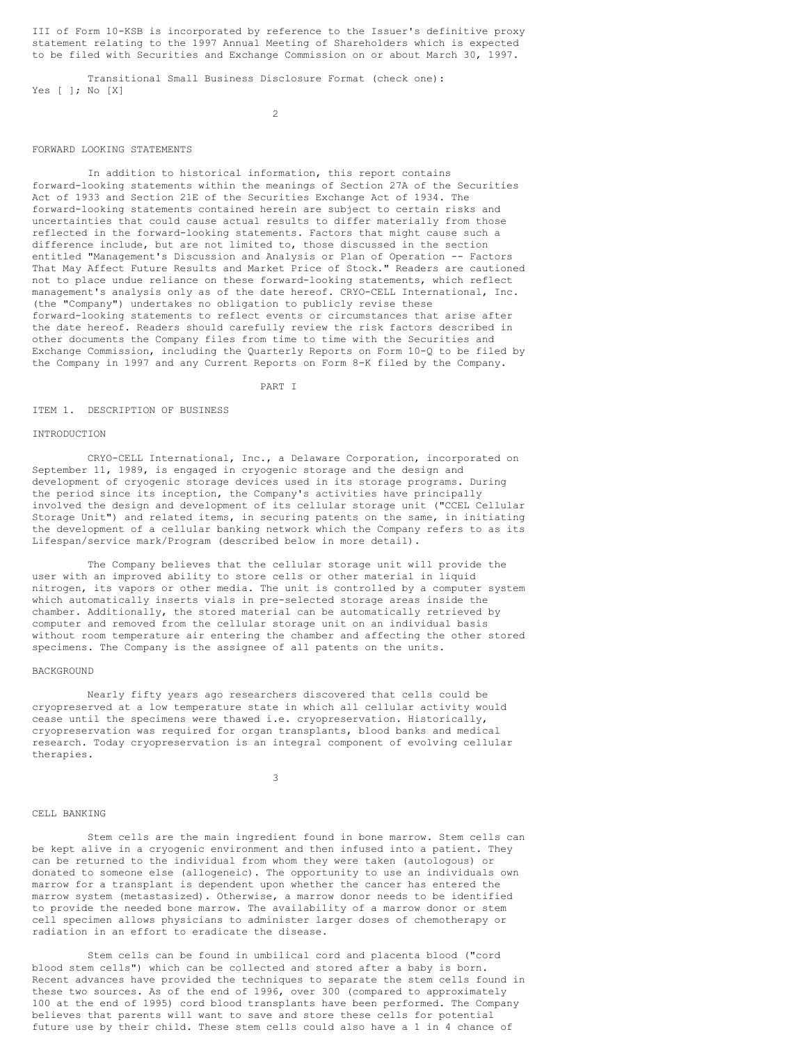III of Form 10-KSB is incorporated by reference to the Issuer's definitive proxy statement relating to the 1997 Annual Meeting of Shareholders which is expected to be filed with Securities and Exchange Commission on or about March 30, 1997.

Transitional Small Business Disclosure Format (check one): Yes [ ]; No [X]

## FORWARD LOOKING STATEMENTS

In addition to historical information, this report contains forward-looking statements within the meanings of Section 27A of the Securities Act of 1933 and Section 21E of the Securities Exchange Act of 1934. The forward-looking statements contained herein are subject to certain risks and uncertainties that could cause actual results to differ materially from those reflected in the forward-looking statements. Factors that might cause such a difference include, but are not limited to, those discussed in the section entitled "Management's Discussion and Analysis or Plan of Operation -- Factors That May Affect Future Results and Market Price of Stock." Readers are cautioned not to place undue reliance on these forward-looking statements, which reflect management's analysis only as of the date hereof. CRYO-CELL International, Inc. (the "Company") undertakes no obligation to publicly revise these forward-looking statements to reflect events or circumstances that arise after the date hereof. Readers should carefully review the risk factors described in other documents the Company files from time to time with the Securities and Exchange Commission, including the Quarterly Reports on Form 10-Q to be filed by the Company in 1997 and any Current Reports on Form 8-K filed by the Company.

# PART I

## ITEM 1. DESCRIPTION OF BUSINESS

### INTRODUCTION

CRYO-CELL International, Inc., a Delaware Corporation, incorporated on September 11, 1989, is engaged in cryogenic storage and the design and development of cryogenic storage devices used in its storage programs. During the period since its inception, the Company's activities have principally involved the design and development of its cellular storage unit ("CCEL Cellular Storage Unit") and related items, in securing patents on the same, in initiating the development of a cellular banking network which the Company refers to as its Lifespan/service mark/Program (described below in more detail).

The Company believes that the cellular storage unit will provide the user with an improved ability to store cells or other material in liquid nitrogen, its vapors or other media. The unit is controlled by a computer system which automatically inserts vials in pre-selected storage areas inside the chamber. Additionally, the stored material can be automatically retrieved by computer and removed from the cellular storage unit on an individual basis without room temperature air entering the chamber and affecting the other stored specimens. The Company is the assignee of all patents on the units.

### BACKGROUND

Nearly fifty years ago researchers discovered that cells could be cryopreserved at a low temperature state in which all cellular activity would cease until the specimens were thawed i.e. cryopreservation. Historically, cryopreservation was required for organ transplants, blood banks and medical research. Today cryopreservation is an integral component of evolving cellular therapies.

### CELL BANKING

Stem cells are the main ingredient found in bone marrow. Stem cells can be kept alive in a cryogenic environment and then infused into a patient. They can be returned to the individual from whom they were taken (autologous) or donated to someone else (allogeneic). The opportunity to use an individuals own marrow for a transplant is dependent upon whether the cancer has entered the marrow system (metastasized). Otherwise, a marrow donor needs to be identified to provide the needed bone marrow. The availability of a marrow donor or stem cell specimen allows physicians to administer larger doses of chemotherapy or radiation in an effort to eradicate the disease.

Stem cells can be found in umbilical cord and placenta blood ("cord blood stem cells") which can be collected and stored after a baby is born. Recent advances have provided the techniques to separate the stem cells found in these two sources. As of the end of 1996, over 300 (compared to approximately 100 at the end of 1995) cord blood transplants have been performed. The Company believes that parents will want to save and store these cells for potential future use by their child. These stem cells could also have a 1 in 4 chance of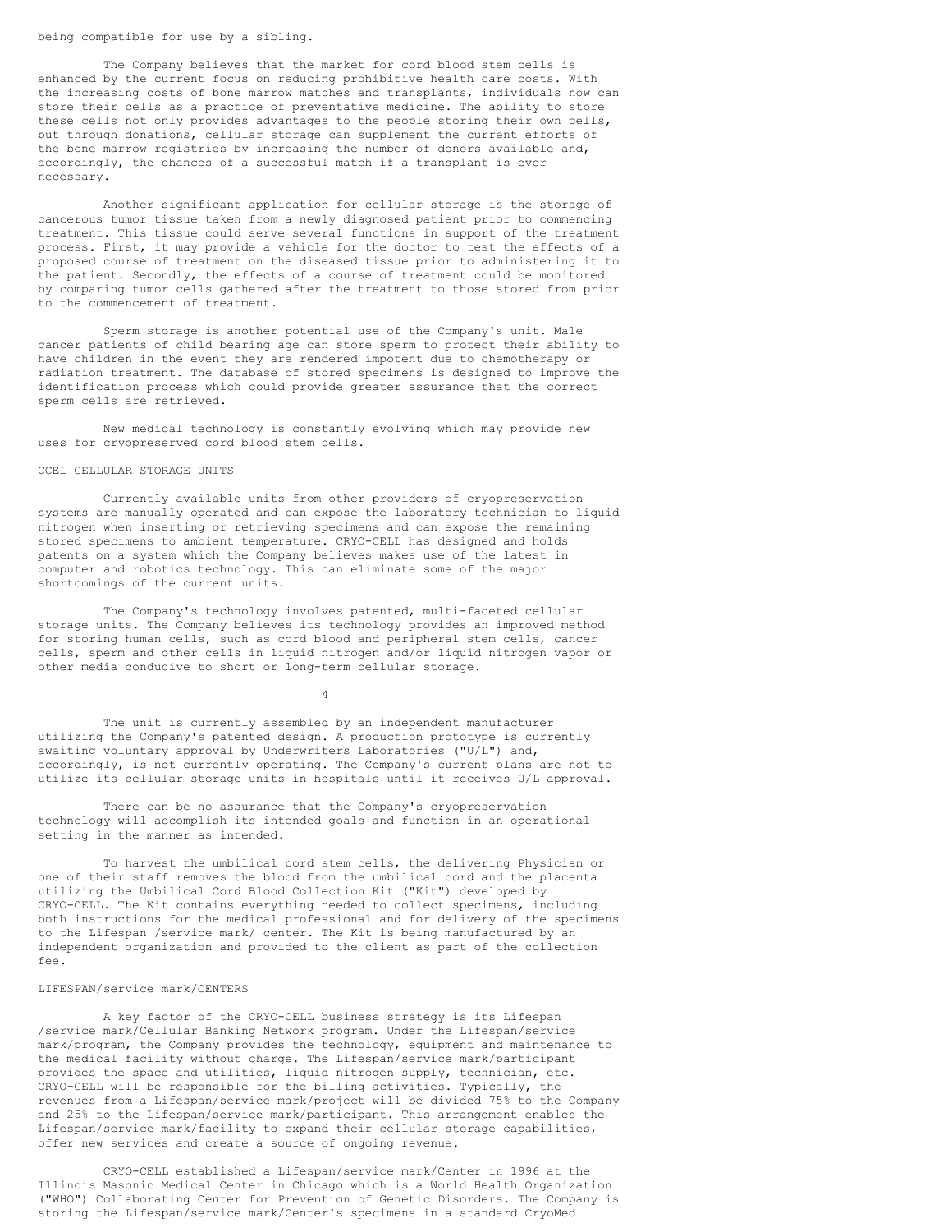being compatible for use by a sibling.

The Company believes that the market for cord blood stem cells is enhanced by the current focus on reducing prohibitive health care costs. With the increasing costs of bone marrow matches and transplants, individuals now can store their cells as a practice of preventative medicine. The ability to store these cells not only provides advantages to the people storing their own cells, but through donations, cellular storage can supplement the current efforts of the bone marrow registries by increasing the number of donors available and, accordingly, the chances of a successful match if a transplant is ever necessary.

Another significant application for cellular storage is the storage of cancerous tumor tissue taken from a newly diagnosed patient prior to commencing treatment. This tissue could serve several functions in support of the treatment process. First, it may provide a vehicle for the doctor to test the effects of a proposed course of treatment on the diseased tissue prior to administering it to the patient. Secondly, the effects of a course of treatment could be monitored by comparing tumor cells gathered after the treatment to those stored from prior to the commencement of treatment.

Sperm storage is another potential use of the Company's unit. Male cancer patients of child bearing age can store sperm to protect their ability to have children in the event they are rendered impotent due to chemotherapy or radiation treatment. The database of stored specimens is designed to improve the identification process which could provide greater assurance that the correct sperm cells are retrieved.

New medical technology is constantly evolving which may provide new uses for cryopreserved cord blood stem cells.

## CCEL CELLULAR STORAGE UNITS

Currently available units from other providers of cryopreservation systems are manually operated and can expose the laboratory technician to liquid nitrogen when inserting or retrieving specimens and can expose the remaining stored specimens to ambient temperature. CRYO-CELL has designed and holds patents on a system which the Company believes makes use of the latest in computer and robotics technology. This can eliminate some of the major shortcomings of the current units.

The Company's technology involves patented, multi-faceted cellular storage units. The Company believes its technology provides an improved method for storing human cells, such as cord blood and peripheral stem cells, cancer cells, sperm and other cells in liquid nitrogen and/or liquid nitrogen vapor or other media conducive to short or long-term cellular storage.

The unit is currently assembled by an independent manufacturer utilizing the Company's patented design. A production prototype is currently awaiting voluntary approval by Underwriters Laboratories ("U/L") and, accordingly, is not currently operating. The Company's current plans are not to utilize its cellular storage units in hospitals until it receives U/L approval.

There can be no assurance that the Company's cryopreservation technology will accomplish its intended goals and function in an operational setting in the manner as intended.

To harvest the umbilical cord stem cells, the delivering Physician or one of their staff removes the blood from the umbilical cord and the placenta utilizing the Umbilical Cord Blood Collection Kit ("Kit") developed by CRYO-CELL. The Kit contains everything needed to collect specimens, including both instructions for the medical professional and for delivery of the specimens to the Lifespan /service mark/ center. The Kit is being manufactured by an independent organization and provided to the client as part of the collection fee.

## LIFESPAN/service mark/CENTERS

A key factor of the CRYO-CELL business strategy is its Lifespan /service mark/Cellular Banking Network program. Under the Lifespan/service mark/program, the Company provides the technology, equipment and maintenance to the medical facility without charge. The Lifespan/service mark/participant provides the space and utilities, liquid nitrogen supply, technician, etc. CRYO-CELL will be responsible for the billing activities. Typically, the revenues from a Lifespan/service mark/project will be divided 75% to the Company and 25% to the Lifespan/service mark/participant. This arrangement enables the Lifespan/service mark/facility to expand their cellular storage capabilities, offer new services and create a source of ongoing revenue.

CRYO-CELL established a Lifespan/service mark/Center in 1996 at the Illinois Masonic Medical Center in Chicago which is a World Health Organization ("WHO") Collaborating Center for Prevention of Genetic Disorders. The Company is storing the Lifespan/service mark/Center's specimens in a standard CryoMed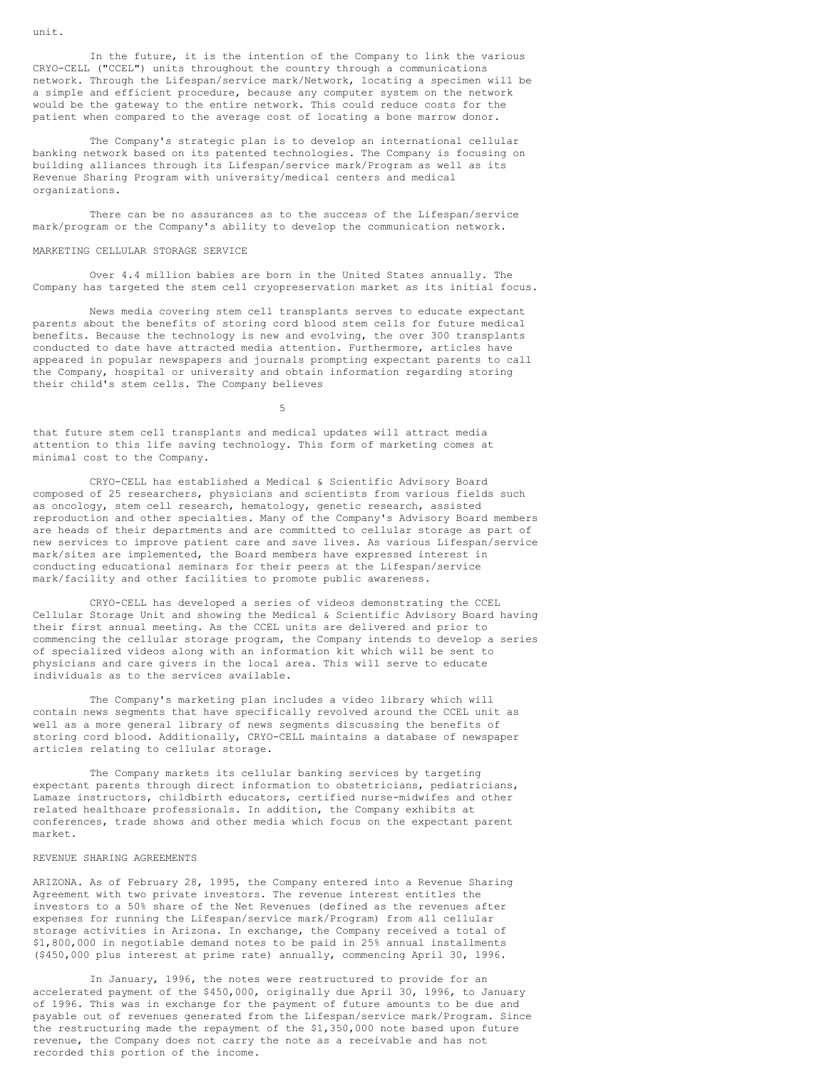unit.

In the future, it is the intention of the Company to link the various CRYO-CELL ("CCEL") units throughout the country through a communications network. Through the Lifespan/service mark/Network, locating a specimen will be a simple and efficient procedure, because any computer system on the network would be the gateway to the entire network. This could reduce costs for the patient when compared to the average cost of locating a bone marrow donor.

The Company's strategic plan is to develop an international cellular banking network based on its patented technologies. The Company is focusing on building alliances through its Lifespan/service mark/Program as well as its Revenue Sharing Program with university/medical centers and medical organizations.

There can be no assurances as to the success of the Lifespan/service mark/program or the Company's ability to develop the communication network.

## MARKETING CELLULAR STORAGE SERVICE

Over 4.4 million babies are born in the United States annually. The Company has targeted the stem cell cryopreservation market as its initial focus.

News media covering stem cell transplants serves to educate expectant parents about the benefits of storing cord blood stem cells for future medical benefits. Because the technology is new and evolving, the over 300 transplants conducted to date have attracted media attention. Furthermore, articles have appeared in popular newspapers and journals prompting expectant parents to call the Company, hospital or university and obtain information regarding storing their child's stem cells. The Company believes that future stem cell transplants and medical updates will attract media attention to this life saving technology. This form of marketing comes at minimal cost to the Company.

CRYO-CELL has established a Medical & Scientific Advisory Board composed of 25 researchers, physicians and scientists from various fields such as oncology, stem cell research, hematology, genetic research, assisted reproduction and other specialties. Many of the Company's Advisory Board members are heads of their departments and are committed to cellular storage as part of new services to improve patient care and save lives. As various Lifespan/service mark/sites are implemented, the Board members have expressed interest in conducting educational seminars for their peers at the Lifespan/service mark/facility and other facilities to promote public awareness.

CRYO-CELL has developed a series of videos demonstrating the CCEL Cellular Storage Unit and showing the Medical & Scientific Advisory Board having their first annual meeting. As the CCEL units are delivered and prior to commencing the cellular storage program, the Company intends to develop a series of specialized videos along with an information kit which will be sent to physicians and care givers in the local area. This will serve to educate individuals as to the services available.

The Company's marketing plan includes a video library which will contain news segments that have specifically revolved around the CCEL unit as well as a more general library of news segments discussing the benefits of storing cord blood. Additionally, CRYO-CELL maintains a database of newspaper articles relating to cellular storage.

The Company markets its cellular banking services by targeting expectant parents through direct information to obstetricians, pediatricians, Lamaze instructors, childbirth educators, certified nurse-midwifes and other related healthcare professionals. In addition, the Company exhibits at conferences, trade shows and other media which focus on the expectant parent market.

## REVENUE SHARING AGREEMENTS

ARIZONA. As of February 28, 1995, the Company entered into a Revenue Sharing Agreement with two private investors. The revenue interest entitles the investors to a 50% share of the Net Revenues (defined as the revenues after expenses for running the Lifespan/service mark/Program) from all cellular storage activities in Arizona. In exchange, the Company received a total of $1,800,000 in negotiable demand notes to be paid in 25% annual installments ($450,000 plus interest at prime rate) annually, commencing April 30, 1996.

In January, 1996, the notes were restructured to provide for an accelerated payment of the $450,000, originally due April 30, 1996, to January of 1996. This was in exchange for the payment of future amounts to be due and payable out of revenues generated from the Lifespan/service mark/Program. Since the restructuring made the repayment of the $1,350,000 note based upon future revenue, the Company does not carry the note as a receivable and has not recorded this portion of the income.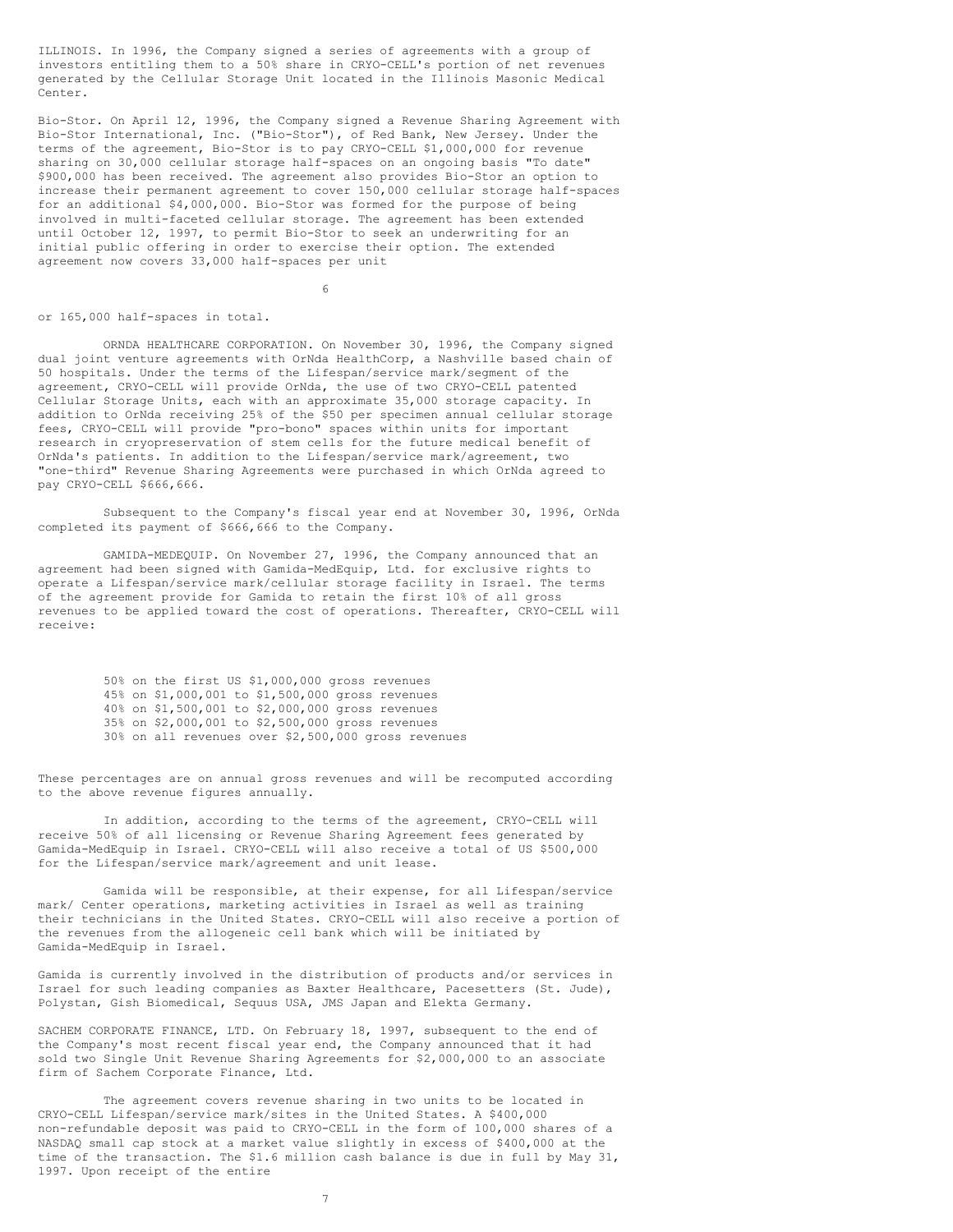ILLINOIS. In 1996, the Company signed a series of agreements with a group of investors entitling them to a 50% share in CRYO-CELL's portion of net revenues generated by the Cellular Storage Unit located in the Illinois Masonic Medical Center.

Bio-Stor. On April 12, 1996, the Company signed a Revenue Sharing Agreement with Bio-Stor International, Inc. ("Bio-Stor"), of Red Bank, New Jersey. Under the terms of the agreement, Bio-Stor is to pay CRYO-CELL $1,000,000 for revenue sharing on 30,000 cellular storage half-spaces on an ongoing basis "To date" $900,000 has been received. The agreement also provides Bio-Stor an option to increase their permanent agreement to cover 150,000 cellular storage half-spaces for an additional $4,000,000. Bio-Stor was formed for the purpose of being involved in multi-faceted cellular storage. The agreement has been extended until October 12, 1997, to permit Bio-Stor to seek an underwriting for an initial public offering in order to exercise their option. The extended agreement now covers 33,000 half-spaces per unit or 165,000 half-spaces in total.

ORNDA HEALTHCARE CORPORATION. On November 30, 1996, the Company signed dual joint venture agreements with OrNda HealthCorp, a Nashville based chain of 50 hospitals. Under the terms of the Lifespan/service mark/segment of the agreement, CRYO-CELL will provide OrNda, the use of two CRYO-CELL patented Cellular Storage Units, each with an approximate 35,000 storage capacity. In addition to OrNda receiving 25% of the $50 per specimen annual cellular storage fees, CRYO-CELL will provide "pro-bono" spaces within units for important research in cryopreservation of stem cells for the future medical benefit of OrNda's patients. In addition to the Lifespan/service mark/agreement, two "one-third" Revenue Sharing Agreements were purchased in which OrNda agreed to pay CRYO-CELL $666,666.

Subsequent to the Company's fiscal year end at November 30, 1996, OrNda completed its payment of $666,666 to the Company.

GAMIDA-MEDEQUIP. On November 27, 1996, the Company announced that an agreement had been signed with Gamida-MedEquip, Ltd. for exclusive rights to operate a Lifespan/service mark/cellular storage facility in Israel. The terms of the agreement provide for Gamida to retain the first 10% of all gross revenues to be applied toward the cost of operations. Thereafter, CRYO-CELL will receive:

- 50% on the first US $1,000,000 gross revenues
- 45% on $1,000,001 to $1,500,000 gross revenues
- 40% on $1,500,001 to $2,000,000 gross revenues
- 35% on $2,000,001 to $2,500,000 gross revenues
- 30% on all revenues over $2,500,000 gross revenues

These percentages are on annual gross revenues and will be recomputed according to the above revenue figures annually.

In addition, according to the terms of the agreement, CRYO-CELL will receive 50% of all licensing or Revenue Sharing Agreement fees generated by Gamida-MedEquip in Israel. CRYO-CELL will also receive a total of US $500,000 for the Lifespan/service mark/agreement and unit lease.

Gamida will be responsible, at their expense, for all Lifespan/service mark/ Center operations, marketing activities in Israel as well as training their technicians in the United States. CRYO-CELL will also receive a portion of the revenues from the allogeneic cell bank which will be initiated by Gamida-MedEquip in Israel.

Gamida is currently involved in the distribution of products and/or services in Israel for such leading companies as Baxter Healthcare, Pacesetters (St. Jude), Polystan, Gish Biomedical, Sequus USA, JMS Japan and Elekta Germany.

SACHEM CORPORATE FINANCE, LTD. On February 18, 1997, subsequent to the end of the Company's most recent fiscal year end, the Company announced that it had sold two Single Unit Revenue Sharing Agreements for $2,000,000 to an associate firm of Sachem Corporate Finance, Ltd.

The agreement covers revenue sharing in two units to be located in CRYO-CELL Lifespan/service mark/sites in the United States. A $400,000 non-refundable deposit was paid to CRYO-CELL in the form of 100,000 shares of a NASDAQ small cap stock at a market value slightly in excess of $400,000 at the time of the transaction. The $1.6 million cash balance is due in full by May 31, 1997. Upon receipt of the entire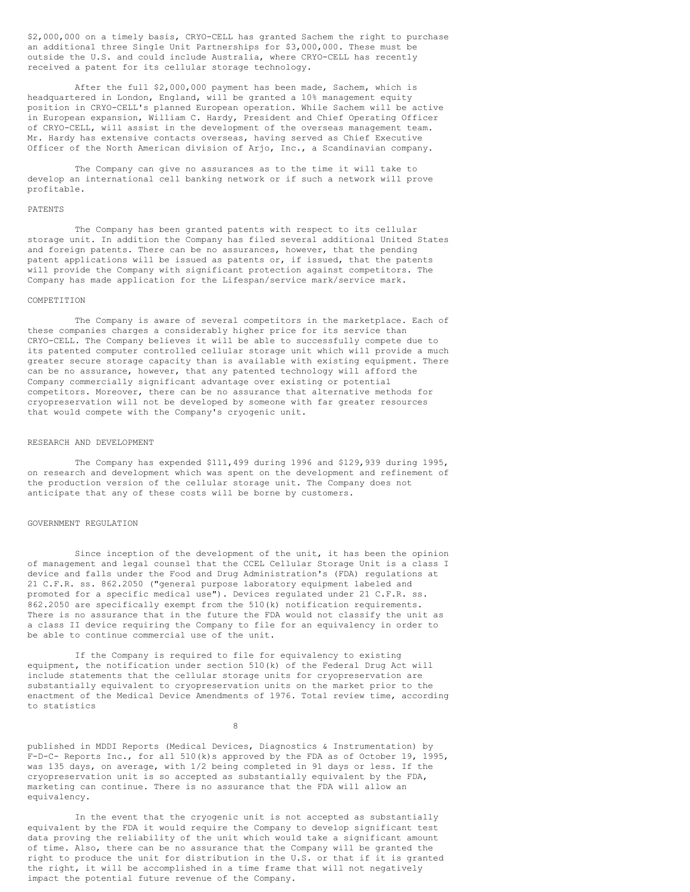$2,000,000 on a timely basis, CRYO-CELL has granted Sachem the right to purchase an additional three Single Unit Partnerships for $3,000,000. These must be outside the U.S. and could include Australia, where CRYO-CELL has recently received a patent for its cellular storage technology.

After the full $2,000,000 payment has been made, Sachem, which is headquartered in London, England, will be granted a 10% management equity position in CRYO-CELL's planned European operation. While Sachem will be active in European expansion, William C. Hardy, President and Chief Operating Officer of CRYO-CELL, will assist in the development of the overseas management team. Mr. Hardy has extensive contacts overseas, having served as Chief Executive Officer of the North American division of Arjo, Inc., a Scandinavian company.

The Company can give no assurances as to the time it will take to develop an international cell banking network or if such a network will prove profitable.

## PATENTS

The Company has been granted patents with respect to its cellular storage unit. In addition the Company has filed several additional United States and foreign patents. There can be no assurances, however, that the pending patent applications will be issued as patents or, if issued, that the patents will provide the Company with significant protection against competitors. The Company has made application for the Lifespan/service mark/service mark.

## COMPETITION

The Company is aware of several competitors in the marketplace. Each of these companies charges a considerably higher price for its service than CRYO-CELL. The Company believes it will be able to successfully compete due to its patented computer controlled cellular storage unit which will provide a much greater secure storage capacity than is available with existing equipment. There can be no assurance, however, that any patented technology will afford the Company commercially significant advantage over existing or potential competitors. Moreover, there can be no assurance that alternative methods for cryopreservation will not be developed by someone with far greater resources that would compete with the Company's cryogenic unit.

## RESEARCH AND DEVELOPMENT

The Company has expended $111,499 during 1996 and $129,939 during 1995, on research and development which was spent on the development and refinement of the production version of the cellular storage unit. The Company does not anticipate that any of these costs will be borne by customers.

## GOVERNMENT REGULATION

Since inception of the development of the unit, it has been the opinion of management and legal counsel that the CCEL Cellular Storage Unit is a class I device and falls under the Food and Drug Administration's (FDA) regulations at 21 C.F.R. ss. 862.2050 ("general purpose laboratory equipment labeled and promoted for a specific medical use"). Devices regulated under 21 C.F.R. ss. 862.2050 are specifically exempt from the 510(k) notification requirements. There is no assurance that in the future the FDA would not classify the unit as a class II device requiring the Company to file for an equivalency in order to be able to continue commercial use of the unit.

If the Company is required to file for equivalency to existing equipment, the notification under section 510(k) of the Federal Drug Act will include statements that the cellular storage units for cryopreservation are substantially equivalent to cryopreservation units on the market prior to the enactment of the Medical Device Amendments of 1976. Total review time, according to statistics published in MDDI Reports (Medical Devices, Diagnostics & Instrumentation) by F-D-C- Reports Inc., for all 510(k)s approved by the FDA as of October 19, 1995, was 135 days, on average, with 1/2 being completed in 91 days or less. If the cryopreservation unit is so accepted as substantially equivalent by the FDA, marketing can continue. There is no assurance that the FDA will allow an equivalency.

In the event that the cryogenic unit is not accepted as substantially equivalent by the FDA it would require the Company to develop significant test data proving the reliability of the unit which would take a significant amount of time. Also, there can be no assurance that the Company will be granted the right to produce the unit for distribution in the U.S. or that if it is granted the right, it will be accomplished in a time frame that will not negatively impact the potential future revenue of the Company.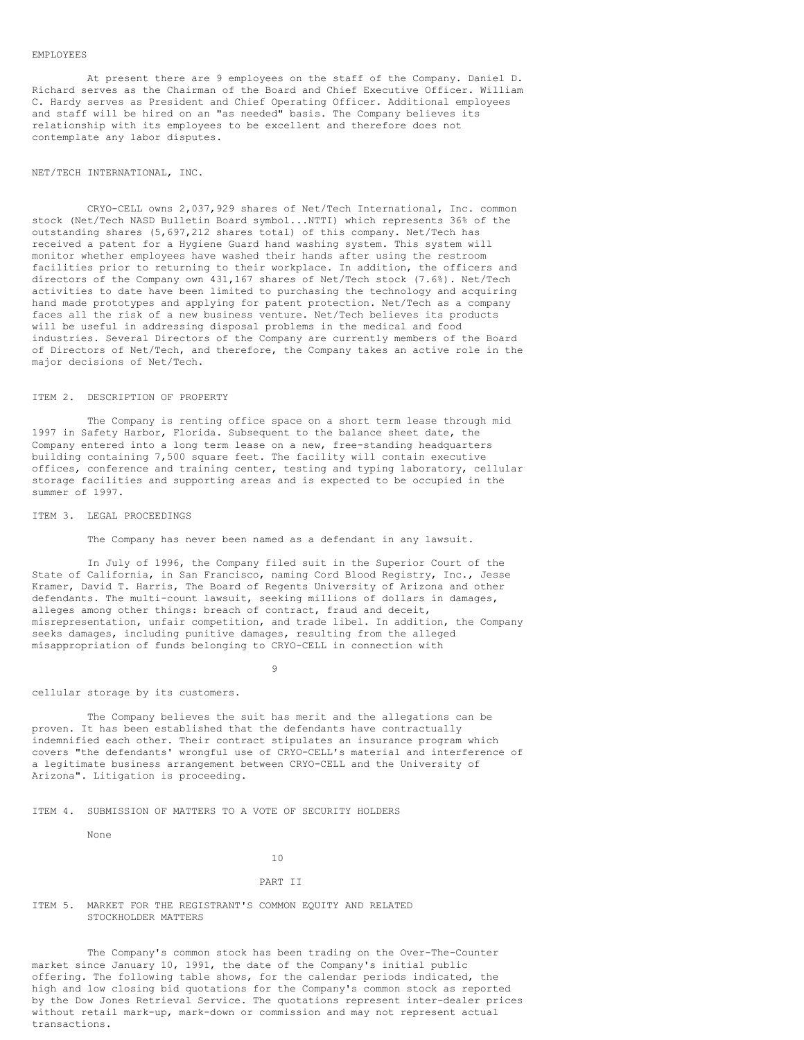## EMPLOYEES

At present there are 9 employees on the staff of the Company. Daniel D. Richard serves as the Chairman of the Board and Chief Executive Officer. William C. Hardy serves as President and Chief Operating Officer. Additional employees and staff will be hired on an "as needed" basis. The Company believes its relationship with its employees to be excellent and therefore does not contemplate any labor disputes.

## NET/TECH INTERNATIONAL, INC.

CRYO-CELL owns 2,037,929 shares of Net/Tech International, Inc. common stock (Net/Tech NASD Bulletin Board symbol...NTTI) which represents 36% of the outstanding shares (5,697,212 shares total) of this company. Net/Tech has received a patent for a Hygiene Guard hand washing system. This system will monitor whether employees have washed their hands after using the restroom facilities prior to returning to their workplace. In addition, the officers and directors of the Company own 431,167 shares of Net/Tech stock (7.6%). Net/Tech activities to date have been limited to purchasing the technology and acquiring hand made prototypes and applying for patent protection. Net/Tech as a company faces all the risk of a new business venture. Net/Tech believes its products will be useful in addressing disposal problems in the medical and food industries. Several Directors of the Company are currently members of the Board of Directors of Net/Tech, and therefore, the Company takes an active role in the major decisions of Net/Tech.

## ITEM 2. DESCRIPTION OF PROPERTY

The Company is renting office space on a short term lease through mid 1997 in Safety Harbor, Florida. Subsequent to the balance sheet date, the Company entered into a long term lease on a new, free-standing headquarters building containing 7,500 square feet. The facility will contain executive offices, conference and training center, testing and typing laboratory, cellular storage facilities and supporting areas and is expected to be occupied in the summer of 1997.

## ITEM 3. LEGAL PROCEEDINGS

The Company has never been named as a defendant in any lawsuit.

In July of 1996, the Company filed suit in the Superior Court of the State of California, in San Francisco, naming Cord Blood Registry, Inc., Jesse Kramer, David T. Harris, The Board of Regents University of Arizona and other defendants. The multi-count lawsuit, seeking millions of dollars in damages, alleges among other things: breach of contract, fraud and deceit, misrepresentation, unfair competition, and trade libel. In addition, the Company seeks damages, including punitive damages, resulting from the alleged misappropriation of funds belonging to CRYO-CELL in connection with cellular storage by its customers.

The Company believes the suit has merit and the allegations can be proven. It has been established that the defendants have contractually indemnified each other. Their contract stipulates an insurance program which covers "the defendants' wrongful use of CRYO-CELL's material and interference of a legitimate business arrangement between CRYO-CELL and the University of Arizona". Litigation is proceeding.

## ITEM 4. SUBMISSION OF MATTERS TO A VOTE OF SECURITY HOLDERS

None

# PART II

## ITEM 5. MARKET FOR THE REGISTRANT'S COMMON EQUITY AND RELATED STOCKHOLDER MATTERS

The Company's common stock has been trading on the Over-The-Counter market since January 10, 1991, the date of the Company's initial public offering. The following table shows, for the calendar periods indicated, the high and low closing bid quotations for the Company's common stock as reported by the Dow Jones Retrieval Service. The quotations represent inter-dealer prices without retail mark-up, mark-down or commission and may not represent actual transactions.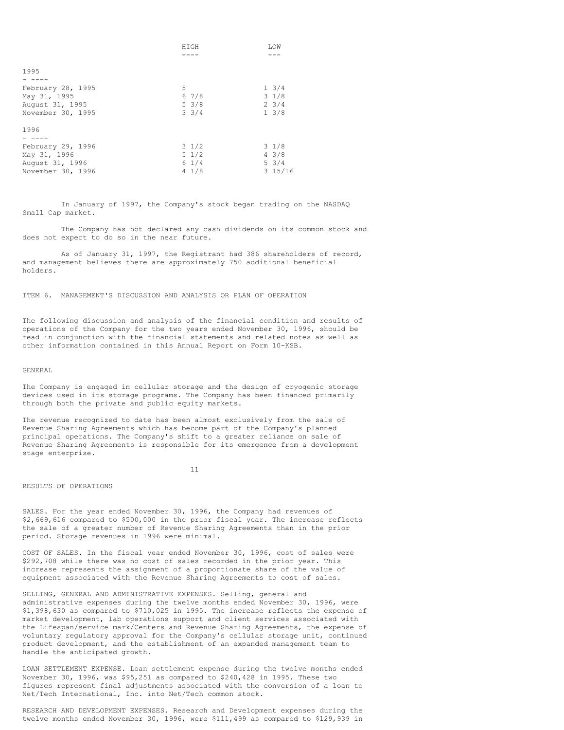| | HIGH | LOW |
|---|---|---|
| **1995** | | |
| February 28, 1995 | 5 | 1 3/4 |
| May 31, 1995 | 6 7/8 | 3 1/8 |
| August 31, 1995 | 5 3/8 | 2 3/4 |
| November 30, 1995 | 3 3/4 | 1 3/8 |
| **1996** | | |
| February 29, 1996 | 3 1/2 | 3 1/8 |
| May 31, 1996 | 5 1/2 | 4 3/8 |
| August 31, 1996 | 6 1/4 | 5 3/4 |
| November 30, 1996 | 4 1/8 | 3 15/16 |

In January of 1997, the Company's stock began trading on the NASDAQ Small Cap market.

The Company has not declared any cash dividends on its common stock and does not expect to do so in the near future.

As of January 31, 1997, the Registrant had 386 shareholders of record, and management believes there are approximately 750 additional beneficial holders.

## ITEM 6. MANAGEMENT'S DISCUSSION AND ANALYSIS OR PLAN OF OPERATION

The following discussion and analysis of the financial condition and results of operations of the Company for the two years ended November 30, 1996, should be read in conjunction with the financial statements and related notes as well as other information contained in this Annual Report on Form 10-KSB.

### GENERAL

The Company is engaged in cellular storage and the design of cryogenic storage devices used in its storage programs. The Company has been financed primarily through both the private and public equity markets.

The revenue recognized to date has been almost exclusively from the sale of Revenue Sharing Agreements which has become part of the Company's planned principal operations. The Company's shift to a greater reliance on sale of Revenue Sharing Agreements is responsible for its emergence from a development stage enterprise.

### RESULTS OF OPERATIONS

SALES. For the year ended November 30, 1996, the Company had revenues of $2,669,616 compared to $500,000 in the prior fiscal year. The increase reflects the sale of a greater number of Revenue Sharing Agreements than in the prior period. Storage revenues in 1996 were minimal.

COST OF SALES. In the fiscal year ended November 30, 1996, cost of sales were $292,708 while there was no cost of sales recorded in the prior year. This increase represents the assignment of a proportionate share of the value of equipment associated with the Revenue Sharing Agreements to cost of sales.

SELLING, GENERAL AND ADMINISTRATIVE EXPENSES. Selling, general and administrative expenses during the twelve months ended November 30, 1996, were $1,398,630 as compared to $710,025 in 1995. The increase reflects the expense of market development, lab operations support and client services associated with the Lifespan/service mark/Centers and Revenue Sharing Agreements, the expense of voluntary regulatory approval for the Company's cellular storage unit, continued product development, and the establishment of an expanded management team to handle the anticipated growth.

LOAN SETTLEMENT EXPENSE. Loan settlement expense during the twelve months ended November 30, 1996, was $95,251 as compared to $240,428 in 1995. These two figures represent final adjustments associated with the conversion of a loan to Net/Tech International, Inc. into Net/Tech common stock.

RESEARCH AND DEVELOPMENT EXPENSES. Research and Development expenses during the twelve months ended November 30, 1996, were $111,499 as compared to $129,939 in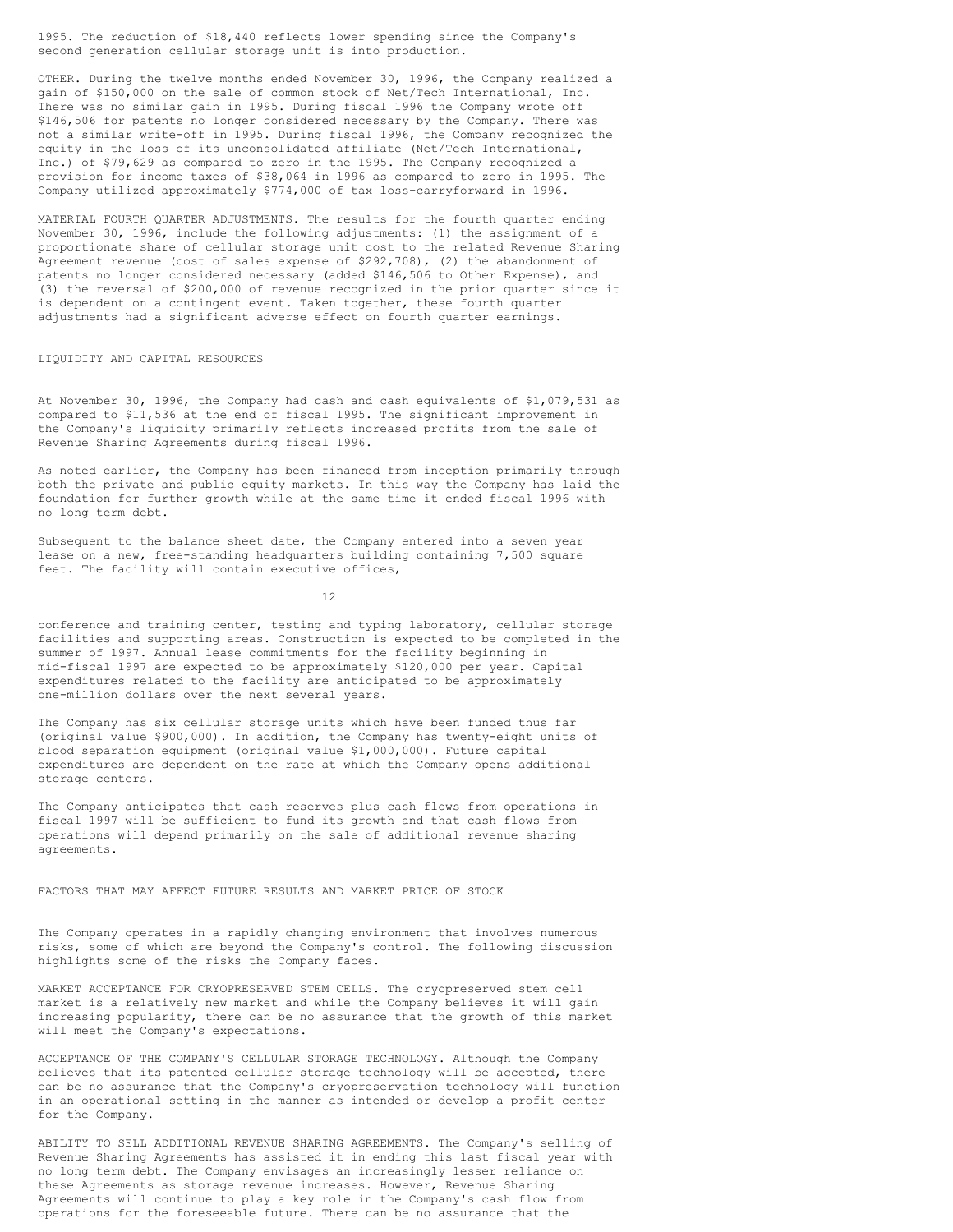1995. The reduction of $18,440 reflects lower spending since the Company's second generation cellular storage unit is into production.

OTHER. During the twelve months ended November 30, 1996, the Company realized a gain of $150,000 on the sale of common stock of Net/Tech International, Inc. There was no similar gain in 1995. During fiscal 1996 the Company wrote off $146,506 for patents no longer considered necessary by the Company. There was not a similar write-off in 1995. During fiscal 1996, the Company recognized the equity in the loss of its unconsolidated affiliate (Net/Tech International, Inc.) of $79,629 as compared to zero in the 1995. The Company recognized a provision for income taxes of $38,064 in 1996 as compared to zero in 1995. The Company utilized approximately $774,000 of tax loss-carryforward in 1996.

MATERIAL FOURTH QUARTER ADJUSTMENTS. The results for the fourth quarter ending November 30, 1996, include the following adjustments: (1) the assignment of a proportionate share of cellular storage unit cost to the related Revenue Sharing Agreement revenue (cost of sales expense of $292,708), (2) the abandonment of patents no longer considered necessary (added $146,506 to Other Expense), and (3) the reversal of $200,000 of revenue recognized in the prior quarter since it is dependent on a contingent event. Taken together, these fourth quarter adjustments had a significant adverse effect on fourth quarter earnings.

## LIQUIDITY AND CAPITAL RESOURCES

At November 30, 1996, the Company had cash and cash equivalents of $1,079,531 as compared to $11,536 at the end of fiscal 1995. The significant improvement in the Company's liquidity primarily reflects increased profits from the sale of Revenue Sharing Agreements during fiscal 1996.

As noted earlier, the Company has been financed from inception primarily through both the private and public equity markets. In this way the Company has laid the foundation for further growth while at the same time it ended fiscal 1996 with no long term debt.

Subsequent to the balance sheet date, the Company entered into a seven year lease on a new, free-standing headquarters building containing 7,500 square feet. The facility will contain executive offices, conference and training center, testing and typing laboratory, cellular storage facilities and supporting areas. Construction is expected to be completed in the summer of 1997. Annual lease commitments for the facility beginning in mid-fiscal 1997 are expected to be approximately $120,000 per year. Capital expenditures related to the facility are anticipated to be approximately one-million dollars over the next several years.

The Company has six cellular storage units which have been funded thus far (original value $900,000). In addition, the Company has twenty-eight units of blood separation equipment (original value $1,000,000). Future capital expenditures are dependent on the rate at which the Company opens additional storage centers.

The Company anticipates that cash reserves plus cash flows from operations in fiscal 1997 will be sufficient to fund its growth and that cash flows from operations will depend primarily on the sale of additional revenue sharing agreements.

## FACTORS THAT MAY AFFECT FUTURE RESULTS AND MARKET PRICE OF STOCK

The Company operates in a rapidly changing environment that involves numerous risks, some of which are beyond the Company's control. The following discussion highlights some of the risks the Company faces.

MARKET ACCEPTANCE FOR CRYOPRESERVED STEM CELLS. The cryopreserved stem cell market is a relatively new market and while the Company believes it will gain increasing popularity, there can be no assurance that the growth of this market will meet the Company's expectations.

ACCEPTANCE OF THE COMPANY'S CELLULAR STORAGE TECHNOLOGY. Although the Company believes that its patented cellular storage technology will be accepted, there can be no assurance that the Company's cryopreservation technology will function in an operational setting in the manner as intended or develop a profit center for the Company.

ABILITY TO SELL ADDITIONAL REVENUE SHARING AGREEMENTS. The Company's selling of Revenue Sharing Agreements has assisted it in ending this last fiscal year with no long term debt. The Company envisages an increasingly lesser reliance on these Agreements as storage revenue increases. However, Revenue Sharing Agreements will continue to play a key role in the Company's cash flow from operations for the foreseeable future. There can be no assurance that the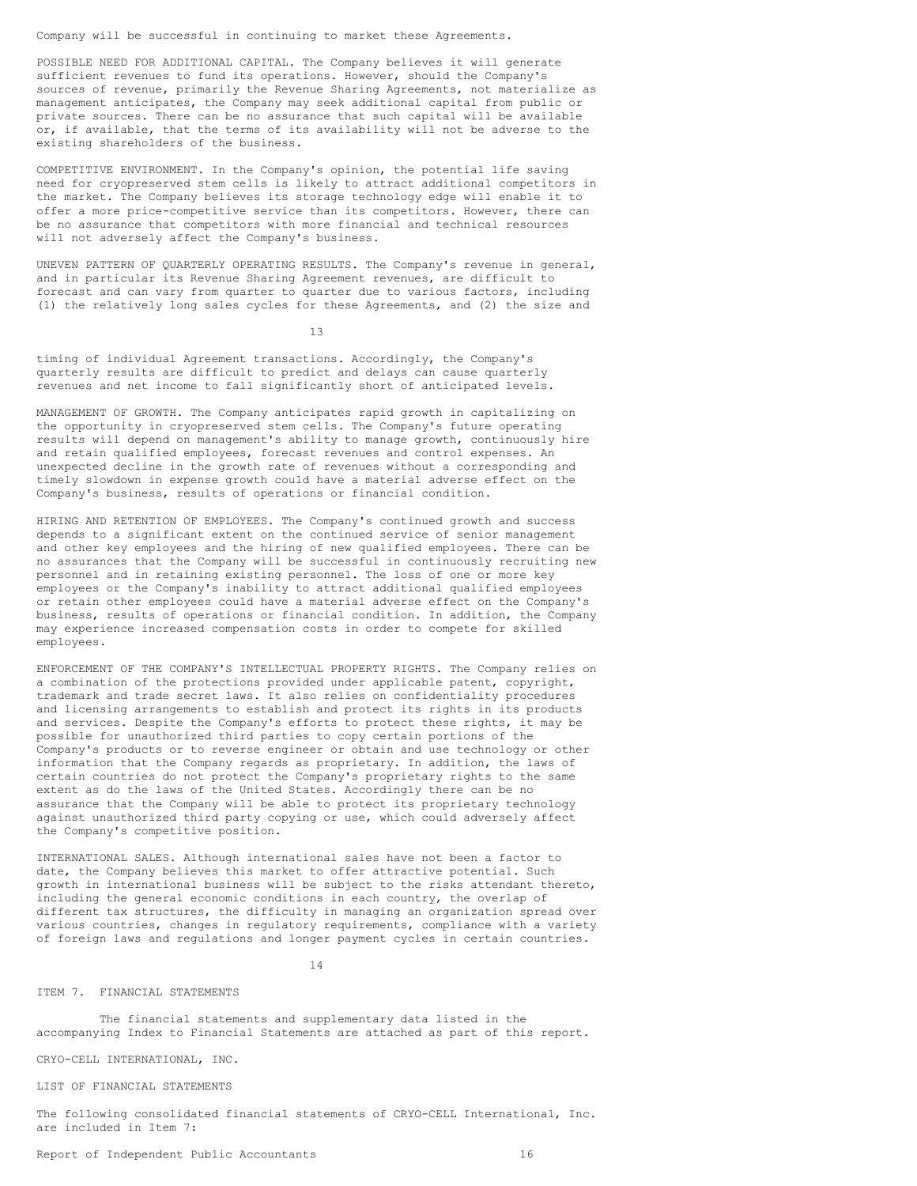Company will be successful in continuing to market these Agreements.

POSSIBLE NEED FOR ADDITIONAL CAPITAL. The Company believes it will generate sufficient revenues to fund its operations. However, should the Company's sources of revenue, primarily the Revenue Sharing Agreements, not materialize as management anticipates, the Company may seek additional capital from public or private sources. There can be no assurance that such capital will be available or, if available, that the terms of its availability will not be adverse to the existing shareholders of the business.

COMPETITIVE ENVIRONMENT. In the Company's opinion, the potential life saving need for cryopreserved stem cells is likely to attract additional competitors in the market. The Company believes its storage technology edge will enable it to offer a more price-competitive service than its competitors. However, there can be no assurance that competitors with more financial and technical resources will not adversely affect the Company's business.

UNEVEN PATTERN OF QUARTERLY OPERATING RESULTS. The Company's revenue in general, and in particular its Revenue Sharing Agreement revenues, are difficult to forecast and can vary from quarter to quarter due to various factors, including (1) the relatively long sales cycles for these Agreements, and (2) the size and timing of individual Agreement transactions. Accordingly, the Company's quarterly results are difficult to predict and delays can cause quarterly revenues and net income to fall significantly short of anticipated levels.

MANAGEMENT OF GROWTH. The Company anticipates rapid growth in capitalizing on the opportunity in cryopreserved stem cells. The Company's future operating results will depend on management's ability to manage growth, continuously hire and retain qualified employees, forecast revenues and control expenses. An unexpected decline in the growth rate of revenues without a corresponding and timely slowdown in expense growth could have a material adverse effect on the Company's business, results of operations or financial condition.

HIRING AND RETENTION OF EMPLOYEES. The Company's continued growth and success depends to a significant extent on the continued service of senior management and other key employees and the hiring of new qualified employees. There can be no assurances that the Company will be successful in continuously recruiting new personnel and in retaining existing personnel. The loss of one or more key employees or the Company's inability to attract additional qualified employees or retain other employees could have a material adverse effect on the Company's business, results of operations or financial condition. In addition, the Company may experience increased compensation costs in order to compete for skilled employees.

ENFORCEMENT OF THE COMPANY'S INTELLECTUAL PROPERTY RIGHTS. The Company relies on a combination of the protections provided under applicable patent, copyright, trademark and trade secret laws. It also relies on confidentiality procedures and licensing arrangements to establish and protect its rights in its products and services. Despite the Company's efforts to protect these rights, it may be possible for unauthorized third parties to copy certain portions of the Company's products or to reverse engineer or obtain and use technology or other information that the Company regards as proprietary. In addition, the laws of certain countries do not protect the Company's proprietary rights to the same extent as do the laws of the United States. Accordingly there can be no assurance that the Company will be able to protect its proprietary technology against unauthorized third party copying or use, which could adversely affect the Company's competitive position.

INTERNATIONAL SALES. Although international sales have not been a factor to date, the Company believes this market to offer attractive potential. Such growth in international business will be subject to the risks attendant thereto, including the general economic conditions in each country, the overlap of different tax structures, the difficulty in managing an organization spread over various countries, changes in regulatory requirements, compliance with a variety of foreign laws and regulations and longer payment cycles in certain countries.

## ITEM 7. FINANCIAL STATEMENTS

The financial statements and supplementary data listed in the accompanying Index to Financial Statements are attached as part of this report.

CRYO-CELL INTERNATIONAL, INC.

LIST OF FINANCIAL STATEMENTS

The following consolidated financial statements of CRYO-CELL International, Inc. are included in Item 7:

Report of Independent Public Accountants 16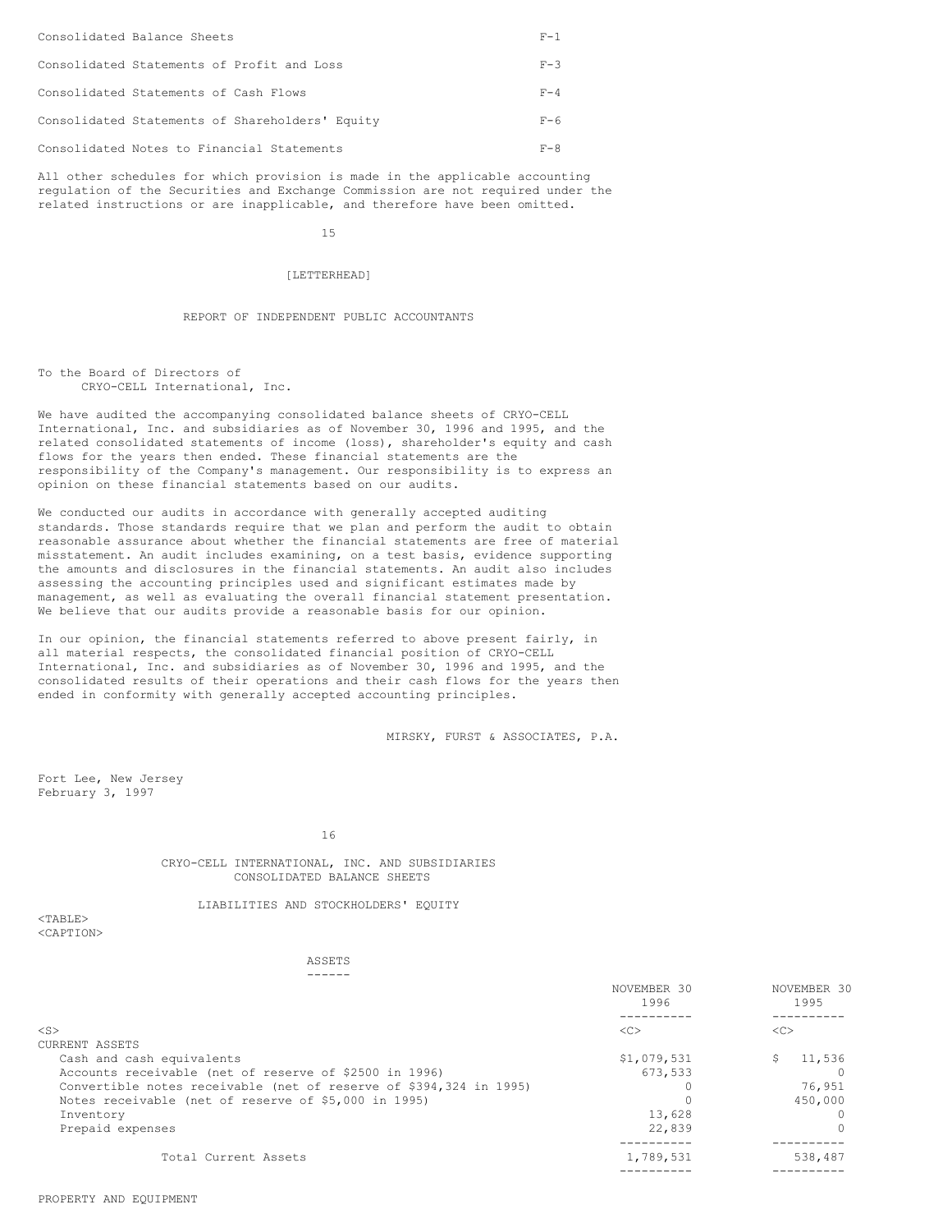| | |
|---|---|
| Consolidated Balance Sheets | F-1 |
| Consolidated Statements of Profit and Loss | F-3 |
| Consolidated Statements of Cash Flows | F-4 |
| Consolidated Statements of Shareholders' Equity | F-6 |
| Consolidated Notes to Financial Statements | F-8 |

All other schedules for which provision is made in the applicable accounting regulation of the Securities and Exchange Commission are not required under the related instructions or are inapplicable, and therefore have been omitted.

[LETTERHEAD]

## REPORT OF INDEPENDENT PUBLIC ACCOUNTANTS

To the Board of Directors of
CRYO-CELL International, Inc.

We have audited the accompanying consolidated balance sheets of CRYO-CELL International, Inc. and subsidiaries as of November 30, 1996 and 1995, and the related consolidated statements of income (loss), shareholder's equity and cash flows for the years then ended. These financial statements are the responsibility of the Company's management. Our responsibility is to express an opinion on these financial statements based on our audits.

We conducted our audits in accordance with generally accepted auditing standards. Those standards require that we plan and perform the audit to obtain reasonable assurance about whether the financial statements are free of material misstatement. An audit includes examining, on a test basis, evidence supporting the amounts and disclosures in the financial statements. An audit also includes assessing the accounting principles used and significant estimates made by management, as well as evaluating the overall financial statement presentation. We believe that our audits provide a reasonable basis for our opinion.

In our opinion, the financial statements referred to above present fairly, in all material respects, the consolidated financial position of CRYO-CELL International, Inc. and subsidiaries as of November 30, 1996 and 1995, and the consolidated results of their operations and their cash flows for the years then ended in conformity with generally accepted accounting principles.

MIRSKY, FURST & ASSOCIATES, P.A.

Fort Lee, New Jersey
February 3, 1997

## CRYO-CELL INTERNATIONAL, INC. AND SUBSIDIARIES
## CONSOLIDATED BALANCE SHEETS

LIABILITIES AND STOCKHOLDERS' EQUITY

### ASSETS

| | NOVEMBER 30 1996 | NOVEMBER 30 1995 |
|---|---|---|
| CURRENT ASSETS | | |
| Cash and cash equivalents | $1,079,531 | $ 11,536 |
| Accounts receivable (net of reserve of $2500 in 1996) | 673,533 | 0 |
| Convertible notes receivable (net of reserve of $394,324 in 1995) | 0 | 76,951 |
| Notes receivable (net of reserve of $5,000 in 1995) | 0 | 450,000 |
| Inventory | 13,628 | 0 |
| Prepaid expenses | 22,839 | 0 |
| Total Current Assets | 1,789,531 | 538,487 |

PROPERTY AND EQUIPMENT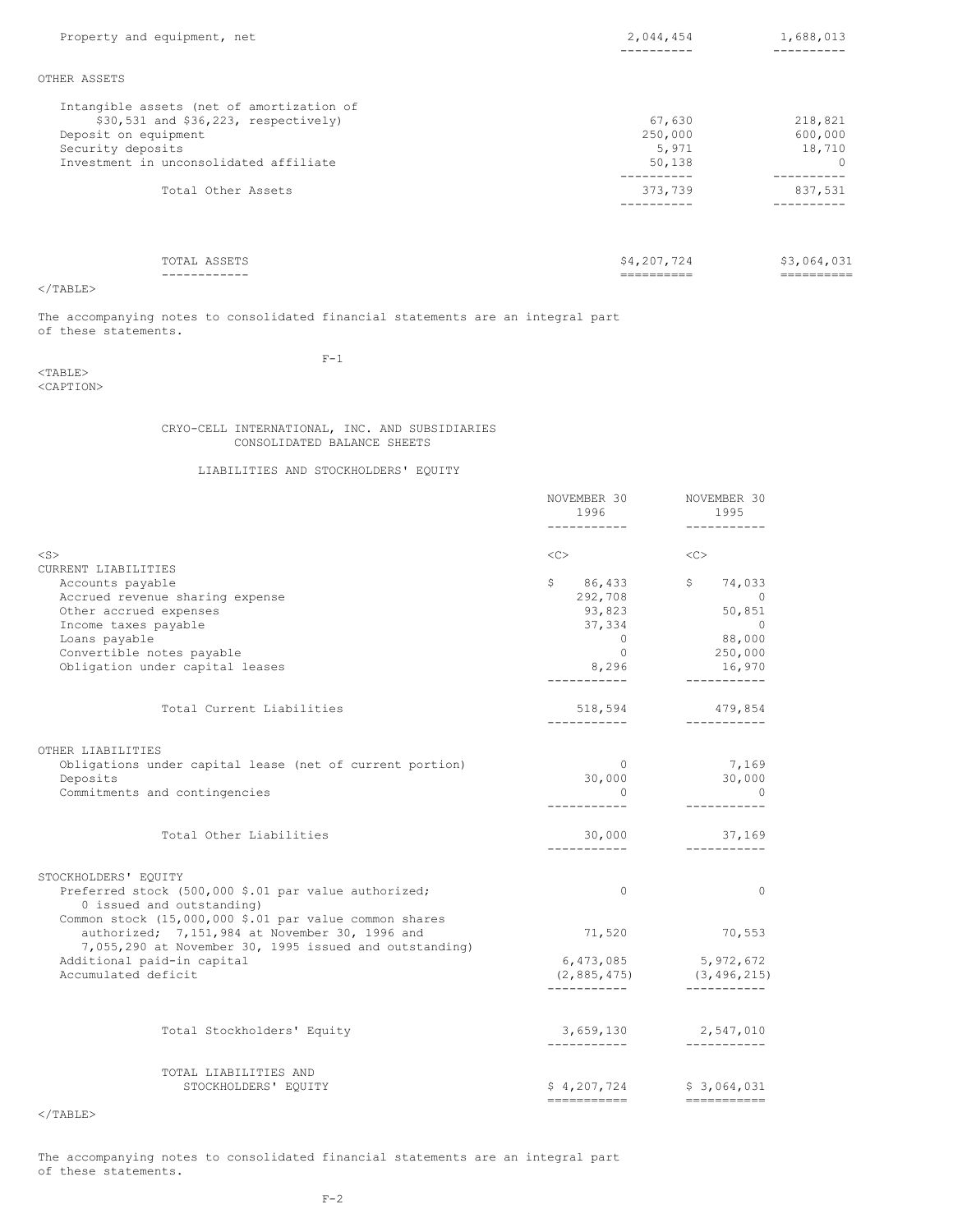| | | |
|---|---|---|
| Property and equipment, net | 2,044,454 | 1,688,013 |
| **OTHER ASSETS** | | |
| Intangible assets (net of amortization of $30,531 and $36,223, respectively) | 67,630 | 218,821 |
| Deposit on equipment | 250,000 | 600,000 |
| Security deposits | 5,971 | 18,710 |
| Investment in unconsolidated affiliate | 50,138 | 0 |
| Total Other Assets | 373,739 | 837,531 |
| TOTAL ASSETS | $4,207,724 | $3,064,031 |

The accompanying notes to consolidated financial statements are an integral part of these statements.

## CRYO-CELL INTERNATIONAL, INC. AND SUBSIDIARIES
## CONSOLIDATED BALANCE SHEETS

### LIABILITIES AND STOCKHOLDERS' EQUITY

| | NOVEMBER 30 1996 | NOVEMBER 30 1995 |
|---|---|---|
| **CURRENT LIABILITIES** | | |
| Accounts payable | $ 86,433 | $ 74,033 |
| Accrued revenue sharing expense | 292,708 | 0 |
| Other accrued expenses | 93,823 | 50,851 |
| Income taxes payable | 37,334 | 0 |
| Loans payable | 0 | 88,000 |
| Convertible notes payable | 0 | 250,000 |
| Obligation under capital leases | 8,296 | 16,970 |
| Total Current Liabilities | 518,594 | 479,854 |
| **OTHER LIABILITIES** | | |
| Obligations under capital lease (net of current portion) | 0 | 7,169 |
| Deposits | 30,000 | 30,000 |
| Commitments and contingencies | 0 | 0 |
| Total Other Liabilities | 30,000 | 37,169 |
| **STOCKHOLDERS' EQUITY** | | |
| Preferred stock (500,000 $.01 par value authorized; 0 issued and outstanding) | 0 | 0 |
| Common stock (15,000,000 $.01 par value common shares authorized; 7,151,984 at November 30, 1996 and 7,055,290 at November 30, 1995 issued and outstanding) | 71,520 | 70,553 |
| Additional paid-in capital | 6,473,085 | 5,972,672 |
| Accumulated deficit | (2,885,475) | (3,496,215) |
| Total Stockholders' Equity | 3,659,130 | 2,547,010 |
| TOTAL LIABILITIES AND STOCKHOLDERS' EQUITY | $ 4,207,724 | $ 3,064,031 |

The accompanying notes to consolidated financial statements are an integral part of these statements.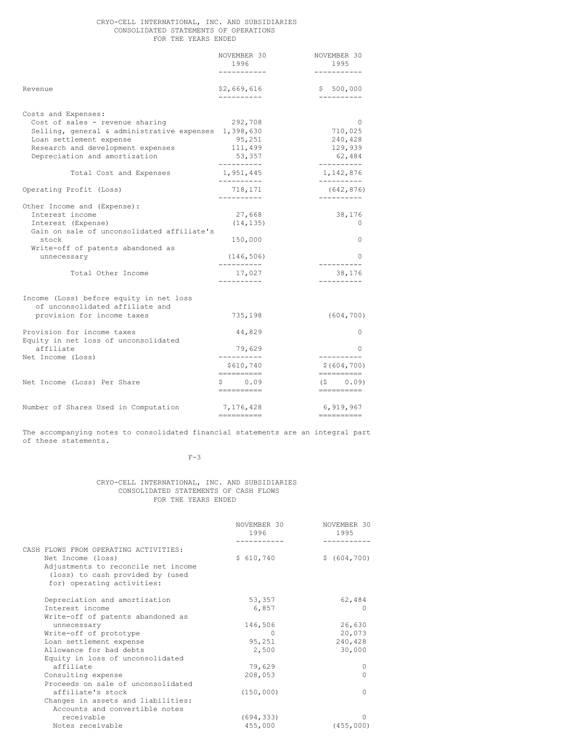CRYO-CELL INTERNATIONAL, INC. AND SUBSIDIARIES
CONSOLIDATED STATEMENTS OF OPERATIONS
FOR THE YEARS ENDED

| | NOVEMBER 30 1996 | NOVEMBER 30 1995 |
|---|---|---|
| Revenue | $2,669,616 | $ 500,000 |
| Costs and Expenses: | | |
| Cost of sales - revenue sharing | 292,708 | 0 |
| Selling, general & administrative expenses | 1,398,630 | 710,025 |
| Loan settlement expense | 95,251 | 240,428 |
| Research and development expenses | 111,499 | 129,939 |
| Depreciation and amortization | 53,357 | 62,484 |
| Total Cost and Expenses | 1,951,445 | 1,142,876 |
| Operating Profit (Loss) | 718,171 | (642,876) |
| Other Income and (Expense): | | |
| Interest income | 27,668 | 38,176 |
| Interest (Expense) | (14,135) | 0 |
| Gain on sale of unconsolidated affiliate's stock | 150,000 | 0 |
| Write-off of patents abandoned as unnecessary | (146,506) | 0 |
| Total Other Income | 17,027 | 38,176 |
| Income (Loss) before equity in net loss of unconsolidated affiliate and provision for income taxes | 735,198 | (604,700) |
| Provision for income taxes | 44,829 | 0 |
| Equity in net loss of unconsolidated affiliate | 79,629 | 0 |
| Net Income (Loss) | $610,740 | $(604,700) |
| Net Income (Loss) Per Share | $ 0.09 | ($ 0.09) |
| Number of Shares Used in Computation | 7,176,428 | 6,919,967 |

The accompanying notes to consolidated financial statements are an integral part of these statements.

CRYO-CELL INTERNATIONAL, INC. AND SUBSIDIARIES
CONSOLIDATED STATEMENTS OF CASH FLOWS
FOR THE YEARS ENDED

| | NOVEMBER 30 1996 | NOVEMBER 30 1995 |
|---|---|---|
| CASH FLOWS FROM OPERATING ACTIVITIES: | | |
| Net Income (loss) | $ 610,740 | $ (604,700) |
| Adjustments to reconcile net income (loss) to cash provided by (used for) operating activities: | | |
| Depreciation and amortization | 53,357 | 62,484 |
| Interest income | 6,857 | 0 |
| Write-off of patents abandoned as unnecessary | 146,506 | 26,630 |
| Write-off of prototype | 0 | 20,073 |
| Loan settlement expense | 95,251 | 240,428 |
| Allowance for bad debts | 2,500 | 30,000 |
| Equity in loss of unconsolidated affiliate | 79,629 | 0 |
| Consulting expense | 208,053 | 0 |
| Proceeds on sale of unconsolidated affiliate's stock | (150,000) | 0 |
| Changes in assets and liabilities: | | |
| Accounts and convertible notes receivable | (694,333) | 0 |
| Notes receivable | 455,000 | (455,000) |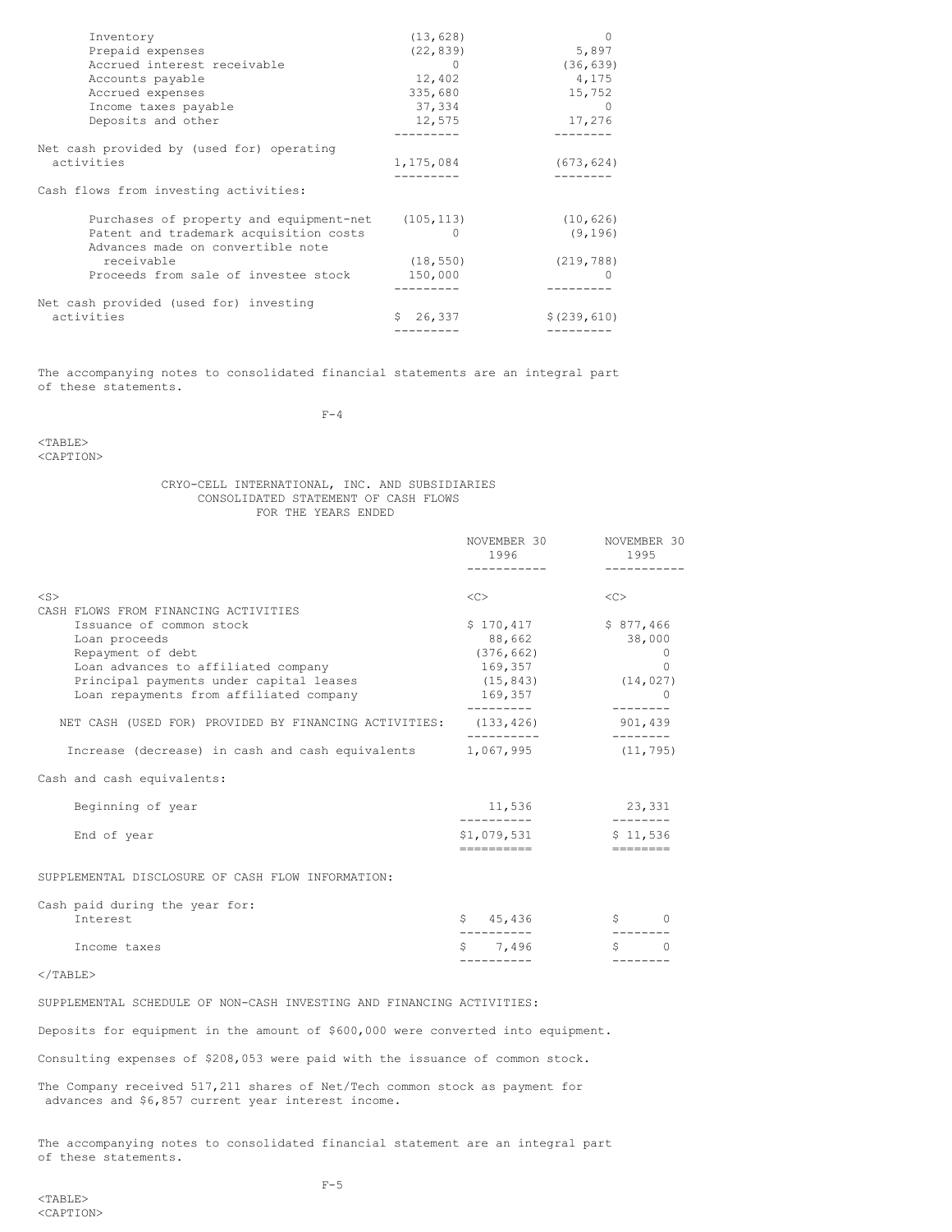| | | |
|---|---|---|
| Inventory | (13,628) | 0 |
| Prepaid expenses | (22,839) | 5,897 |
| Accrued interest receivable | 0 | (36,639) |
| Accounts payable | 12,402 | 4,175 |
| Accrued expenses | 335,680 | 15,752 |
| Income taxes payable | 37,334 | 0 |
| Deposits and other | 12,575 | 17,276 |
| Net cash provided by (used for) operating activities | 1,175,084 | (673,624) |
| Cash flows from investing activities: | | |
| Purchases of property and equipment-net | (105,113) | (10,626) |
| Patent and trademark acquisition costs | 0 | (9,196) |
| Advances made on convertible note receivable | (18,550) | (219,788) |
| Proceeds from sale of investee stock | 150,000 | 0 |
| Net cash provided (used for) investing activities | $ 26,337 | $(239,610) |

The accompanying notes to consolidated financial statements are an integral part of these statements.

CRYO-CELL INTERNATIONAL, INC. AND SUBSIDIARIES
CONSOLIDATED STATEMENT OF CASH FLOWS
FOR THE YEARS ENDED

| | NOVEMBER 30 1996 | NOVEMBER 30 1995 |
|---|---|---|
| CASH FLOWS FROM FINANCING ACTIVITIES | | |
| Issuance of common stock | $ 170,417 | $ 877,466 |
| Loan proceeds | 88,662 | 38,000 |
| Repayment of debt | (376,662) | 0 |
| Loan advances to affiliated company | 169,357 | 0 |
| Principal payments under capital leases | (15,843) | (14,027) |
| Loan repayments from affiliated company | 169,357 | 0 |
| NET CASH (USED FOR) PROVIDED BY FINANCING ACTIVITIES: | (133,426) | 901,439 |
| Increase (decrease) in cash and cash equivalents | 1,067,995 | (11,795) |
| Cash and cash equivalents: | | |
| Beginning of year | 11,536 | 23,331 |
| End of year | $1,079,531 | $ 11,536 |
| SUPPLEMENTAL DISCLOSURE OF CASH FLOW INFORMATION: | | |
| Cash paid during the year for: | | |
| Interest | $ 45,436 | $ 0 |
| Income taxes | $ 7,496 | $ 0 |

SUPPLEMENTAL SCHEDULE OF NON-CASH INVESTING AND FINANCING ACTIVITIES:

Deposits for equipment in the amount of $600,000 were converted into equipment.

Consulting expenses of $208,053 were paid with the issuance of common stock.

The Company received 517,211 shares of Net/Tech common stock as payment for advances and $6,857 current year interest income.

The accompanying notes to consolidated financial statement are an integral part of these statements.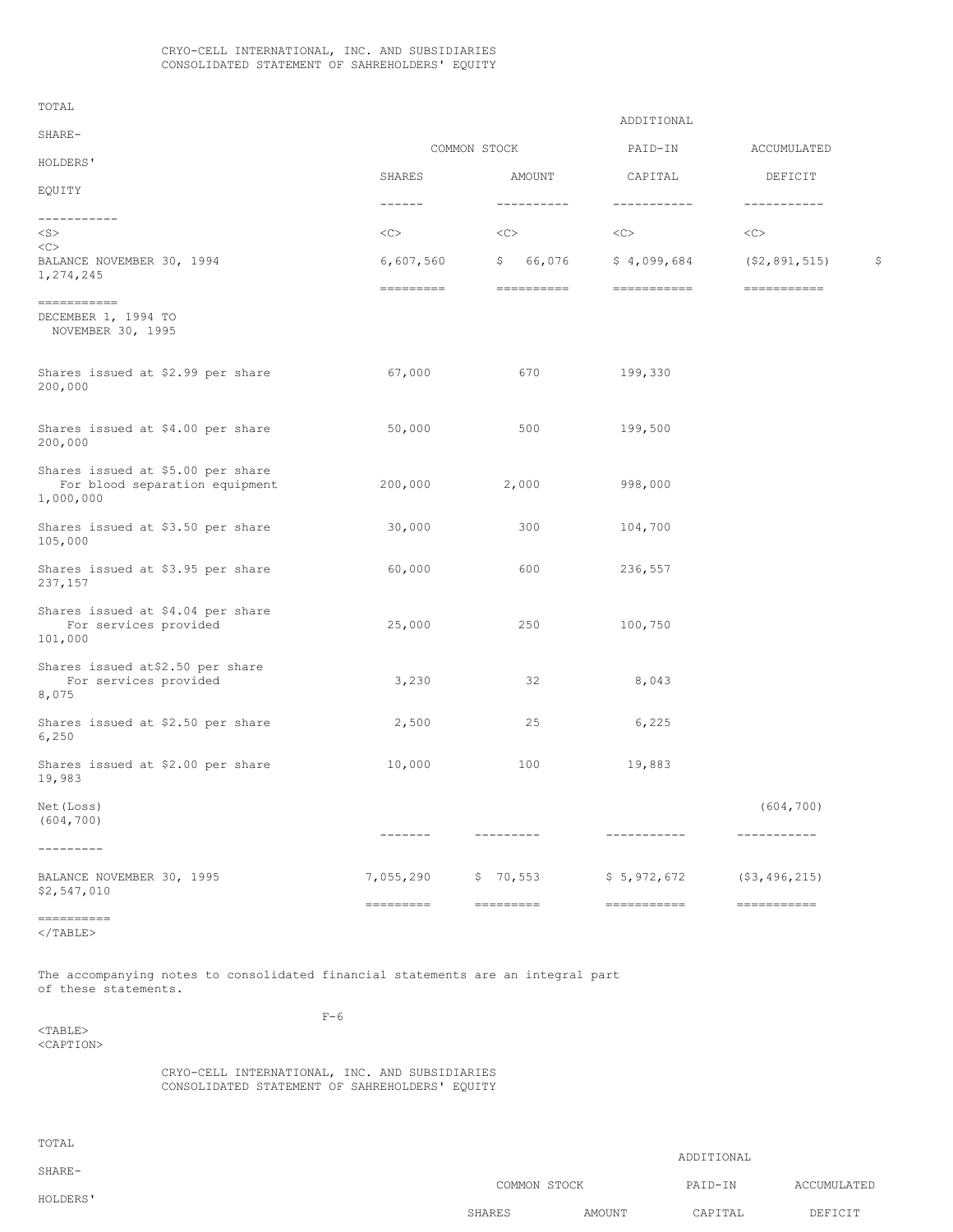CRYO-CELL INTERNATIONAL, INC. AND SUBSIDIARIES
CONSOLIDATED STATEMENT OF SAHREHOLDERS' EQUITY

| | COMMON STOCK | | ADDITIONAL PAID-IN | ACCUMULATED | TOTAL SHARE-HOLDERS' |
|---|---|---|---|---|---|
| | SHARES | AMOUNT | CAPITAL | DEFICIT | EQUITY |
| BALANCE NOVEMBER 30, 1994 | 6,607,560 | $ 66,076 | $ 4,099,684 | ($2,891,515) | $ 1,274,245 |
| DECEMBER 1, 1994 TO NOVEMBER 30, 1995 | | | | | |
| Shares issued at $2.99 per share | 67,000 | 670 | 199,330 | | 200,000 |
| Shares issued at $4.00 per share | 50,000 | 500 | 199,500 | | 200,000 |
| Shares issued at $5.00 per share For blood separation equipment | 200,000 | 2,000 | 998,000 | | 1,000,000 |
| Shares issued at $3.50 per share | 30,000 | 300 | 104,700 | | 105,000 |
| Shares issued at $3.95 per share | 60,000 | 600 | 236,557 | | 237,157 |
| Shares issued at $4.04 per share For services provided | 25,000 | 250 | 100,750 | | 101,000 |
| Shares issued at$2.50 per share For services provided | 3,230 | 32 | 8,043 | | 8,075 |
| Shares issued at $2.50 per share | 2,500 | 25 | 6,225 | | 6,250 |
| Shares issued at $2.00 per share | 10,000 | 100 | 19,883 | | 19,983 |
| Net(Loss) | | | | (604,700) | (604,700) |
| BALANCE NOVEMBER 30, 1995 | 7,055,290 | $ 70,553 | $ 5,972,672 | ($3,496,215) | $2,547,010 |

</TABLE>

The accompanying notes to consolidated financial statements are an integral part of these statements.

<TABLE>
<CAPTION>

CRYO-CELL INTERNATIONAL, INC. AND SUBSIDIARIES
CONSOLIDATED STATEMENT OF SAHREHOLDERS' EQUITY

| | COMMON STOCK | | ADDITIONAL PAID-IN | ACCUMULATED | TOTAL SHARE-HOLDERS' |
|---|---|---|---|---|---|
| | SHARES | AMOUNT | CAPITAL | DEFICIT | |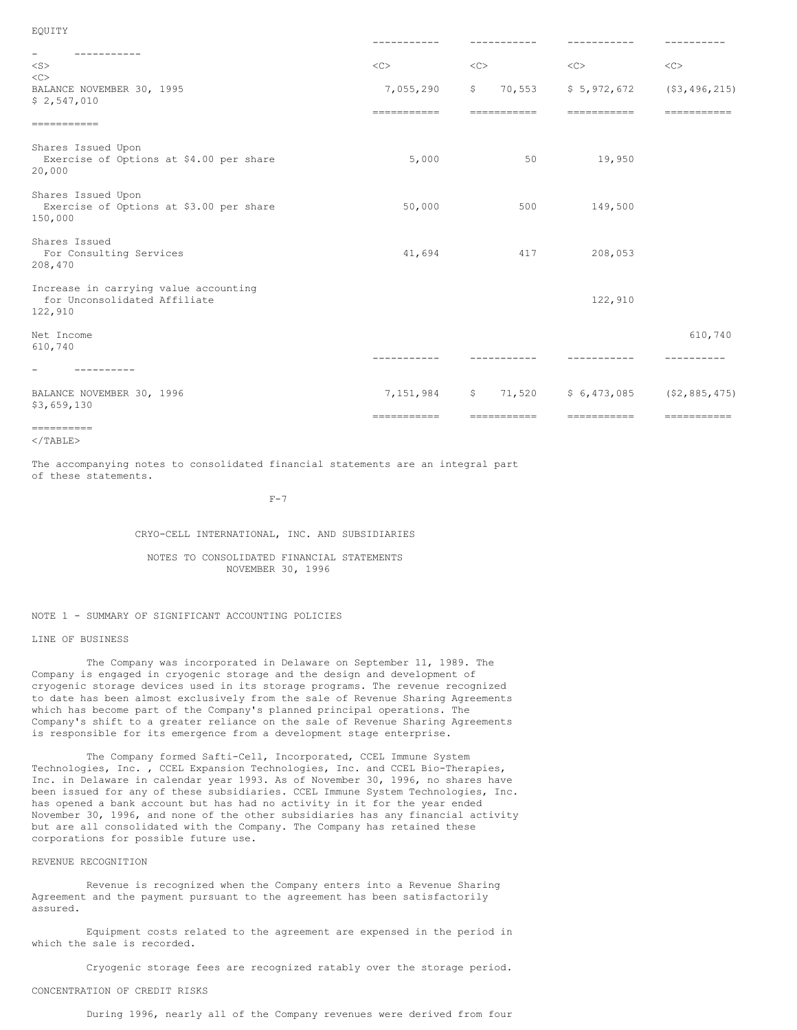EQUITY

| | | | | | |
|---|---|---|---|---|---|
| BALANCE NOVEMBER 30, 1995 | 7,055,290 | $ 70,553 | $ 5,972,672 | ($3,496,215) | $ 2,547,010 |
| Shares Issued Upon Exercise of Options at $4.00 per share | 5,000 | 50 | 19,950 | | 20,000 |
| Shares Issued Upon Exercise of Options at $3.00 per share | 50,000 | 500 | 149,500 | | 150,000 |
| Shares Issued For Consulting Services | 41,694 | 417 | 208,053 | | 208,470 |
| Increase in carrying value accounting for Unconsolidated Affiliate | | | 122,910 | | 122,910 |
| Net Income | | | | 610,740 | 610,740 |
| BALANCE NOVEMBER 30, 1996 | 7,151,984 | $ 71,520 | $ 6,473,085 | ($2,885,475) | $3,659,130 |

The accompanying notes to consolidated financial statements are an integral part of these statements.

CRYO-CELL INTERNATIONAL, INC. AND SUBSIDIARIES

NOTES TO CONSOLIDATED FINANCIAL STATEMENTS
NOVEMBER 30, 1996

NOTE 1 - SUMMARY OF SIGNIFICANT ACCOUNTING POLICIES

LINE OF BUSINESS

The Company was incorporated in Delaware on September 11, 1989. The Company is engaged in cryogenic storage and the design and development of cryogenic storage devices used in its storage programs. The revenue recognized to date has been almost exclusively from the sale of Revenue Sharing Agreements which has become part of the Company's planned principal operations. The Company's shift to a greater reliance on the sale of Revenue Sharing Agreements is responsible for its emergence from a development stage enterprise.

The Company formed Safti-Cell, Incorporated, CCEL Immune System Technologies, Inc. , CCEL Expansion Technologies, Inc. and CCEL Bio-Therapies, Inc. in Delaware in calendar year 1993. As of November 30, 1996, no shares have been issued for any of these subsidiaries. CCEL Immune System Technologies, Inc. has opened a bank account but has had no activity in it for the year ended November 30, 1996, and none of the other subsidiaries has any financial activity but are all consolidated with the Company. The Company has retained these corporations for possible future use.

REVENUE RECOGNITION

Revenue is recognized when the Company enters into a Revenue Sharing Agreement and the payment pursuant to the agreement has been satisfactorily assured.

Equipment costs related to the agreement are expensed in the period in which the sale is recorded.

Cryogenic storage fees are recognized ratably over the storage period.

CONCENTRATION OF CREDIT RISKS

During 1996, nearly all of the Company revenues were derived from four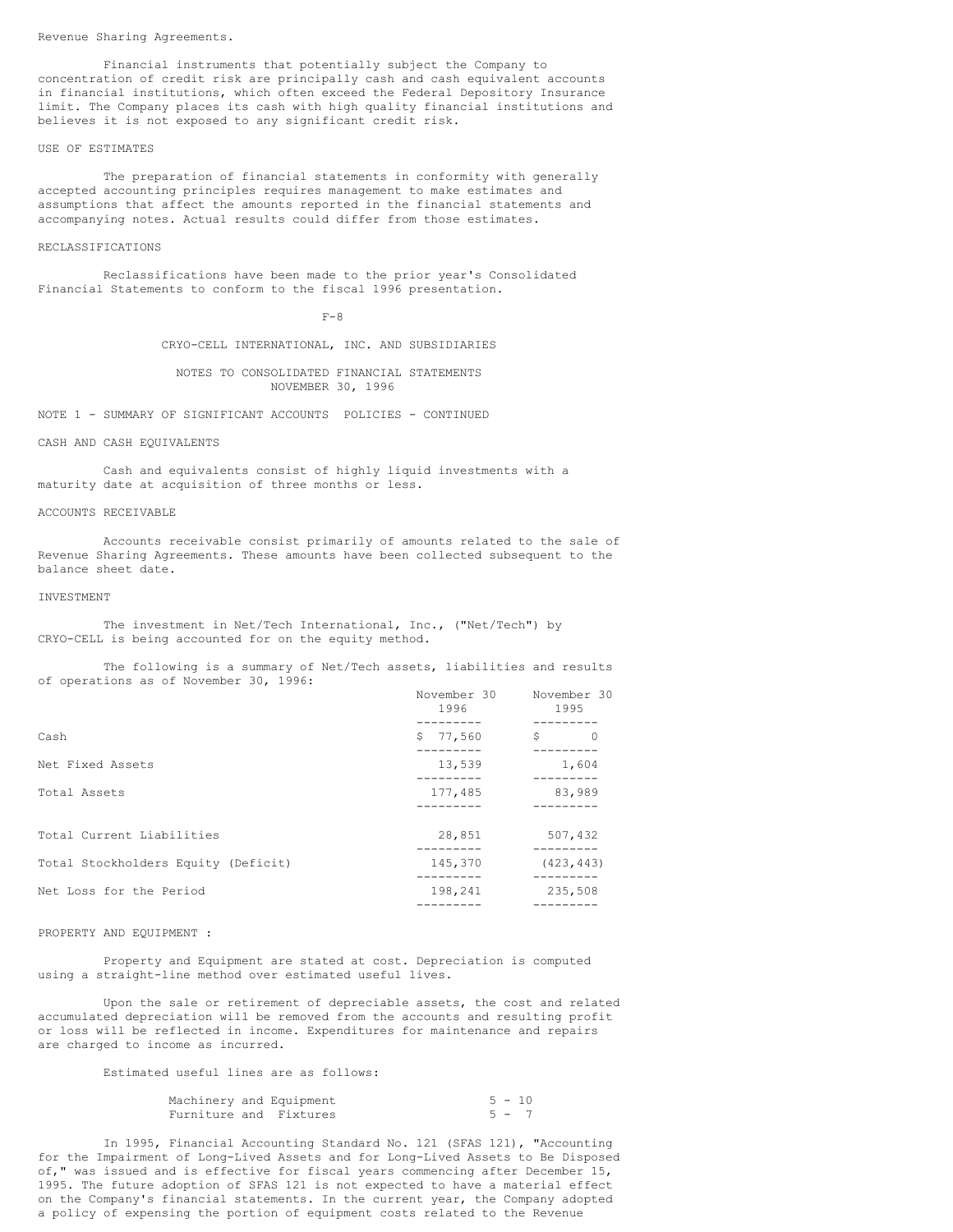Revenue Sharing Agreements.

Financial instruments that potentially subject the Company to concentration of credit risk are principally cash and cash equivalent accounts in financial institutions, which often exceed the Federal Depository Insurance limit. The Company places its cash with high quality financial institutions and believes it is not exposed to any significant credit risk.

USE OF ESTIMATES

The preparation of financial statements in conformity with generally accepted accounting principles requires management to make estimates and assumptions that affect the amounts reported in the financial statements and accompanying notes. Actual results could differ from those estimates.

RECLASSIFICATIONS

Reclassifications have been made to the prior year's Consolidated Financial Statements to conform to the fiscal 1996 presentation.

CRYO-CELL INTERNATIONAL, INC. AND SUBSIDIARIES

NOTES TO CONSOLIDATED FINANCIAL STATEMENTS
NOVEMBER 30, 1996

NOTE 1 - SUMMARY OF SIGNIFICANT ACCOUNTS POLICIES - CONTINUED

CASH AND CASH EQUIVALENTS

Cash and equivalents consist of highly liquid investments with a maturity date at acquisition of three months or less.

ACCOUNTS RECEIVABLE

Accounts receivable consist primarily of amounts related to the sale of Revenue Sharing Agreements. These amounts have been collected subsequent to the balance sheet date.

INVESTMENT

The investment in Net/Tech International, Inc., ("Net/Tech") by CRYO-CELL is being accounted for on the equity method.

The following is a summary of Net/Tech assets, liabilities and results of operations as of November 30, 1996:

| | November 30 1996 | November 30 1995 |
|---|---|---|
| Cash | $ 77,560 | $ 0 |
| Net Fixed Assets | 13,539 | 1,604 |
| Total Assets | 177,485 | 83,989 |
| Total Current Liabilities | 28,851 | 507,432 |
| Total Stockholders Equity (Deficit) | 145,370 | (423,443) |
| Net Loss for the Period | 198,241 | 235,508 |

PROPERTY AND EQUIPMENT :

Property and Equipment are stated at cost. Depreciation is computed using a straight-line method over estimated useful lives.

Upon the sale or retirement of depreciable assets, the cost and related accumulated depreciation will be removed from the accounts and resulting profit or loss will be reflected in income. Expenditures for maintenance and repairs are charged to income as incurred.

Estimated useful lines are as follows:

| | |
|---|---|
| Machinery and Equipment | 5 - 10 |
| Furniture and Fixtures | 5 - 7 |

In 1995, Financial Accounting Standard No. 121 (SFAS 121), "Accounting for the Impairment of Long-Lived Assets and for Long-Lived Assets to Be Disposed of," was issued and is effective for fiscal years commencing after December 15, 1995. The future adoption of SFAS 121 is not expected to have a material effect on the Company's financial statements. In the current year, the Company adopted a policy of expensing the portion of equipment costs related to the Revenue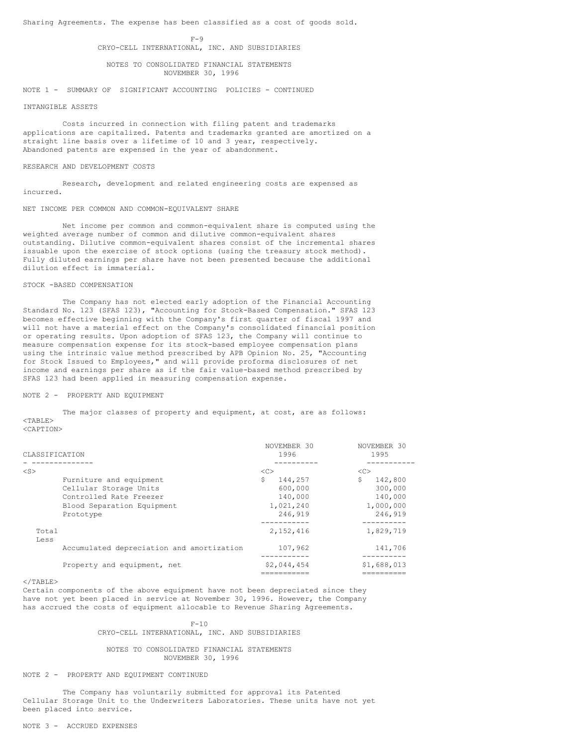Sharing Agreements. The expense has been classified as a cost of goods sold.

CRYO-CELL INTERNATIONAL, INC. AND SUBSIDIARIES

NOTES TO CONSOLIDATED FINANCIAL STATEMENTS
NOVEMBER 30, 1996

NOTE 1 - SUMMARY OF SIGNIFICANT ACCOUNTING POLICIES - CONTINUED

INTANGIBLE ASSETS

Costs incurred in connection with filing patent and trademarks applications are capitalized. Patents and trademarks granted are amortized on a straight line basis over a lifetime of 10 and 3 year, respectively. Abandoned patents are expensed in the year of abandonment.

RESEARCH AND DEVELOPMENT COSTS

Research, development and related engineering costs are expensed as incurred.

NET INCOME PER COMMON AND COMMON-EQUIVALENT SHARE

Net income per common and common-equivalent share is computed using the weighted average number of common and dilutive common-equivalent shares outstanding. Dilutive common-equivalent shares consist of the incremental shares issuable upon the exercise of stock options (using the treasury stock method). Fully diluted earnings per share have not been presented because the additional dilution effect is immaterial.

STOCK -BASED COMPENSATION

The Company has not elected early adoption of the Financial Accounting Standard No. 123 (SFAS 123), "Accounting for Stock-Based Compensation." SFAS 123 becomes effective beginning with the Company's first quarter of fiscal 1997 and will not have a material effect on the Company's consolidated financial position or operating results. Upon adoption of SFAS 123, the Company will continue to measure compensation expense for its stock-based employee compensation plans using the intrinsic value method prescribed by APB Opinion No. 25, "Accounting for Stock Issued to Employees," and will provide proforma disclosures of net income and earnings per share as if the fair value-based method prescribed by SFAS 123 had been applied in measuring compensation expense.

NOTE 2 - PROPERTY AND EQUIPMENT

The major classes of property and equipment, at cost, are as follows:

| CLASSIFICATION | NOVEMBER 30 1996 | NOVEMBER 30 1995 |
|---|---|---|
| Furniture and equipment | $ 144,257 | $ 142,800 |
| Cellular Storage Units | 600,000 | 300,000 |
| Controlled Rate Freezer | 140,000 | 140,000 |
| Blood Separation Equipment | 1,021,240 | 1,000,000 |
| Prototype | 246,919 | 246,919 |
| Total | 2,152,416 | 1,829,719 |
| Less Accumulated depreciation and amortization | 107,962 | 141,706 |
| Property and equipment, net | $2,044,454 | $1,688,013 |

Certain components of the above equipment have not been depreciated since they have not yet been placed in service at November 30, 1996. However, the Company has accrued the costs of equipment allocable to Revenue Sharing Agreements.

CRYO-CELL INTERNATIONAL, INC. AND SUBSIDIARIES

NOTES TO CONSOLIDATED FINANCIAL STATEMENTS
NOVEMBER 30, 1996

NOTE 2 - PROPERTY AND EQUIPMENT CONTINUED

The Company has voluntarily submitted for approval its Patented Cellular Storage Unit to the Underwriters Laboratories. These units have not yet been placed into service.

NOTE 3 - ACCRUED EXPENSES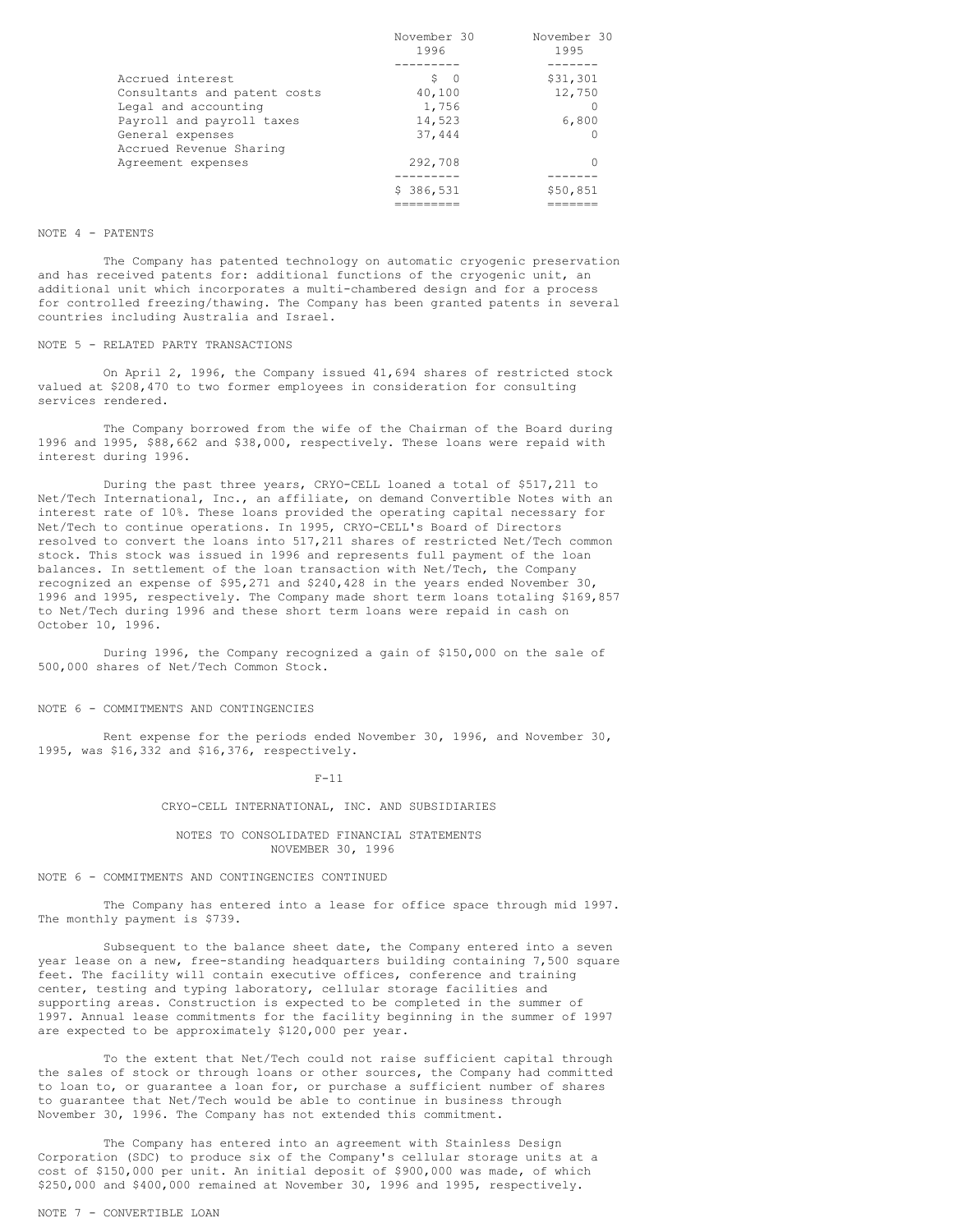| | November 30 1996 | November 30 1995 |
|---|---|---|
| Accrued interest | $ 0 | $31,301 |
| Consultants and patent costs | 40,100 | 12,750 |
| Legal and accounting | 1,756 | 0 |
| Payroll and payroll taxes | 14,523 | 6,800 |
| General expenses | 37,444 | 0 |
| Accrued Revenue Sharing Agreement expenses | 292,708 | 0 |
| | $ 386,531 | $50,851 |

NOTE 4 - PATENTS

The Company has patented technology on automatic cryogenic preservation and has received patents for: additional functions of the cryogenic unit, an additional unit which incorporates a multi-chambered design and for a process for controlled freezing/thawing. The Company has been granted patents in several countries including Australia and Israel.

NOTE 5 - RELATED PARTY TRANSACTIONS

On April 2, 1996, the Company issued 41,694 shares of restricted stock valued at $208,470 to two former employees in consideration for consulting services rendered.

The Company borrowed from the wife of the Chairman of the Board during 1996 and 1995, $88,662 and $38,000, respectively. These loans were repaid with interest during 1996.

During the past three years, CRYO-CELL loaned a total of $517,211 to Net/Tech International, Inc., an affiliate, on demand Convertible Notes with an interest rate of 10%. These loans provided the operating capital necessary for Net/Tech to continue operations. In 1995, CRYO-CELL's Board of Directors resolved to convert the loans into 517,211 shares of restricted Net/Tech common stock. This stock was issued in 1996 and represents full payment of the loan balances. In settlement of the loan transaction with Net/Tech, the Company recognized an expense of $95,271 and $240,428 in the years ended November 30, 1996 and 1995, respectively. The Company made short term loans totaling $169,857 to Net/Tech during 1996 and these short term loans were repaid in cash on October 10, 1996.

During 1996, the Company recognized a gain of $150,000 on the sale of 500,000 shares of Net/Tech Common Stock.

NOTE 6 - COMMITMENTS AND CONTINGENCIES

Rent expense for the periods ended November 30, 1996, and November 30, 1995, was $16,332 and $16,376, respectively.

CRYO-CELL INTERNATIONAL, INC. AND SUBSIDIARIES

NOTES TO CONSOLIDATED FINANCIAL STATEMENTS
NOVEMBER 30, 1996

NOTE 6 - COMMITMENTS AND CONTINGENCIES CONTINUED

The Company has entered into a lease for office space through mid 1997. The monthly payment is $739.

Subsequent to the balance sheet date, the Company entered into a seven year lease on a new, free-standing headquarters building containing 7,500 square feet. The facility will contain executive offices, conference and training center, testing and typing laboratory, cellular storage facilities and supporting areas. Construction is expected to be completed in the summer of 1997. Annual lease commitments for the facility beginning in the summer of 1997 are expected to be approximately $120,000 per year.

To the extent that Net/Tech could not raise sufficient capital through the sales of stock or through loans or other sources, the Company had committed to loan to, or guarantee a loan for, or purchase a sufficient number of shares to guarantee that Net/Tech would be able to continue in business through November 30, 1996. The Company has not extended this commitment.

The Company has entered into an agreement with Stainless Design Corporation (SDC) to produce six of the Company's cellular storage units at a cost of $150,000 per unit. An initial deposit of $900,000 was made, of which $250,000 and $400,000 remained at November 30, 1996 and 1995, respectively.

NOTE 7 - CONVERTIBLE LOAN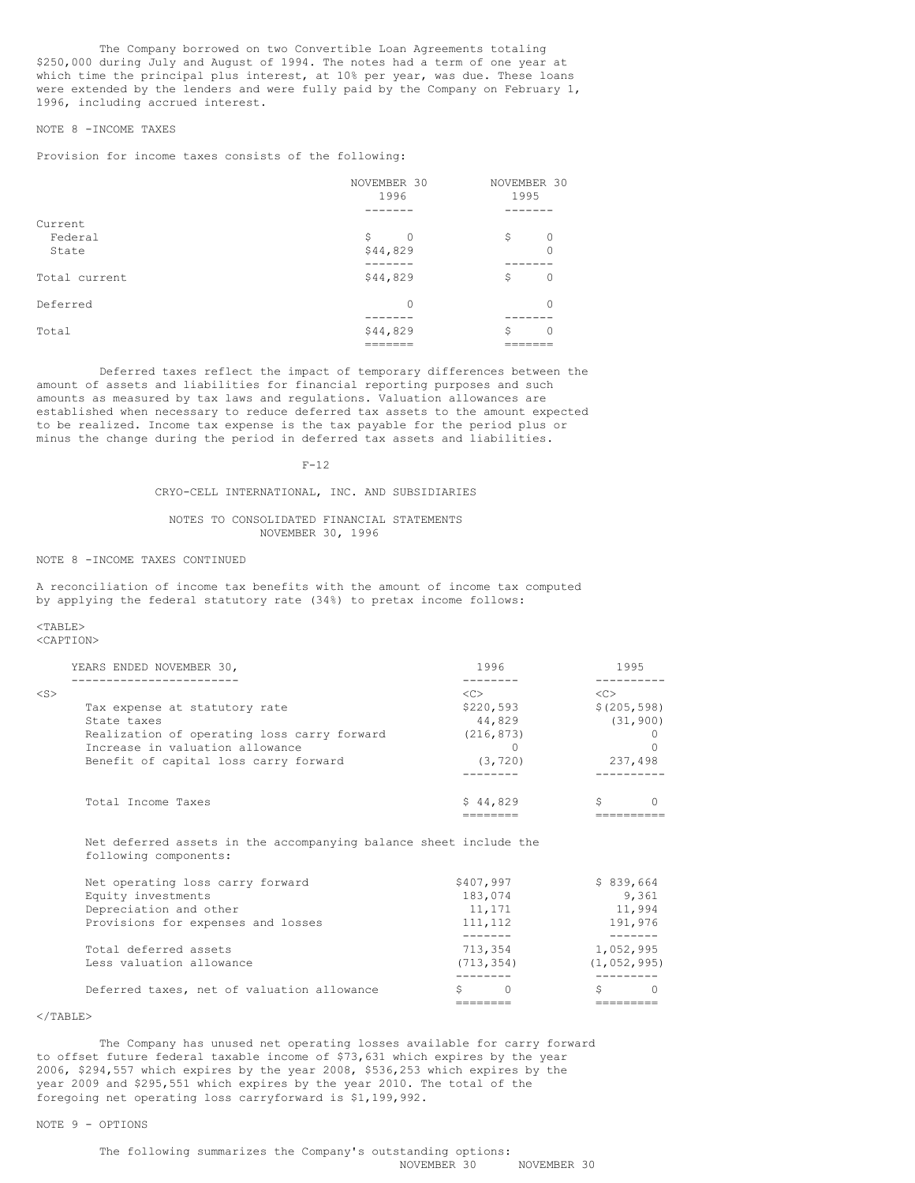The Company borrowed on two Convertible Loan Agreements totaling $250,000 during July and August of 1994. The notes had a term of one year at which time the principal plus interest, at 10% per year, was due. These loans were extended by the lenders and were fully paid by the Company on February 1, 1996, including accrued interest.

NOTE 8 -INCOME TAXES

Provision for income taxes consists of the following:

| | NOVEMBER 30 1996 | NOVEMBER 30 1995 |
|---|---|---|
| Current | | |
| Federal | $ 0 | $ 0 |
| State | $44,829 | 0 |
| Total current | $44,829 | $ 0 |
| Deferred | 0 | 0 |
| Total | $44,829 | $ 0 |

Deferred taxes reflect the impact of temporary differences between the amount of assets and liabilities for financial reporting purposes and such amounts as measured by tax laws and regulations. Valuation allowances are established when necessary to reduce deferred tax assets to the amount expected to be realized. Income tax expense is the tax payable for the period plus or minus the change during the period in deferred tax assets and liabilities.

CRYO-CELL INTERNATIONAL, INC. AND SUBSIDIARIES

NOTES TO CONSOLIDATED FINANCIAL STATEMENTS
NOVEMBER 30, 1996

NOTE 8 -INCOME TAXES CONTINUED

A reconciliation of income tax benefits with the amount of income tax computed by applying the federal statutory rate (34%) to pretax income follows:

| YEARS ENDED NOVEMBER 30, | 1996 | 1995 |
|---|---|---|
| Tax expense at statutory rate | $220,593 | $(205,598) |
| State taxes | 44,829 | (31,900) |
| Realization of operating loss carry forward | (216,873) | 0 |
| Increase in valuation allowance | 0 | 0 |
| Benefit of capital loss carry forward | (3,720) | 237,498 |
| Total Income Taxes | $ 44,829 | $ 0 |

Net deferred assets in the accompanying balance sheet include the following components:

| | 1996 | 1995 |
|---|---|---|
| Net operating loss carry forward | $407,997 | $ 839,664 |
| Equity investments | 183,074 | 9,361 |
| Depreciation and other | 11,171 | 11,994 |
| Provisions for expenses and losses | 111,112 | 191,976 |
| Total deferred assets | 713,354 | 1,052,995 |
| Less valuation allowance | (713,354) | (1,052,995) |
| Deferred taxes, net of valuation allowance | $ 0 | $ 0 |

The Company has unused net operating losses available for carry forward to offset future federal taxable income of $73,631 which expires by the year 2006, $294,557 which expires by the year 2008, $536,253 which expires by the year 2009 and $295,551 which expires by the year 2010. The total of the foregoing net operating loss carryforward is $1,199,992.

NOTE 9 - OPTIONS

The following summarizes the Company's outstanding options:

NOVEMBER 30 NOVEMBER 30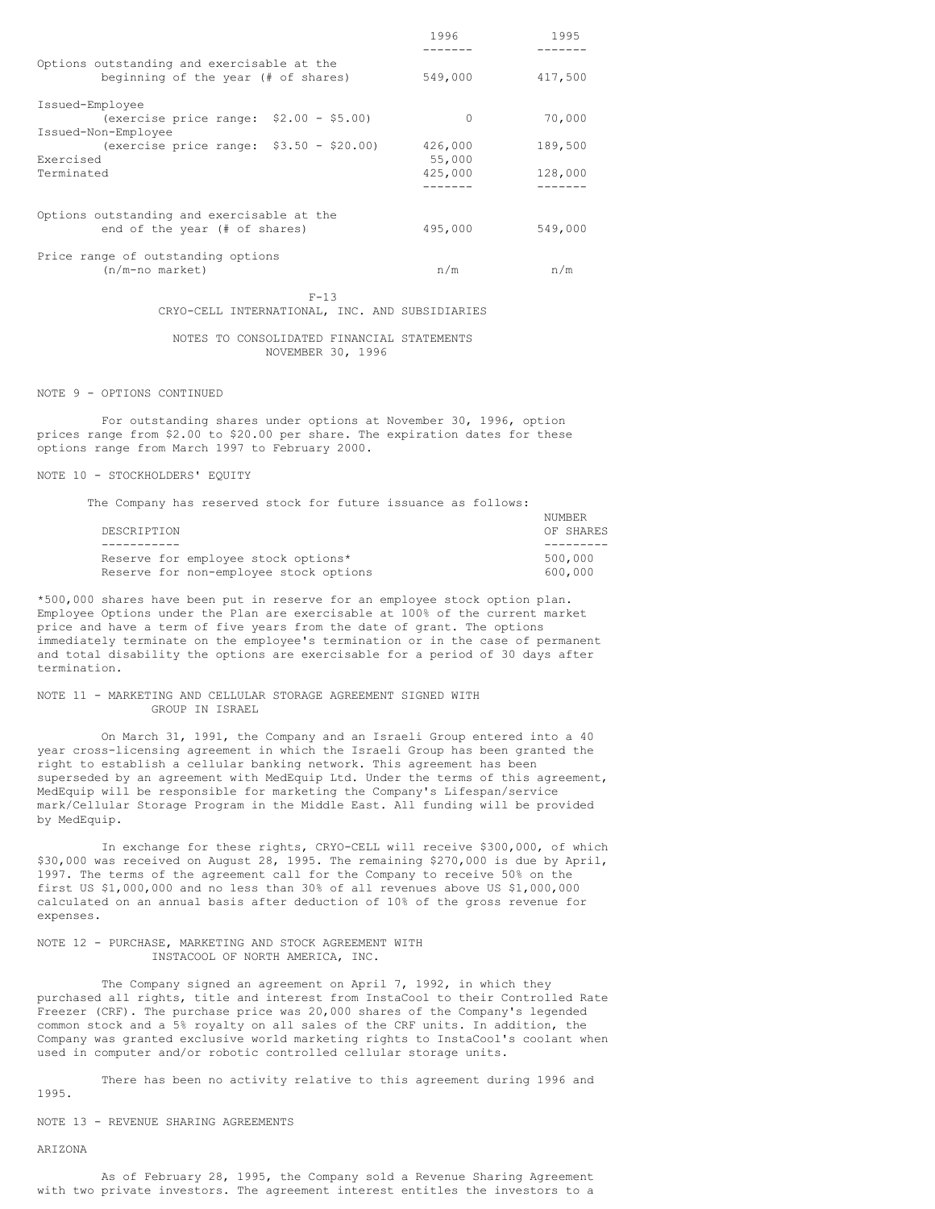| | 1996 | 1995 |
|---|---|---|
| Options outstanding and exercisable at the beginning of the year (# of shares) | 549,000 | 417,500 |
| Issued-Employee (exercise price range: $2.00 - $5.00) | 0 | 70,000 |
| Issued-Non-Employee (exercise price range: $3.50 - $20.00) | 426,000 | 189,500 |
| Exercised | 55,000 | |
| Terminated | 425,000 | 128,000 |
| Options outstanding and exercisable at the end of the year (# of shares) | 495,000 | 549,000 |
| Price range of outstanding options (n/m-no market) | n/m | n/m |

CRYO-CELL INTERNATIONAL, INC. AND SUBSIDIARIES

NOTES TO CONSOLIDATED FINANCIAL STATEMENTS
NOVEMBER 30, 1996

NOTE 9 - OPTIONS CONTINUED

For outstanding shares under options at November 30, 1996, option prices range from $2.00 to $20.00 per share. The expiration dates for these options range from March 1997 to February 2000.

NOTE 10 - STOCKHOLDERS' EQUITY

The Company has reserved stock for future issuance as follows:

| DESCRIPTION | NUMBER OF SHARES |
|---|---|
| Reserve for employee stock options* | 500,000 |
| Reserve for non-employee stock options | 600,000 |

*500,000 shares have been put in reserve for an employee stock option plan. Employee Options under the Plan are exercisable at 100% of the current market price and have a term of five years from the date of grant. The options immediately terminate on the employee's termination or in the case of permanent and total disability the options are exercisable for a period of 30 days after termination.

NOTE 11 - MARKETING AND CELLULAR STORAGE AGREEMENT SIGNED WITH GROUP IN ISRAEL

On March 31, 1991, the Company and an Israeli Group entered into a 40 year cross-licensing agreement in which the Israeli Group has been granted the right to establish a cellular banking network. This agreement has been superseded by an agreement with MedEquip Ltd. Under the terms of this agreement, MedEquip will be responsible for marketing the Company's Lifespan/service mark/Cellular Storage Program in the Middle East. All funding will be provided by MedEquip.

In exchange for these rights, CRYO-CELL will receive $300,000, of which $30,000 was received on August 28, 1995. The remaining $270,000 is due by April, 1997. The terms of the agreement call for the Company to receive 50% on the first US $1,000,000 and no less than 30% of all revenues above US $1,000,000 calculated on an annual basis after deduction of 10% of the gross revenue for expenses.

NOTE 12 - PURCHASE, MARKETING AND STOCK AGREEMENT WITH INSTACOOL OF NORTH AMERICA, INC.

The Company signed an agreement on April 7, 1992, in which they purchased all rights, title and interest from InstaCool to their Controlled Rate Freezer (CRF). The purchase price was 20,000 shares of the Company's legended common stock and a 5% royalty on all sales of the CRF units. In addition, the Company was granted exclusive world marketing rights to InstaCool's coolant when used in computer and/or robotic controlled cellular storage units.

There has been no activity relative to this agreement during 1996 and 1995.

NOTE 13 - REVENUE SHARING AGREEMENTS

ARIZONA

As of February 28, 1995, the Company sold a Revenue Sharing Agreement with two private investors. The agreement interest entitles the investors to a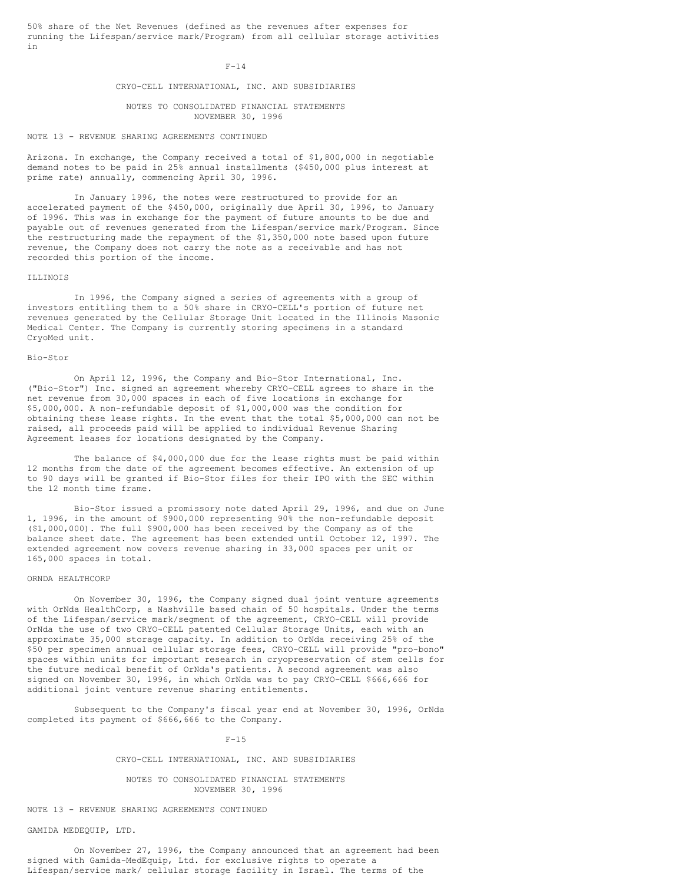50% share of the Net Revenues (defined as the revenues after expenses for running the Lifespan/service mark/Program) from all cellular storage activities in

CRYO-CELL INTERNATIONAL, INC. AND SUBSIDIARIES

NOTES TO CONSOLIDATED FINANCIAL STATEMENTS
NOVEMBER 30, 1996

NOTE 13 - REVENUE SHARING AGREEMENTS CONTINUED

Arizona. In exchange, the Company received a total of $1,800,000 in negotiable demand notes to be paid in 25% annual installments ($450,000 plus interest at prime rate) annually, commencing April 30, 1996.

In January 1996, the notes were restructured to provide for an accelerated payment of the $450,000, originally due April 30, 1996, to January of 1996. This was in exchange for the payment of future amounts to be due and payable out of revenues generated from the Lifespan/service mark/Program. Since the restructuring made the repayment of the $1,350,000 note based upon future revenue, the Company does not carry the note as a receivable and has not recorded this portion of the income.

ILLINOIS

In 1996, the Company signed a series of agreements with a group of investors entitling them to a 50% share in CRYO-CELL's portion of future net revenues generated by the Cellular Storage Unit located in the Illinois Masonic Medical Center. The Company is currently storing specimens in a standard CryoMed unit.

Bio-Stor

On April 12, 1996, the Company and Bio-Stor International, Inc. ("Bio-Stor") Inc. signed an agreement whereby CRYO-CELL agrees to share in the net revenue from 30,000 spaces in each of five locations in exchange for $5,000,000. A non-refundable deposit of $1,000,000 was the condition for obtaining these lease rights. In the event that the total $5,000,000 can not be raised, all proceeds paid will be applied to individual Revenue Sharing Agreement leases for locations designated by the Company.

The balance of $4,000,000 due for the lease rights must be paid within 12 months from the date of the agreement becomes effective. An extension of up to 90 days will be granted if Bio-Stor files for their IPO with the SEC within the 12 month time frame.

Bio-Stor issued a promissory note dated April 29, 1996, and due on June 1, 1996, in the amount of $900,000 representing 90% the non-refundable deposit ($1,000,000). The full $900,000 has been received by the Company as of the balance sheet date. The agreement has been extended until October 12, 1997. The extended agreement now covers revenue sharing in 33,000 spaces per unit or 165,000 spaces in total.

ORNDA HEALTHCORP

On November 30, 1996, the Company signed dual joint venture agreements with OrNda HealthCorp, a Nashville based chain of 50 hospitals. Under the terms of the Lifespan/service mark/segment of the agreement, CRYO-CELL will provide OrNda the use of two CRYO-CELL patented Cellular Storage Units, each with an approximate 35,000 storage capacity. In addition to OrNda receiving 25% of the $50 per specimen annual cellular storage fees, CRYO-CELL will provide "pro-bono" spaces within units for important research in cryopreservation of stem cells for the future medical benefit of OrNda's patients. A second agreement was also signed on November 30, 1996, in which OrNda was to pay CRYO-CELL $666,666 for additional joint venture revenue sharing entitlements.

Subsequent to the Company's fiscal year end at November 30, 1996, OrNda completed its payment of $666,666 to the Company.

CRYO-CELL INTERNATIONAL, INC. AND SUBSIDIARIES

NOTES TO CONSOLIDATED FINANCIAL STATEMENTS
NOVEMBER 30, 1996

NOTE 13 - REVENUE SHARING AGREEMENTS CONTINUED

GAMIDA MEDEQUIP, LTD.

On November 27, 1996, the Company announced that an agreement had been signed with Gamida-MedEquip, Ltd. for exclusive rights to operate a Lifespan/service mark/ cellular storage facility in Israel. The terms of the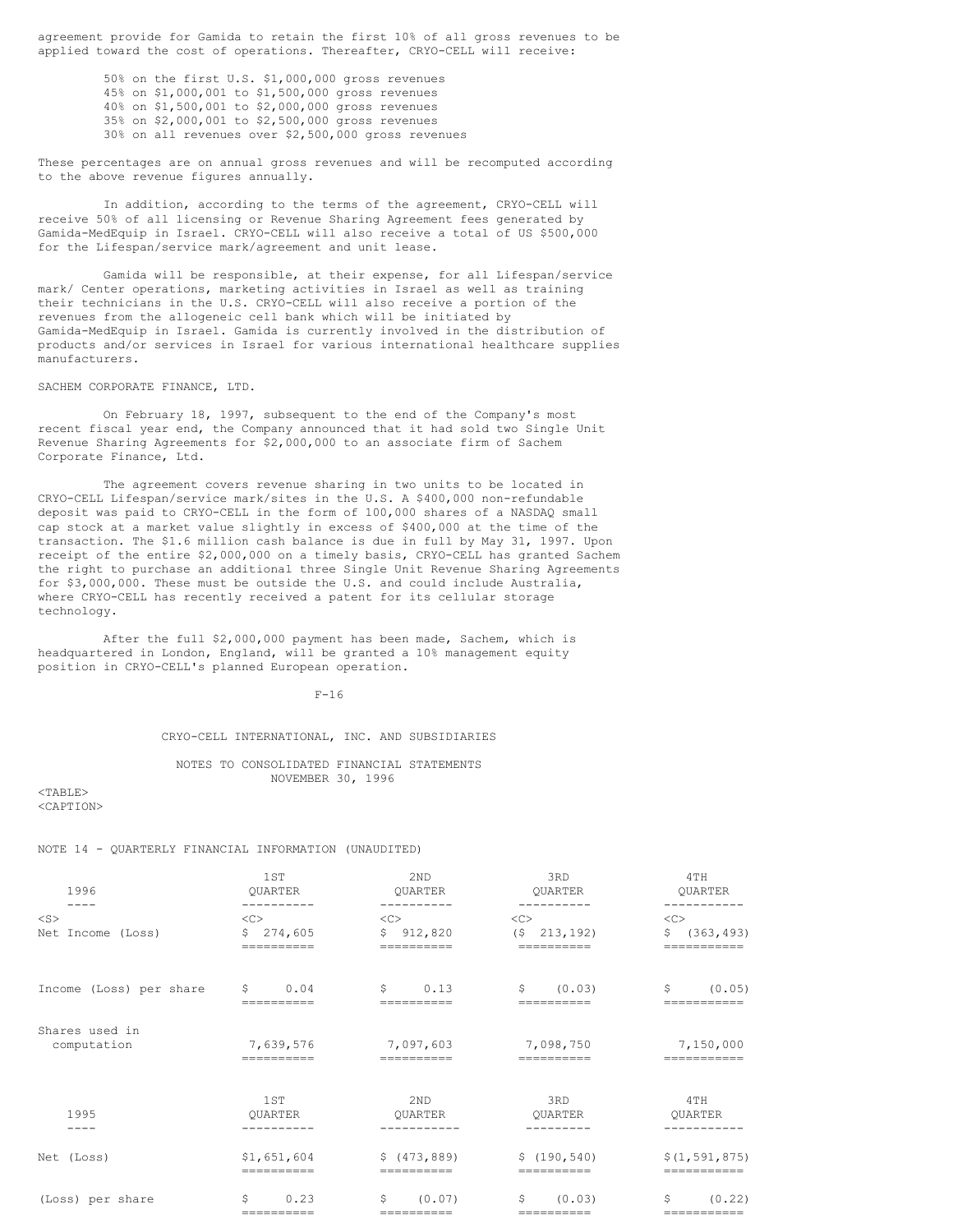agreement provide for Gamida to retain the first 10% of all gross revenues to be applied toward the cost of operations. Thereafter, CRYO-CELL will receive:

- 50% on the first U.S. $1,000,000 gross revenues
- 45% on $1,000,001 to $1,500,000 gross revenues
- 40% on $1,500,001 to $2,000,000 gross revenues
- 35% on $2,000,001 to $2,500,000 gross revenues
- 30% on all revenues over $2,500,000 gross revenues

These percentages are on annual gross revenues and will be recomputed according to the above revenue figures annually.

In addition, according to the terms of the agreement, CRYO-CELL will receive 50% of all licensing or Revenue Sharing Agreement fees generated by Gamida-MedEquip in Israel. CRYO-CELL will also receive a total of US $500,000 for the Lifespan/service mark/agreement and unit lease.

Gamida will be responsible, at their expense, for all Lifespan/service mark/ Center operations, marketing activities in Israel as well as training their technicians in the U.S. CRYO-CELL will also receive a portion of the revenues from the allogeneic cell bank which will be initiated by Gamida-MedEquip in Israel. Gamida is currently involved in the distribution of products and/or services in Israel for various international healthcare supplies manufacturers.

SACHEM CORPORATE FINANCE, LTD.

On February 18, 1997, subsequent to the end of the Company's most recent fiscal year end, the Company announced that it had sold two Single Unit Revenue Sharing Agreements for $2,000,000 to an associate firm of Sachem Corporate Finance, Ltd.

The agreement covers revenue sharing in two units to be located in CRYO-CELL Lifespan/service mark/sites in the U.S. A $400,000 non-refundable deposit was paid to CRYO-CELL in the form of 100,000 shares of a NASDAQ small cap stock at a market value slightly in excess of $400,000 at the time of the transaction. The $1.6 million cash balance is due in full by May 31, 1997. Upon receipt of the entire $2,000,000 on a timely basis, CRYO-CELL has granted Sachem the right to purchase an additional three Single Unit Revenue Sharing Agreements for $3,000,000. These must be outside the U.S. and could include Australia, where CRYO-CELL has recently received a patent for its cellular storage technology.

After the full $2,000,000 payment has been made, Sachem, which is headquartered in London, England, will be granted a 10% management equity position in CRYO-CELL's planned European operation.

CRYO-CELL INTERNATIONAL, INC. AND SUBSIDIARIES

NOTES TO CONSOLIDATED FINANCIAL STATEMENTS
NOVEMBER 30, 1996

NOTE 14 - QUARTERLY FINANCIAL INFORMATION (UNAUDITED)

| 1996 | 1ST QUARTER | 2ND QUARTER | 3RD QUARTER | 4TH QUARTER |
|---|---|---|---|---|
| Net Income (Loss) | $ 274,605 | $ 912,820 | ($ 213,192) | $ (363,493) |
| Income (Loss) per share | $ 0.04 | $ 0.13 | $ (0.03) | $ (0.05) |
| Shares used in computation | 7,639,576 | 7,097,603 | 7,098,750 | 7,150,000 |

| 1995 | 1ST QUARTER | 2ND QUARTER | 3RD QUARTER | 4TH QUARTER |
|---|---|---|---|---|
| Net (Loss) | $1,651,604 | $ (473,889) | $ (190,540) | $(1,591,875) |
| (Loss) per share | $ 0.23 | $ (0.07) | $ (0.03) | $ (0.22) |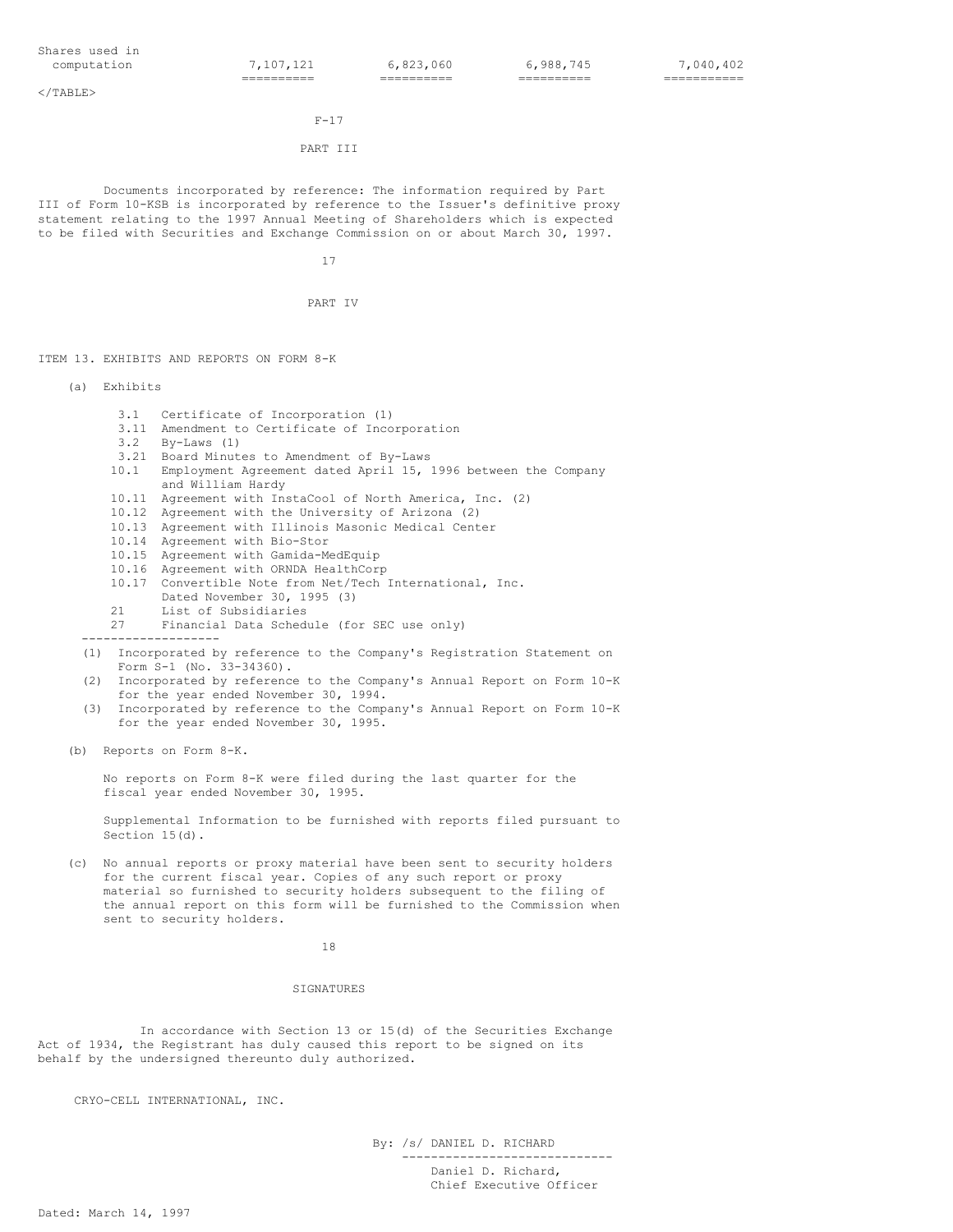| Shares used in computation | 7,107,121 | 6,823,060 | 6,988,745 | 7,040,402 |
|---|---|---|---|---|

F-17

## PART III

Documents incorporated by reference: The information required by Part III of Form 10-KSB is incorporated by reference to the Issuer's definitive proxy statement relating to the 1997 Annual Meeting of Shareholders which is expected to be filed with Securities and Exchange Commission on or about March 30, 1997.

## PART IV

### ITEM 13. EXHIBITS AND REPORTS ON FORM 8-K

(a) Exhibits

- 3.1 Certificate of Incorporation (1)
- 3.11 Amendment to Certificate of Incorporation
- 3.2 By-Laws (1)
- 3.21 Board Minutes to Amendment of By-Laws
- 10.1 Employment Agreement dated April 15, 1996 between the Company and William Hardy
- 10.11 Agreement with InstaCool of North America, Inc. (2)
- 10.12 Agreement with the University of Arizona (2)
- 10.13 Agreement with Illinois Masonic Medical Center
- 10.14 Agreement with Bio-Stor
- 10.15 Agreement with Gamida-MedEquip
- 10.16 Agreement with ORNDA HealthCorp
- 10.17 Convertible Note from Net/Tech International, Inc. Dated November 30, 1995 (3)
- 21 List of Subsidiaries
- 27 Financial Data Schedule (for SEC use only)

---

(1) Incorporated by reference to the Company's Registration Statement on Form S-1 (No. 33-34360).

(2) Incorporated by reference to the Company's Annual Report on Form 10-K for the year ended November 30, 1994.

(3) Incorporated by reference to the Company's Annual Report on Form 10-K for the year ended November 30, 1995.

(b) Reports on Form 8-K.

No reports on Form 8-K were filed during the last quarter for the fiscal year ended November 30, 1995.

Supplemental Information to be furnished with reports filed pursuant to Section 15(d).

(c) No annual reports or proxy material have been sent to security holders for the current fiscal year. Copies of any such report or proxy material so furnished to security holders subsequent to the filing of the annual report on this form will be furnished to the Commission when sent to security holders.

## SIGNATURES

In accordance with Section 13 or 15(d) of the Securities Exchange Act of 1934, the Registrant has duly caused this report to be signed on its behalf by the undersigned thereunto duly authorized.

CRYO-CELL INTERNATIONAL, INC.

By: /s/ DANIEL D. RICHARD
Daniel D. Richard,
Chief Executive Officer

Dated: March 14, 1997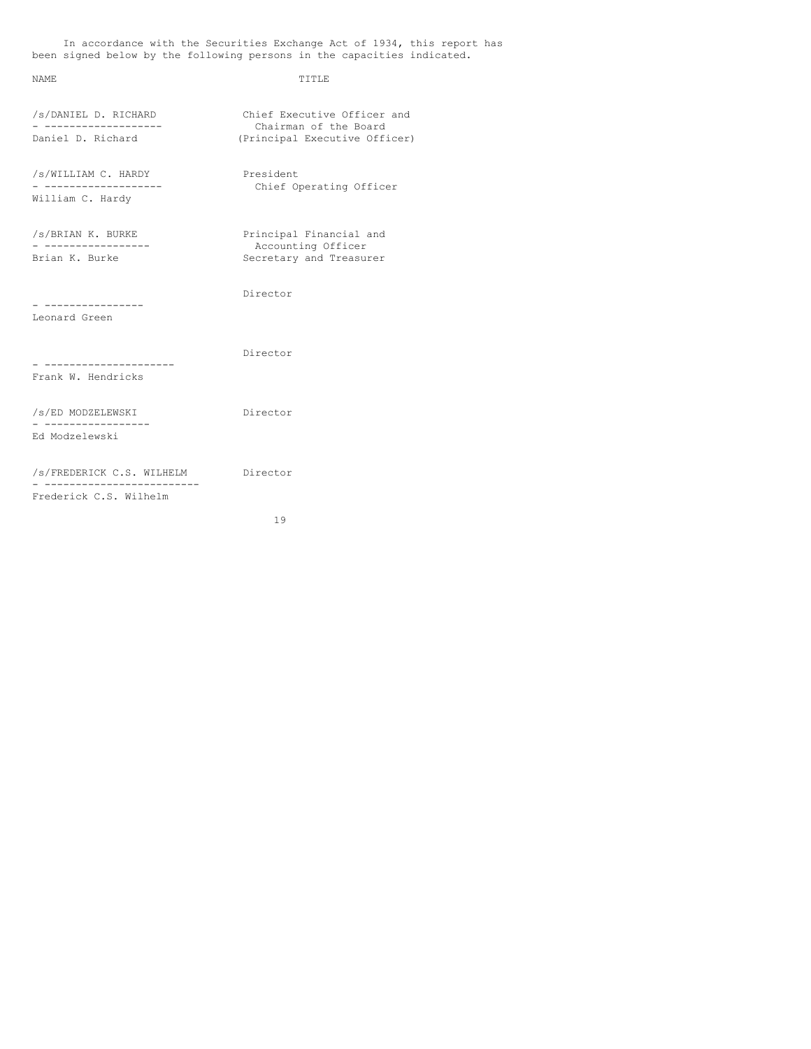In accordance with the Securities Exchange Act of 1934, this report has been signed below by the following persons in the capacities indicated.

| NAME | TITLE |
| --- | --- |
| /s/DANIEL D. RICHARD<br>Daniel D. Richard | Chief Executive Officer and Chairman of the Board (Principal Executive Officer) |
| /s/WILLIAM C. HARDY<br>William C. Hardy | President Chief Operating Officer |
| /s/BRIAN K. BURKE<br>Brian K. Burke | Principal Financial and Accounting Officer Secretary and Treasurer |
| Leonard Green | Director |
| Frank W. Hendricks | Director |
| /s/ED MODZELEWSKI<br>Ed Modzelewski | Director |
| /s/FREDERICK C.S. WILHELM<br>Frederick C.S. Wilhelm | Director |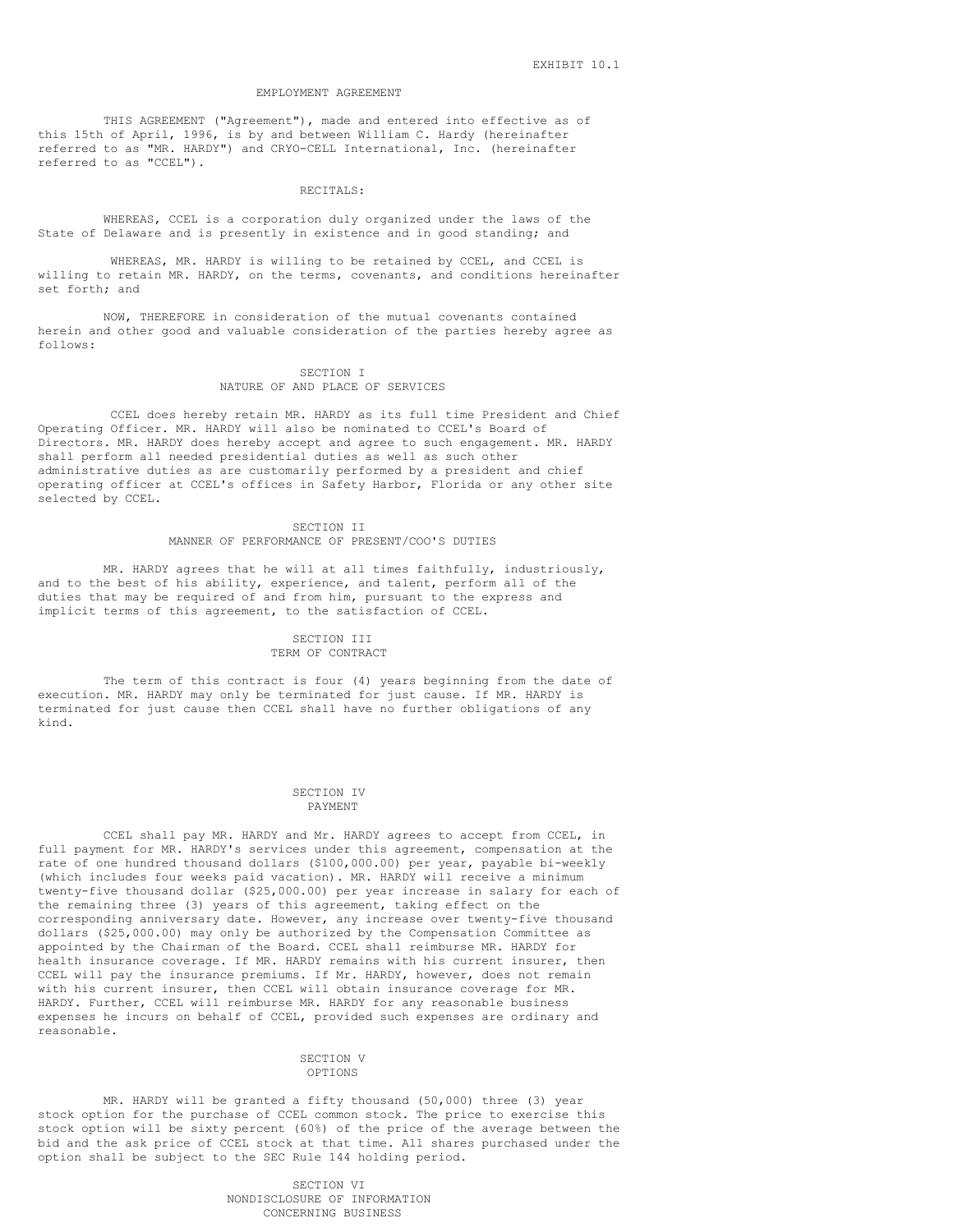EXHIBIT 10.1

# EMPLOYMENT AGREEMENT

THIS AGREEMENT ("Agreement"), made and entered into effective as of this 15th of April, 1996, is by and between William C. Hardy (hereinafter referred to as "MR. HARDY") and CRYO-CELL International, Inc. (hereinafter referred to as "CCEL").

## RECITALS:

WHEREAS, CCEL is a corporation duly organized under the laws of the State of Delaware and is presently in existence and in good standing; and

WHEREAS, MR. HARDY is willing to be retained by CCEL, and CCEL is willing to retain MR. HARDY, on the terms, covenants, and conditions hereinafter set forth; and

NOW, THEREFORE in consideration of the mutual covenants contained herein and other good and valuable consideration of the parties hereby agree as follows:

## SECTION I
## NATURE OF AND PLACE OF SERVICES

CCEL does hereby retain MR. HARDY as its full time President and Chief Operating Officer. MR. HARDY will also be nominated to CCEL's Board of Directors. MR. HARDY does hereby accept and agree to such engagement. MR. HARDY shall perform all needed presidential duties as well as such other administrative duties as are customarily performed by a president and chief operating officer at CCEL's offices in Safety Harbor, Florida or any other site selected by CCEL.

## SECTION II
## MANNER OF PERFORMANCE OF PRESENT/COO'S DUTIES

MR. HARDY agrees that he will at all times faithfully, industriously, and to the best of his ability, experience, and talent, perform all of the duties that may be required of and from him, pursuant to the express and implicit terms of this agreement, to the satisfaction of CCEL.

## SECTION III
## TERM OF CONTRACT

The term of this contract is four (4) years beginning from the date of execution. MR. HARDY may only be terminated for just cause. If MR. HARDY is terminated for just cause then CCEL shall have no further obligations of any kind.

## SECTION IV
## PAYMENT

CCEL shall pay MR. HARDY and Mr. HARDY agrees to accept from CCEL, in full payment for MR. HARDY's services under this agreement, compensation at the rate of one hundred thousand dollars ($100,000.00) per year, payable bi-weekly (which includes four weeks paid vacation). MR. HARDY will receive a minimum twenty-five thousand dollar ($25,000.00) per year increase in salary for each of the remaining three (3) years of this agreement, taking effect on the corresponding anniversary date. However, any increase over twenty-five thousand dollars ($25,000.00) may only be authorized by the Compensation Committee as appointed by the Chairman of the Board. CCEL shall reimburse MR. HARDY for health insurance coverage. If MR. HARDY remains with his current insurer, then CCEL will pay the insurance premiums. If Mr. HARDY, however, does not remain with his current insurer, then CCEL will obtain insurance coverage for MR. HARDY. Further, CCEL will reimburse MR. HARDY for any reasonable business expenses he incurs on behalf of CCEL, provided such expenses are ordinary and reasonable.

## SECTION V
## OPTIONS

MR. HARDY will be granted a fifty thousand (50,000) three (3) year stock option for the purchase of CCEL common stock. The price to exercise this stock option will be sixty percent (60%) of the price of the average between the bid and the ask price of CCEL stock at that time. All shares purchased under the option shall be subject to the SEC Rule 144 holding period.

## SECTION VI
## NONDISCLOSURE OF INFORMATION
## CONCERNING BUSINESS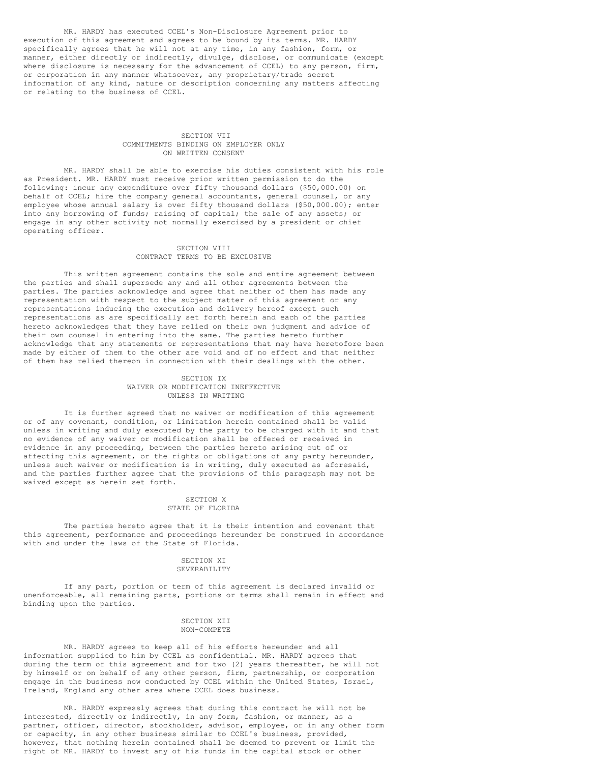MR. HARDY has executed CCEL's Non-Disclosure Agreement prior to execution of this agreement and agrees to be bound by its terms. MR. HARDY specifically agrees that he will not at any time, in any fashion, form, or manner, either directly or indirectly, divulge, disclose, or communicate (except where disclosure is necessary for the advancement of CCEL) to any person, firm, or corporation in any manner whatsoever, any proprietary/trade secret information of any kind, nature or description concerning any matters affecting or relating to the business of CCEL.

## SECTION VII
## COMMITMENTS BINDING ON EMPLOYER ONLY ON WRITTEN CONSENT

MR. HARDY shall be able to exercise his duties consistent with his role as President. MR. HARDY must receive prior written permission to do the following: incur any expenditure over fifty thousand dollars ($50,000.00) on behalf of CCEL; hire the company general accountants, general counsel, or any employee whose annual salary is over fifty thousand dollars ($50,000.00); enter into any borrowing of funds; raising of capital; the sale of any assets; or engage in any other activity not normally exercised by a president or chief operating officer.

## SECTION VIII
## CONTRACT TERMS TO BE EXCLUSIVE

This written agreement contains the sole and entire agreement between the parties and shall supersede any and all other agreements between the parties. The parties acknowledge and agree that neither of them has made any representation with respect to the subject matter of this agreement or any representations inducing the execution and delivery hereof except such representations as are specifically set forth herein and each of the parties hereto acknowledges that they have relied on their own judgment and advice of their own counsel in entering into the same. The parties hereto further acknowledge that any statements or representations that may have heretofore been made by either of them to the other are void and of no effect and that neither of them has relied thereon in connection with their dealings with the other.

## SECTION IX
## WAIVER OR MODIFICATION INEFFECTIVE UNLESS IN WRITING

It is further agreed that no waiver or modification of this agreement or of any covenant, condition, or limitation herein contained shall be valid unless in writing and duly executed by the party to be charged with it and that no evidence of any waiver or modification shall be offered or received in evidence in any proceeding, between the parties hereto arising out of or affecting this agreement, or the rights or obligations of any party hereunder, unless such waiver or modification is in writing, duly executed as aforesaid, and the parties further agree that the provisions of this paragraph may not be waived except as herein set forth.

## SECTION X
## STATE OF FLORIDA

The parties hereto agree that it is their intention and covenant that this agreement, performance and proceedings hereunder be construed in accordance with and under the laws of the State of Florida.

## SECTION XI
## SEVERABILITY

If any part, portion or term of this agreement is declared invalid or unenforceable, all remaining parts, portions or terms shall remain in effect and binding upon the parties.

## SECTION XII
## NON-COMPETE

MR. HARDY agrees to keep all of his efforts hereunder and all information supplied to him by CCEL as confidential. MR. HARDY agrees that during the term of this agreement and for two (2) years thereafter, he will not by himself or on behalf of any other person, firm, partnership, or corporation engage in the business now conducted by CCEL within the United States, Israel, Ireland, England any other area where CCEL does business.

MR. HARDY expressly agrees that during this contract he will not be interested, directly or indirectly, in any form, fashion, or manner, as a partner, officer, director, stockholder, advisor, employee, or in any other form or capacity, in any other business similar to CCEL's business, provided, however, that nothing herein contained shall be deemed to prevent or limit the right of MR. HARDY to invest any of his funds in the capital stock or other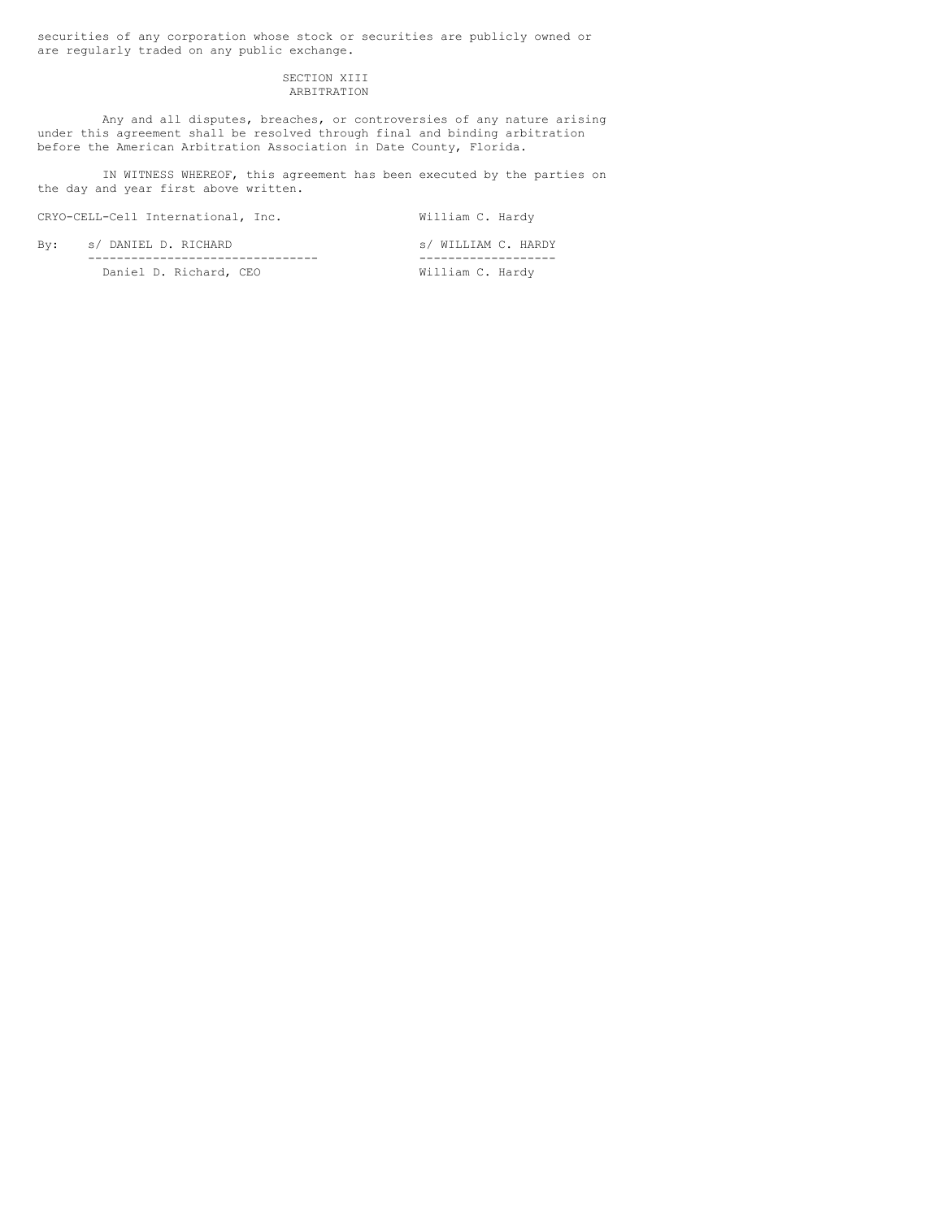securities of any corporation whose stock or securities are publicly owned or are regularly traded on any public exchange.

## SECTION XIII
## ARBITRATION

Any and all disputes, breaches, or controversies of any nature arising under this agreement shall be resolved through final and binding arbitration before the American Arbitration Association in Date County, Florida.

IN WITNESS WHEREOF, this agreement has been executed by the parties on the day and year first above written.

| CRYO-CELL-Cell International, Inc. | William C. Hardy |
|---|---|
| By: s/ DANIEL D. RICHARD | s/ WILLIAM C. HARDY |
| Daniel D. Richard, CEO | William C. Hardy |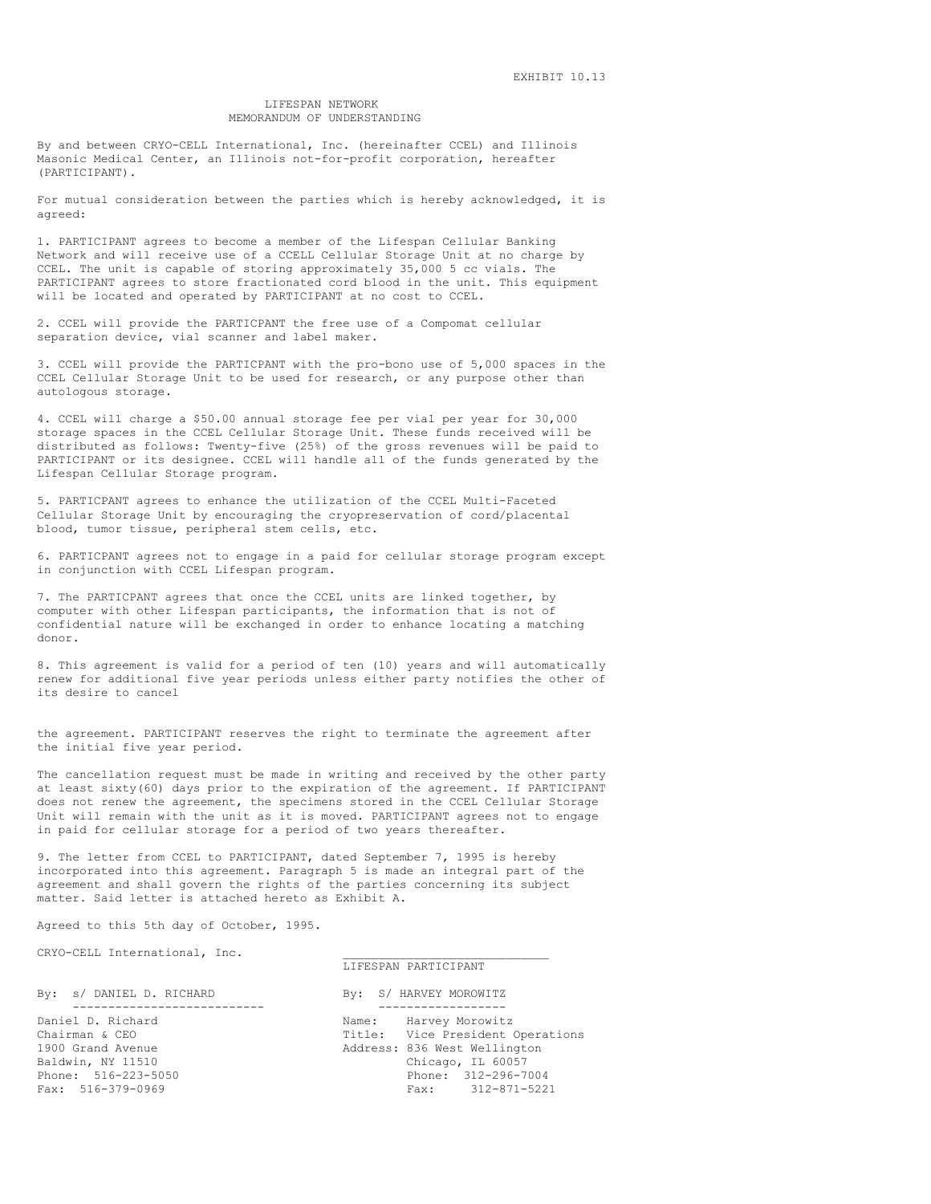EXHIBIT 10.13

# LIFESPAN NETWORK
## MEMORANDUM OF UNDERSTANDING

By and between CRYO-CELL International, Inc. (hereinafter CCEL) and Illinois Masonic Medical Center, an Illinois not-for-profit corporation, hereafter (PARTICIPANT).

For mutual consideration between the parties which is hereby acknowledged, it is agreed:

1. PARTICIPANT agrees to become a member of the Lifespan Cellular Banking Network and will receive use of a CCELL Cellular Storage Unit at no charge by CCEL. The unit is capable of storing approximately 35,000 5 cc vials. The PARTICIPANT agrees to store fractionated cord blood in the unit. This equipment will be located and operated by PARTICIPANT at no cost to CCEL.

2. CCEL will provide the PARTICPANT the free use of a Compomat cellular separation device, vial scanner and label maker.

3. CCEL will provide the PARTICPANT with the pro-bono use of 5,000 spaces in the CCEL Cellular Storage Unit to be used for research, or any purpose other than autologous storage.

4. CCEL will charge a $50.00 annual storage fee per vial per year for 30,000 storage spaces in the CCEL Cellular Storage Unit. These funds received will be distributed as follows: Twenty-five (25%) of the gross revenues will be paid to PARTICIPANT or its designee. CCEL will handle all of the funds generated by the Lifespan Cellular Storage program.

5. PARTICPANT agrees to enhance the utilization of the CCEL Multi-Faceted Cellular Storage Unit by encouraging the cryopreservation of cord/placental blood, tumor tissue, peripheral stem cells, etc.

6. PARTICPANT agrees not to engage in a paid for cellular storage program except in conjunction with CCEL Lifespan program.

7. The PARTICPANT agrees that once the CCEL units are linked together, by computer with other Lifespan participants, the information that is not of confidential nature will be exchanged in order to enhance locating a matching donor.

8. This agreement is valid for a period of ten (10) years and will automatically renew for additional five year periods unless either party notifies the other of its desire to cancel

the agreement. PARTICIPANT reserves the right to terminate the agreement after the initial five year period.

The cancellation request must be made in writing and received by the other party at least sixty(60) days prior to the expiration of the agreement. If PARTICIPANT does not renew the agreement, the specimens stored in the CCEL Cellular Storage Unit will remain with the unit as it is moved. PARTICIPANT agrees not to engage in paid for cellular storage for a period of two years thereafter.

9. The letter from CCEL to PARTICIPANT, dated September 7, 1995 is hereby incorporated into this agreement. Paragraph 5 is made an integral part of the agreement and shall govern the rights of the parties concerning its subject matter. Said letter is attached hereto as Exhibit A.

Agreed to this 5th day of October, 1995.

CRYO-CELL International, Inc.

By: s/ DANIEL D. RICHARD

Daniel D. Richard
Chairman & CEO
1900 Grand Avenue
Baldwin, NY 11510
Phone: 516-223-5050
Fax: 516-379-0969

LIFESPAN PARTICIPANT

By: S/ HARVEY MOROWITZ

Name: Harvey Morowitz
Title: Vice President Operations
Address: 836 West Wellington
Chicago, IL 60057
Phone: 312-296-7004
Fax: 312-871-5221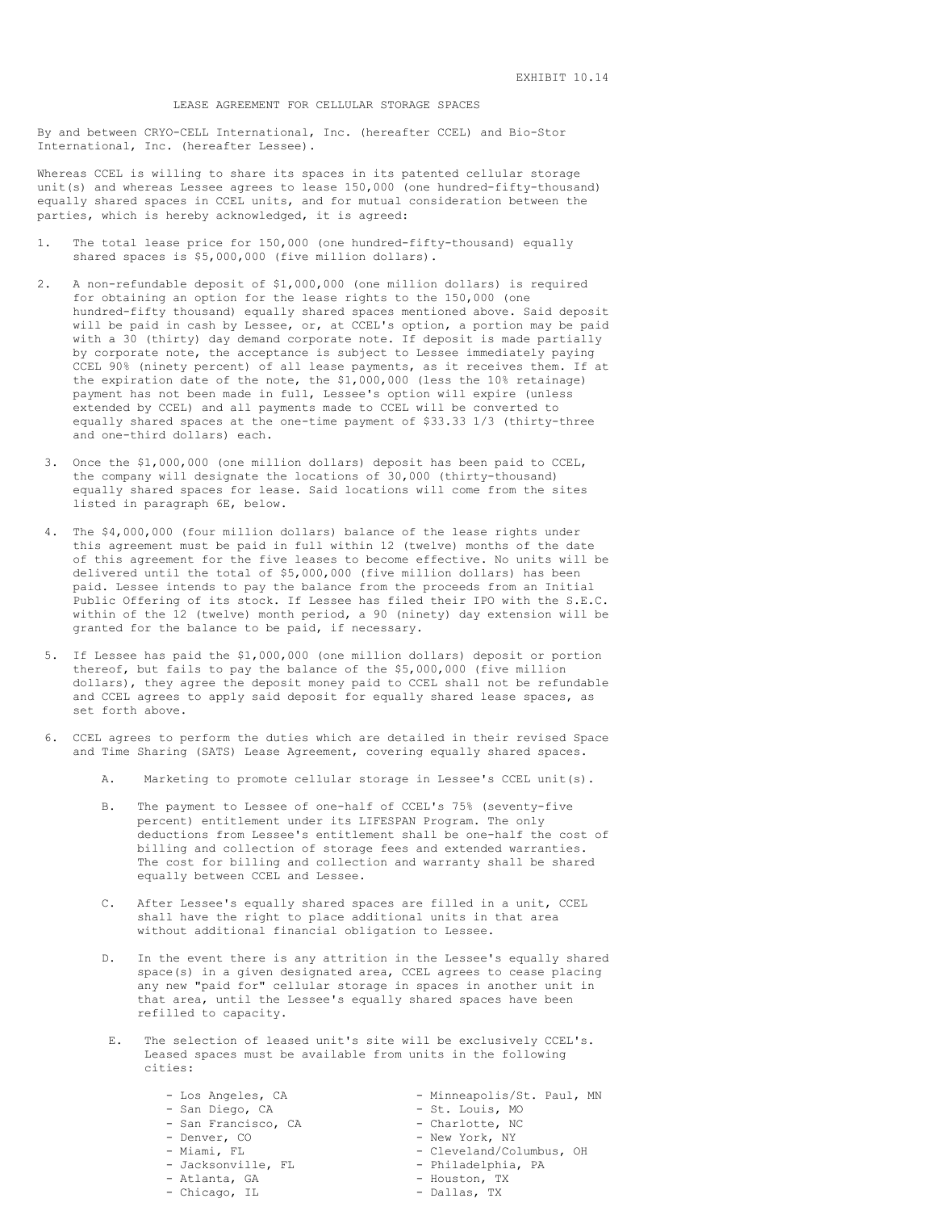EXHIBIT 10.14

# LEASE AGREEMENT FOR CELLULAR STORAGE SPACES

By and between CRYO-CELL International, Inc. (hereafter CCEL) and Bio-Stor International, Inc. (hereafter Lessee).

Whereas CCEL is willing to share its spaces in its patented cellular storage unit(s) and whereas Lessee agrees to lease 150,000 (one hundred-fifty-thousand) equally shared spaces in CCEL units, and for mutual consideration between the parties, which is hereby acknowledged, it is agreed:

1. The total lease price for 150,000 (one hundred-fifty-thousand) equally shared spaces is $5,000,000 (five million dollars).

2. A non-refundable deposit of $1,000,000 (one million dollars) is required for obtaining an option for the lease rights to the 150,000 (one hundred-fifty thousand) equally shared spaces mentioned above. Said deposit will be paid in cash by Lessee, or, at CCEL's option, a portion may be paid with a 30 (thirty) day demand corporate note. If deposit is made partially by corporate note, the acceptance is subject to Lessee immediately paying CCEL 90% (ninety percent) of all lease payments, as it receives them. If at the expiration date of the note, the $1,000,000 (less the 10% retainage) payment has not been made in full, Lessee's option will expire (unless extended by CCEL) and all payments made to CCEL will be converted to equally shared spaces at the one-time payment of $33.33 1/3 (thirty-three and one-third dollars) each.

3. Once the $1,000,000 (one million dollars) deposit has been paid to CCEL, the company will designate the locations of 30,000 (thirty-thousand) equally shared spaces for lease. Said locations will come from the sites listed in paragraph 6E, below.

4. The $4,000,000 (four million dollars) balance of the lease rights under this agreement must be paid in full within 12 (twelve) months of the date of this agreement for the five leases to become effective. No units will be delivered until the total of $5,000,000 (five million dollars) has been paid. Lessee intends to pay the balance from the proceeds from an Initial Public Offering of its stock. If Lessee has filed their IPO with the S.E.C. within of the 12 (twelve) month period, a 90 (ninety) day extension will be granted for the balance to be paid, if necessary.

5. If Lessee has paid the $1,000,000 (one million dollars) deposit or portion thereof, but fails to pay the balance of the $5,000,000 (five million dollars), they agree the deposit money paid to CCEL shall not be refundable and CCEL agrees to apply said deposit for equally shared lease spaces, as set forth above.

6. CCEL agrees to perform the duties which are detailed in their revised Space and Time Sharing (SATS) Lease Agreement, covering equally shared spaces.

   A. Marketing to promote cellular storage in Lessee's CCEL unit(s).

   B. The payment to Lessee of one-half of CCEL's 75% (seventy-five percent) entitlement under its LIFESPAN Program. The only deductions from Lessee's entitlement shall be one-half the cost of billing and collection of storage fees and extended warranties. The cost for billing and collection and warranty shall be shared equally between CCEL and Lessee.

   C. After Lessee's equally shared spaces are filled in a unit, CCEL shall have the right to place additional units in that area without additional financial obligation to Lessee.

   D. In the event there is any attrition in the Lessee's equally shared space(s) in a given designated area, CCEL agrees to cease placing any new "paid for" cellular storage in spaces in another unit in that area, until the Lessee's equally shared spaces have been refilled to capacity.

   E. The selection of leased unit's site will be exclusively CCEL's. Leased spaces must be available from units in the following cities:

      - Los Angeles, CA
      - San Diego, CA
      - San Francisco, CA
      - Denver, CO
      - Miami, FL
      - Jacksonville, FL
      - Atlanta, GA
      - Chicago, IL
      - Minneapolis/St. Paul, MN
      - St. Louis, MO
      - Charlotte, NC
      - New York, NY
      - Cleveland/Columbus, OH
      - Philadelphia, PA
      - Houston, TX
      - Dallas, TX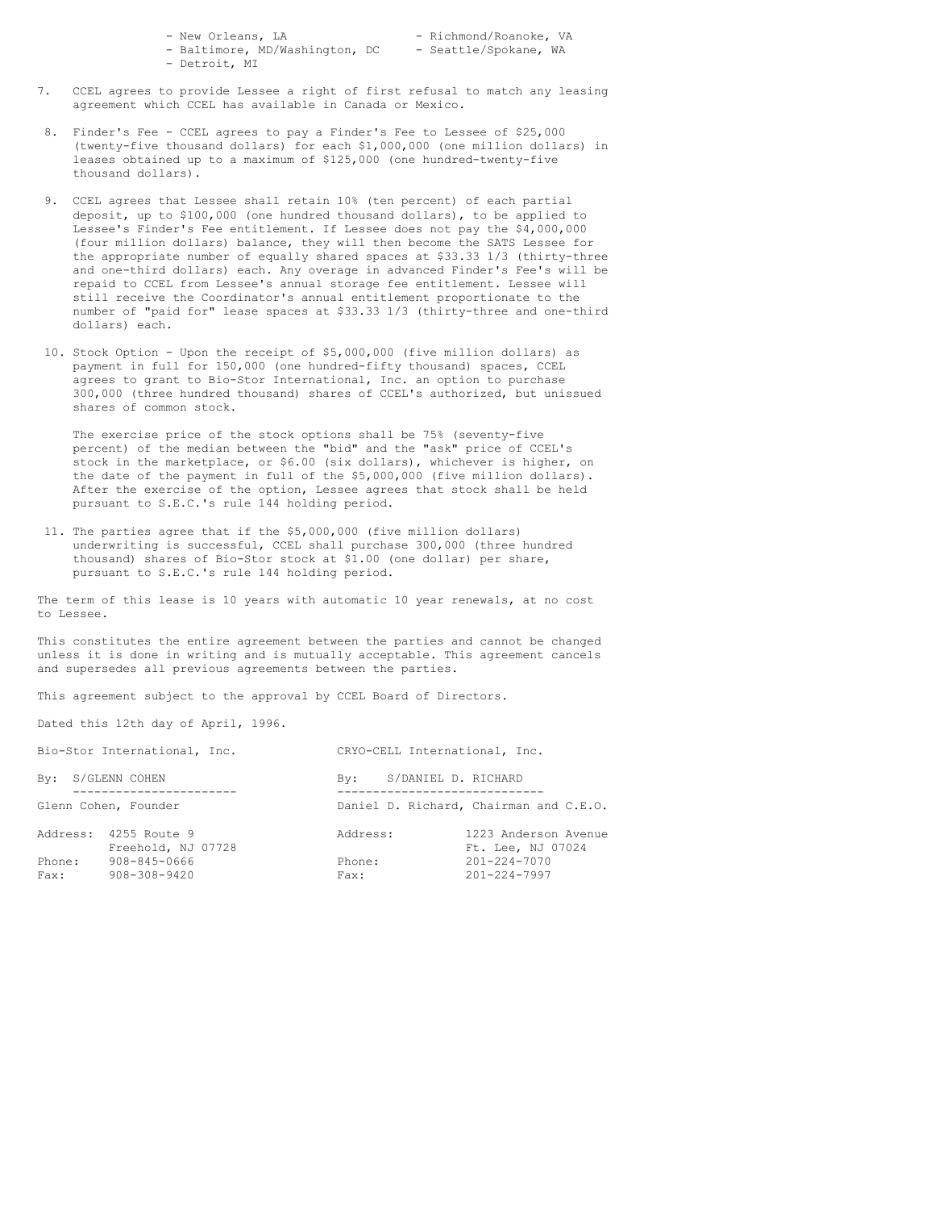- New Orleans, LA
- Baltimore, MD/Washington, DC
- Detroit, MI
- Richmond/Roanoke, VA
- Seattle/Spokane, WA

7. CCEL agrees to provide Lessee a right of first refusal to match any leasing agreement which CCEL has available in Canada or Mexico.

8. Finder's Fee - CCEL agrees to pay a Finder's Fee to Lessee of $25,000 (twenty-five thousand dollars) for each $1,000,000 (one million dollars) in leases obtained up to a maximum of $125,000 (one hundred-twenty-five thousand dollars).

9. CCEL agrees that Lessee shall retain 10% (ten percent) of each partial deposit, up to $100,000 (one hundred thousand dollars), to be applied to Lessee's Finder's Fee entitlement. If Lessee does not pay the $4,000,000 (four million dollars) balance, they will then become the SATS Lessee for the appropriate number of equally shared spaces at $33.33 1/3 (thirty-three and one-third dollars) each. Any overage in advanced Finder's Fee's will be repaid to CCEL from Lessee's annual storage fee entitlement. Lessee will still receive the Coordinator's annual entitlement proportionate to the number of "paid for" lease spaces at $33.33 1/3 (thirty-three and one-third dollars) each.

10. Stock Option - Upon the receipt of $5,000,000 (five million dollars) as payment in full for 150,000 (one hundred-fifty thousand) spaces, CCEL agrees to grant to Bio-Stor International, Inc. an option to purchase 300,000 (three hundred thousand) shares of CCEL's authorized, but unissued shares of common stock.

    The exercise price of the stock options shall be 75% (seventy-five percent) of the median between the "bid" and the "ask" price of CCEL's stock in the marketplace, or $6.00 (six dollars), whichever is higher, on the date of the payment in full of the $5,000,000 (five million dollars). After the exercise of the option, Lessee agrees that stock shall be held pursuant to S.E.C.'s rule 144 holding period.

11. The parties agree that if the $5,000,000 (five million dollars) underwriting is successful, CCEL shall purchase 300,000 (three hundred thousand) shares of Bio-Stor stock at $1.00 (one dollar) per share, pursuant to S.E.C.'s rule 144 holding period.

The term of this lease is 10 years with automatic 10 year renewals, at no cost to Lessee.

This constitutes the entire agreement between the parties and cannot be changed unless it is done in writing and is mutually acceptable. This agreement cancels and supersedes all previous agreements between the parties.

This agreement subject to the approval by CCEL Board of Directors.

Dated this 12th day of April, 1996.

| Bio-Stor International, Inc. | CRYO-CELL International, Inc. |
|---|---|
| By: S/GLENN COHEN | By: S/DANIEL D. RICHARD |
| Glenn Cohen, Founder | Daniel D. Richard, Chairman and C.E.O. |
| Address: 4255 Route 9, Freehold, NJ 07728 | Address: 1223 Anderson Avenue, Ft. Lee, NJ 07024 |
| Phone: 908-845-0666 | Phone: 201-224-7070 |
| Fax: 908-308-9420 | Fax: 201-224-7997 |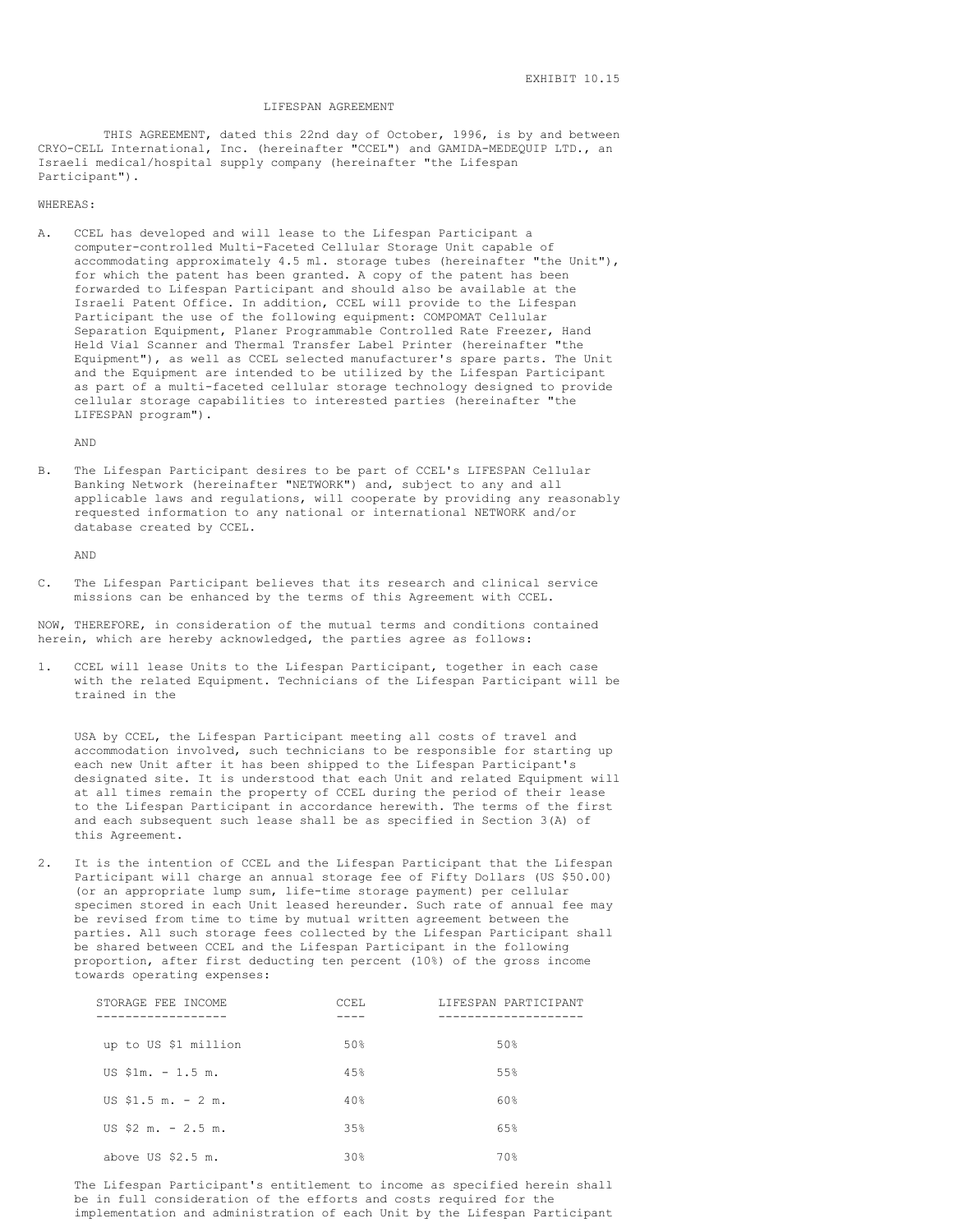EXHIBIT 10.15

# LIFESPAN AGREEMENT

THIS AGREEMENT, dated this 22nd day of October, 1996, is by and between CRYO-CELL International, Inc. (hereinafter "CCEL") and GAMIDA-MEDEQUIP LTD., an Israeli medical/hospital supply company (hereinafter "the Lifespan Participant").

WHEREAS:

A. CCEL has developed and will lease to the Lifespan Participant a computer-controlled Multi-Faceted Cellular Storage Unit capable of accommodating approximately 4.5 ml. storage tubes (hereinafter "the Unit"), for which the patent has been granted. A copy of the patent has been forwarded to Lifespan Participant and should also be available at the Israeli Patent Office. In addition, CCEL will provide to the Lifespan Participant the use of the following equipment: COMPOMAT Cellular Separation Equipment, Planer Programmable Controlled Rate Freezer, Hand Held Vial Scanner and Thermal Transfer Label Printer (hereinafter "the Equipment"), as well as CCEL selected manufacturer's spare parts. The Unit and the Equipment are intended to be utilized by the Lifespan Participant as part of a multi-faceted cellular storage technology designed to provide cellular storage capabilities to interested parties (hereinafter "the LIFESPAN program").

AND

B. The Lifespan Participant desires to be part of CCEL's LIFESPAN Cellular Banking Network (hereinafter "NETWORK") and, subject to any and all applicable laws and regulations, will cooperate by providing any reasonably requested information to any national or international NETWORK and/or database created by CCEL.

AND

C. The Lifespan Participant believes that its research and clinical service missions can be enhanced by the terms of this Agreement with CCEL.

NOW, THEREFORE, in consideration of the mutual terms and conditions contained herein, which are hereby acknowledged, the parties agree as follows:

1. CCEL will lease Units to the Lifespan Participant, together in each case with the related Equipment. Technicians of the Lifespan Participant will be trained in the USA by CCEL, the Lifespan Participant meeting all costs of travel and accommodation involved, such technicians to be responsible for starting up each new Unit after it has been shipped to the Lifespan Participant's designated site. It is understood that each Unit and related Equipment will at all times remain the property of CCEL during the period of their lease to the Lifespan Participant in accordance herewith. The terms of the first and each subsequent such lease shall be as specified in Section 3(A) of this Agreement.

2. It is the intention of CCEL and the Lifespan Participant that the Lifespan Participant will charge an annual storage fee of Fifty Dollars (US $50.00) (or an appropriate lump sum, life-time storage payment) per cellular specimen stored in each Unit leased hereunder. Such rate of annual fee may be revised from time to time by mutual written agreement between the parties. All such storage fees collected by the Lifespan Participant shall be shared between CCEL and the Lifespan Participant in the following proportion, after first deducting ten percent (10%) of the gross income towards operating expenses:

| STORAGE FEE INCOME | CCEL | LIFESPAN PARTICIPANT |
|---|---|---|
| up to US $1 million | 50% | 50% |
| US $1m. - 1.5 m. | 45% | 55% |
| US $1.5 m. - 2 m. | 40% | 60% |
| US $2 m. - 2.5 m. | 35% | 65% |
| above US $2.5 m. | 30% | 70% |

The Lifespan Participant's entitlement to income as specified herein shall be in full consideration of the efforts and costs required for the implementation and administration of each Unit by the Lifespan Participant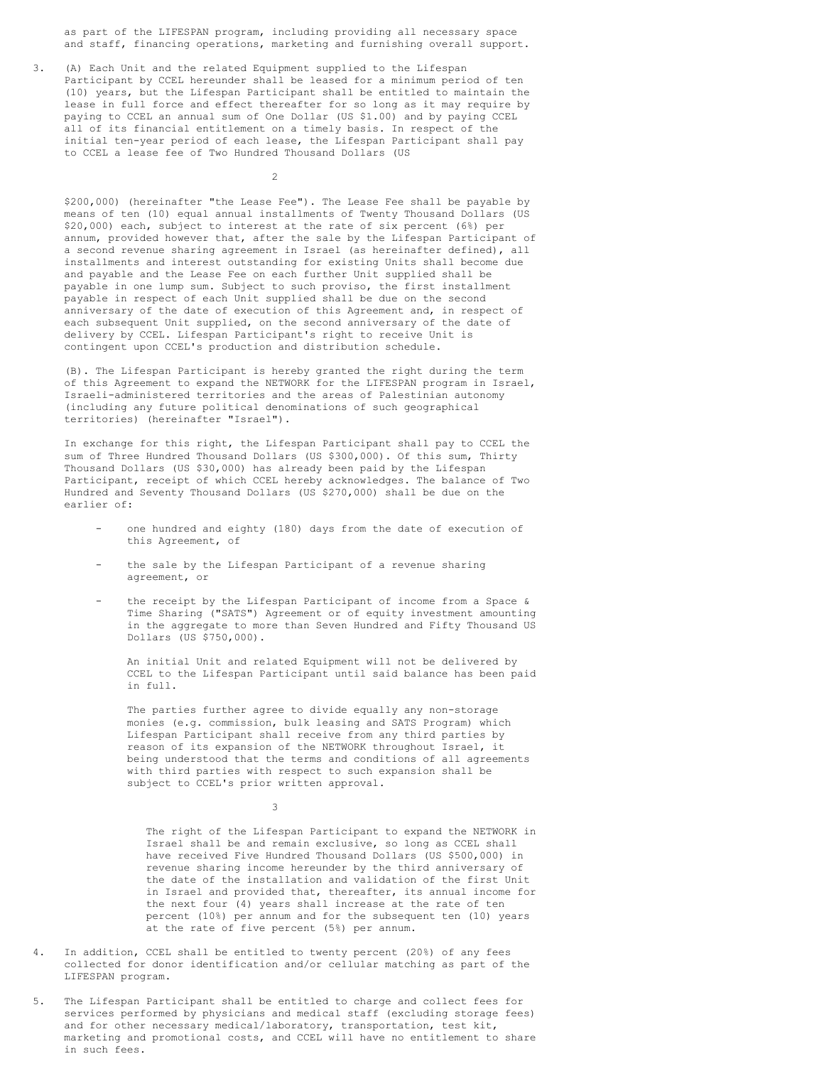as part of the LIFESPAN program, including providing all necessary space and staff, financing operations, marketing and furnishing overall support.

3. (A) Each Unit and the related Equipment supplied to the Lifespan Participant by CCEL hereunder shall be leased for a minimum period of ten (10) years, but the Lifespan Participant shall be entitled to maintain the lease in full force and effect thereafter for so long as it may require by paying to CCEL an annual sum of One Dollar (US $1.00) and by paying CCEL all of its financial entitlement on a timely basis. In respect of the initial ten-year period of each lease, the Lifespan Participant shall pay to CCEL a lease fee of Two Hundred Thousand Dollars (US $200,000) (hereinafter "the Lease Fee"). The Lease Fee shall be payable by means of ten (10) equal annual installments of Twenty Thousand Dollars (US $20,000) each, subject to interest at the rate of six percent (6%) per annum, provided however that, after the sale by the Lifespan Participant of a second revenue sharing agreement in Israel (as hereinafter defined), all installments and interest outstanding for existing Units shall become due and payable and the Lease Fee on each further Unit supplied shall be payable in one lump sum. Subject to such proviso, the first installment payable in respect of each Unit supplied shall be due on the second anniversary of the date of execution of this Agreement and, in respect of each subsequent Unit supplied, on the second anniversary of the date of delivery by CCEL. Lifespan Participant's right to receive Unit is contingent upon CCEL's production and distribution schedule.

   (B). The Lifespan Participant is hereby granted the right during the term of this Agreement to expand the NETWORK for the LIFESPAN program in Israel, Israeli-administered territories and the areas of Palestinian autonomy (including any future political denominations of such geographical territories) (hereinafter "Israel").

   In exchange for this right, the Lifespan Participant shall pay to CCEL the sum of Three Hundred Thousand Dollars (US $300,000). Of this sum, Thirty Thousand Dollars (US $30,000) has already been paid by the Lifespan Participant, receipt of which CCEL hereby acknowledges. The balance of Two Hundred and Seventy Thousand Dollars (US $270,000) shall be due on the earlier of:

   - one hundred and eighty (180) days from the date of execution of this Agreement, of

   - the sale by the Lifespan Participant of a revenue sharing agreement, or

   - the receipt by the Lifespan Participant of income from a Space & Time Sharing ("SATS") Agreement or of equity investment amounting in the aggregate to more than Seven Hundred and Fifty Thousand US Dollars (US $750,000).

     An initial Unit and related Equipment will not be delivered by CCEL to the Lifespan Participant until said balance has been paid in full.

     The parties further agree to divide equally any non-storage monies (e.g. commission, bulk leasing and SATS Program) which Lifespan Participant shall receive from any third parties by reason of its expansion of the NETWORK throughout Israel, it being understood that the terms and conditions of all agreements with third parties with respect to such expansion shall be subject to CCEL's prior written approval.

     The right of the Lifespan Participant to expand the NETWORK in Israel shall be and remain exclusive, so long as CCEL shall have received Five Hundred Thousand Dollars (US $500,000) in revenue sharing income hereunder by the third anniversary of the date of the installation and validation of the first Unit in Israel and provided that, thereafter, its annual income for the next four (4) years shall increase at the rate of ten percent (10%) per annum and for the subsequent ten (10) years at the rate of five percent (5%) per annum.

4. In addition, CCEL shall be entitled to twenty percent (20%) of any fees collected for donor identification and/or cellular matching as part of the LIFESPAN program.

5. The Lifespan Participant shall be entitled to charge and collect fees for services performed by physicians and medical staff (excluding storage fees) and for other necessary medical/laboratory, transportation, test kit, marketing and promotional costs, and CCEL will have no entitlement to share in such fees.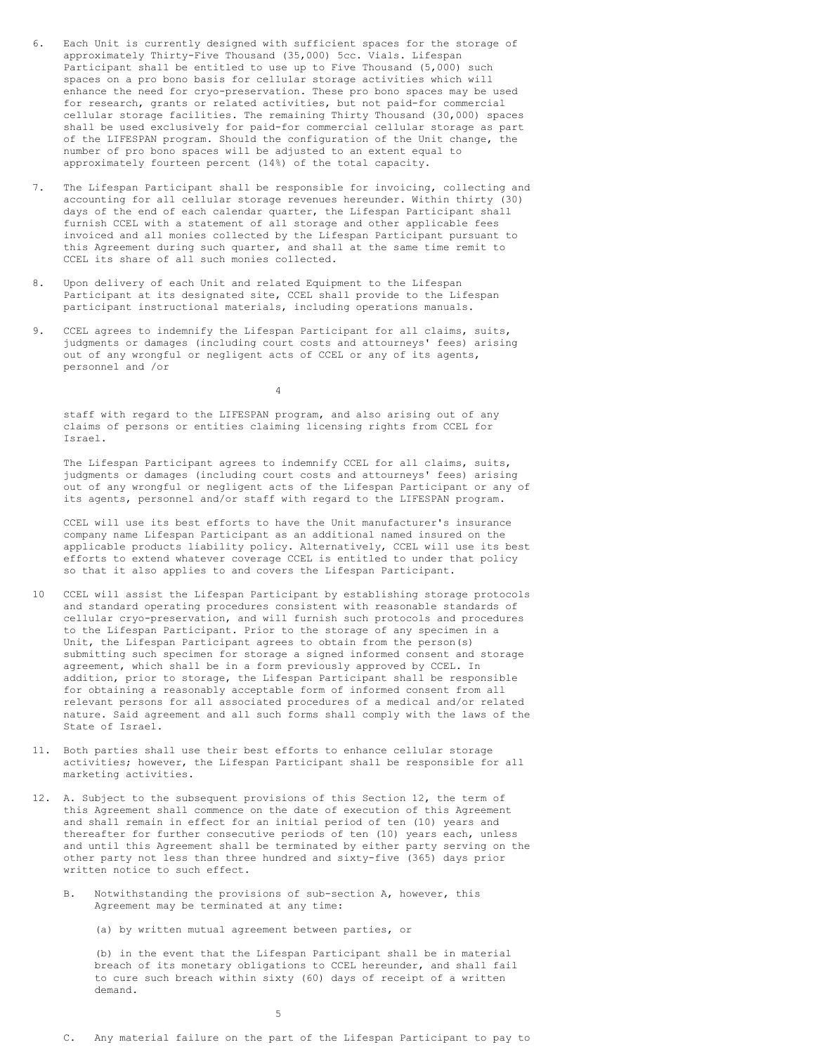6. Each Unit is currently designed with sufficient spaces for the storage of approximately Thirty-Five Thousand (35,000) 5cc. Vials. Lifespan Participant shall be entitled to use up to Five Thousand (5,000) such spaces on a pro bono basis for cellular storage activities which will enhance the need for cryo-preservation. These pro bono spaces may be used for research, grants or related activities, but not paid-for commercial cellular storage facilities. The remaining Thirty Thousand (30,000) spaces shall be used exclusively for paid-for commercial cellular storage as part of the LIFESPAN program. Should the configuration of the Unit change, the number of pro bono spaces will be adjusted to an extent equal to approximately fourteen percent (14%) of the total capacity.

7. The Lifespan Participant shall be responsible for invoicing, collecting and accounting for all cellular storage revenues hereunder. Within thirty (30) days of the end of each calendar quarter, the Lifespan Participant shall furnish CCEL with a statement of all storage and other applicable fees invoiced and all monies collected by the Lifespan Participant pursuant to this Agreement during such quarter, and shall at the same time remit to CCEL its share of all such monies collected.

8. Upon delivery of each Unit and related Equipment to the Lifespan Participant at its designated site, CCEL shall provide to the Lifespan participant instructional materials, including operations manuals.

9. CCEL agrees to indemnify the Lifespan Participant for all claims, suits, judgments or damages (including court costs and attourneys' fees) arising out of any wrongful or negligent acts of CCEL or any of its agents, personnel and /or staff with regard to the LIFESPAN program, and also arising out of any claims of persons or entities claiming licensing rights from CCEL for Israel.

   The Lifespan Participant agrees to indemnify CCEL for all claims, suits, judgments or damages (including court costs and attourneys' fees) arising out of any wrongful or negligent acts of the Lifespan Participant or any of its agents, personnel and/or staff with regard to the LIFESPAN program.

   CCEL will use its best efforts to have the Unit manufacturer's insurance company name Lifespan Participant as an additional named insured on the applicable products liability policy. Alternatively, CCEL will use its best efforts to extend whatever coverage CCEL is entitled to under that policy so that it also applies to and covers the Lifespan Participant.

10 CCEL will assist the Lifespan Participant by establishing storage protocols and standard operating procedures consistent with reasonable standards of cellular cryo-preservation, and will furnish such protocols and procedures to the Lifespan Participant. Prior to the storage of any specimen in a Unit, the Lifespan Participant agrees to obtain from the person(s) submitting such specimen for storage a signed informed consent and storage agreement, which shall be in a form previously approved by CCEL. In addition, prior to storage, the Lifespan Participant shall be responsible for obtaining a reasonably acceptable form of informed consent from all relevant persons for all associated procedures of a medical and/or related nature. Said agreement and all such forms shall comply with the laws of the State of Israel.

11. Both parties shall use their best efforts to enhance cellular storage activities; however, the Lifespan Participant shall be responsible for all marketing activities.

12. A. Subject to the subsequent provisions of this Section 12, the term of this Agreement shall commence on the date of execution of this Agreement and shall remain in effect for an initial period of ten (10) years and thereafter for further consecutive periods of ten (10) years each, unless and until this Agreement shall be terminated by either party serving on the other party not less than three hundred and sixty-five (365) days prior written notice to such effect.

    B. Notwithstanding the provisions of sub-section A, however, this Agreement may be terminated at any time:

       (a) by written mutual agreement between parties, or

       (b) in the event that the Lifespan Participant shall be in material breach of its monetary obligations to CCEL hereunder, and shall fail to cure such breach within sixty (60) days of receipt of a written demand.

    C. Any material failure on the part of the Lifespan Participant to pay to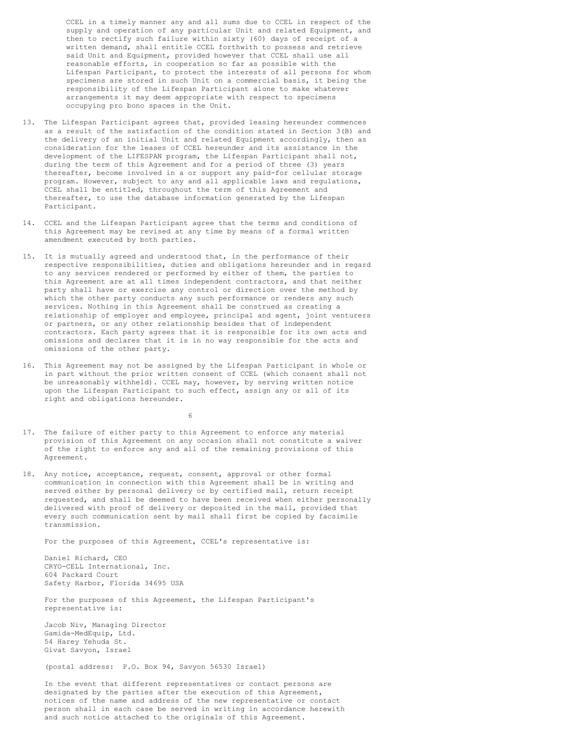CCEL in a timely manner any and all sums due to CCEL in respect of the supply and operation of any particular Unit and related Equipment, and then to rectify such failure within sixty (60) days of receipt of a written demand, shall entitle CCEL forthwith to possess and retrieve said Unit and Equipment, provided however that CCEL shall use all reasonable efforts, in cooperation so far as possible with the Lifespan Participant, to protect the interests of all persons for whom specimens are stored in such Unit on a commercial basis, it being the responsibility of the Lifespan Participant alone to make whatever arrangements it may deem appropriate with respect to specimens occupying pro bono spaces in the Unit.

13. The Lifespan Participant agrees that, provided leasing hereunder commences as a result of the satisfaction of the condition stated in Section 3(B) and the delivery of an initial Unit and related Equipment accordingly, then as consideration for the leases of CCEL hereunder and its assistance in the development of the LIFESPAN program, the Lifespan Participant shall not, during the term of this Agreement and for a period of three (3) years thereafter, become involved in a or support any paid-for cellular storage program. However, subject to any and all applicable laws and regulations, CCEL shall be entitled, throughout the term of this Agreement and thereafter, to use the database information generated by the Lifespan Participant.

14. CCEL and the Lifespan Participant agree that the terms and conditions of this Agreement may be revised at any time by means of a formal written amendment executed by both parties.

15. It is mutually agreed and understood that, in the performance of their respective responsibilities, duties and obligations hereunder and in regard to any services rendered or performed by either of them, the parties to this Agreement are at all times independent contractors, and that neither party shall have or exercise any control or direction over the method by which the other party conducts any such performance or renders any such services. Nothing in this Agreement shall be construed as creating a relationship of employer and employee, principal and agent, joint venturers or partners, or any other relationship besides that of independent contractors. Each party agrees that it is responsible for its own acts and omissions and declares that it is in no way responsible for the acts and omissions of the other party.

16. This Agreement may not be assigned by the Lifespan Participant in whole or in part without the prior written consent of CCEL (which consent shall not be unreasonably withheld). CCEL may, however, by serving written notice upon the Lifespan Participant to such effect, assign any or all of its right and obligations hereunder.

17. The failure of either party to this Agreement to enforce any material provision of this Agreement on any occasion shall not constitute a waiver of the right to enforce any and all of the remaining provisions of this Agreement.

18. Any notice, acceptance, request, consent, approval or other formal communication in connection with this Agreement shall be in writing and served either by personal delivery or by certified mail, return receipt requested, and shall be deemed to have been received when either personally delivered with proof of delivery or deposited in the mail, provided that every such communication sent by mail shall first be copied by facsimile transmission.

    For the purposes of this Agreement, CCEL's representative is:

    Daniel Richard, CEO
    CRYO-CELL International, Inc.
    604 Packard Court
    Safety Harbor, Florida 34695 USA

    For the purposes of this Agreement, the Lifespan Participant's representative is:

    Jacob Niv, Managing Director
    Gamida-MedEquip, Ltd.
    54 Harey Yehuda St.
    Givat Savyon, Israel

    (postal address: P.O. Box 94, Savyon 56530 Israel)

    In the event that different representatives or contact persons are designated by the parties after the execution of this Agreement, notices of the name and address of the new representative or contact person shall in each case be served in writing in accordance herewith and such notice attached to the originals of this Agreement.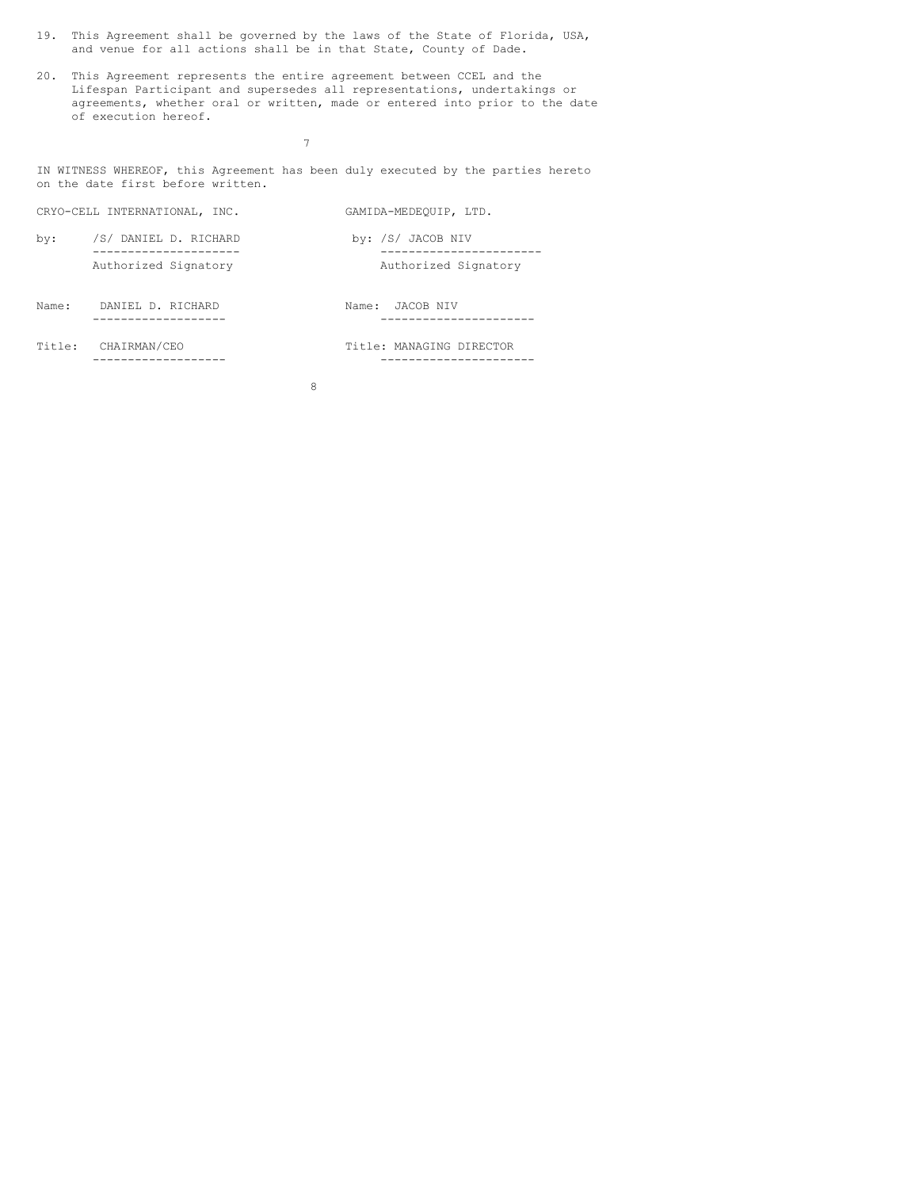19. This Agreement shall be governed by the laws of the State of Florida, USA, and venue for all actions shall be in that State, County of Dade.

20. This Agreement represents the entire agreement between CCEL and the Lifespan Participant and supersedes all representations, undertakings or agreements, whether oral or written, made or entered into prior to the date of execution hereof.

IN WITNESS WHEREOF, this Agreement has been duly executed by the parties hereto on the date first before written.

| CRYO-CELL INTERNATIONAL, INC. | GAMIDA-MEDEQUIP, LTD. |
|---|---|
| by: /S/ DANIEL D. RICHARD | by: /S/ JACOB NIV |
| Authorized Signatory | Authorized Signatory |
| Name: DANIEL D. RICHARD | Name: JACOB NIV |
| Title: CHAIRMAN/CEO | Title: MANAGING DIRECTOR |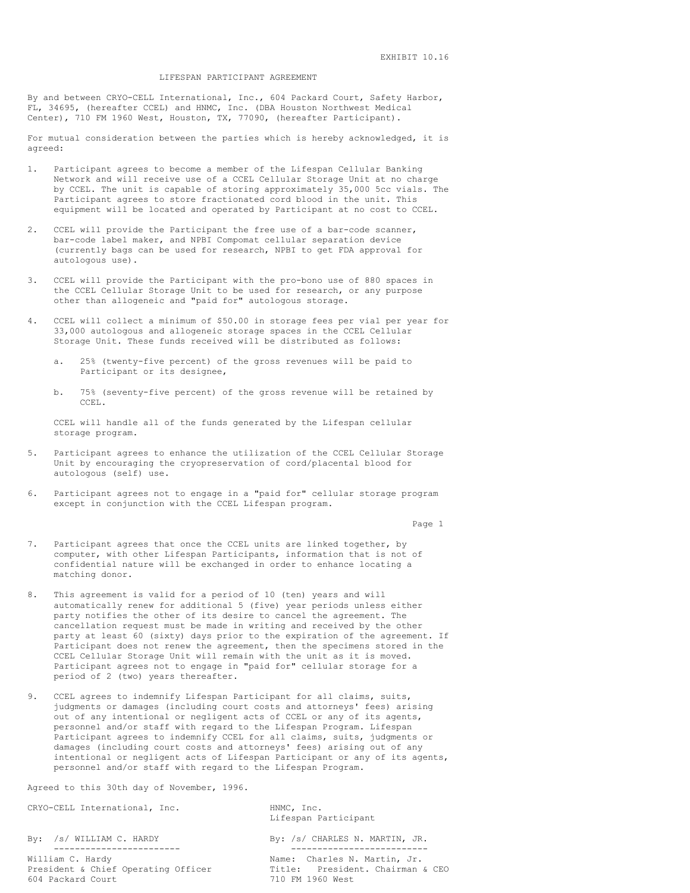EXHIBIT 10.16

# LIFESPAN PARTICIPANT AGREEMENT

By and between CRYO-CELL International, Inc., 604 Packard Court, Safety Harbor, FL, 34695, (hereafter CCEL) and HNMC, Inc. (DBA Houston Northwest Medical Center), 710 FM 1960 West, Houston, TX, 77090, (hereafter Participant).

For mutual consideration between the parties which is hereby acknowledged, it is agreed:

1. Participant agrees to become a member of the Lifespan Cellular Banking Network and will receive use of a CCEL Cellular Storage Unit at no charge by CCEL. The unit is capable of storing approximately 35,000 5cc vials. The Participant agrees to store fractionated cord blood in the unit. This equipment will be located and operated by Participant at no cost to CCEL.

2. CCEL will provide the Participant the free use of a bar-code scanner, bar-code label maker, and NPBI Compomat cellular separation device (currently bags can be used for research, NPBI to get FDA approval for autologous use).

3. CCEL will provide the Participant with the pro-bono use of 880 spaces in the CCEL Cellular Storage Unit to be used for research, or any purpose other than allogeneic and "paid for" autologous storage.

4. CCEL will collect a minimum of $50.00 in storage fees per vial per year for 33,000 autologous and allogeneic storage spaces in the CCEL Cellular Storage Unit. These funds received will be distributed as follows:

   a. 25% (twenty-five percent) of the gross revenues will be paid to Participant or its designee,

   b. 75% (seventy-five percent) of the gross revenue will be retained by CCEL.

   CCEL will handle all of the funds generated by the Lifespan cellular storage program.

5. Participant agrees to enhance the utilization of the CCEL Cellular Storage Unit by encouraging the cryopreservation of cord/placental blood for autologous (self) use.

6. Participant agrees not to engage in a "paid for" cellular storage program except in conjunction with the CCEL Lifespan program.

7. Participant agrees that once the CCEL units are linked together, by computer, with other Lifespan Participants, information that is not of confidential nature will be exchanged in order to enhance locating a matching donor.

8. This agreement is valid for a period of 10 (ten) years and will automatically renew for additional 5 (five) year periods unless either party notifies the other of its desire to cancel the agreement. The cancellation request must be made in writing and received by the other party at least 60 (sixty) days prior to the expiration of the agreement. If Participant does not renew the agreement, then the specimens stored in the CCEL Cellular Storage Unit will remain with the unit as it is moved. Participant agrees not to engage in "paid for" cellular storage for a period of 2 (two) years thereafter.

9. CCEL agrees to indemnify Lifespan Participant for all claims, suits, judgments or damages (including court costs and attorneys' fees) arising out of any intentional or negligent acts of CCEL or any of its agents, personnel and/or staff with regard to the Lifespan Program. Lifespan Participant agrees to indemnify CCEL for all claims, suits, judgments or damages (including court costs and attorneys' fees) arising out of any intentional or negligent acts of Lifespan Participant or any of its agents, personnel and/or staff with regard to the Lifespan Program.

Agreed to this 30th day of November, 1996.

| CRYO-CELL International, Inc. | HNMC, Inc.<br>Lifespan Participant |
|---|---|
| By: /s/ WILLIAM C. HARDY | By: /s/ CHARLES N. MARTIN, JR. |
| William C. Hardy<br>President & Chief Operating Officer<br>604 Packard Court | Name: Charles N. Martin, Jr.<br>Title: President. Chairman & CEO<br>710 FM 1960 West |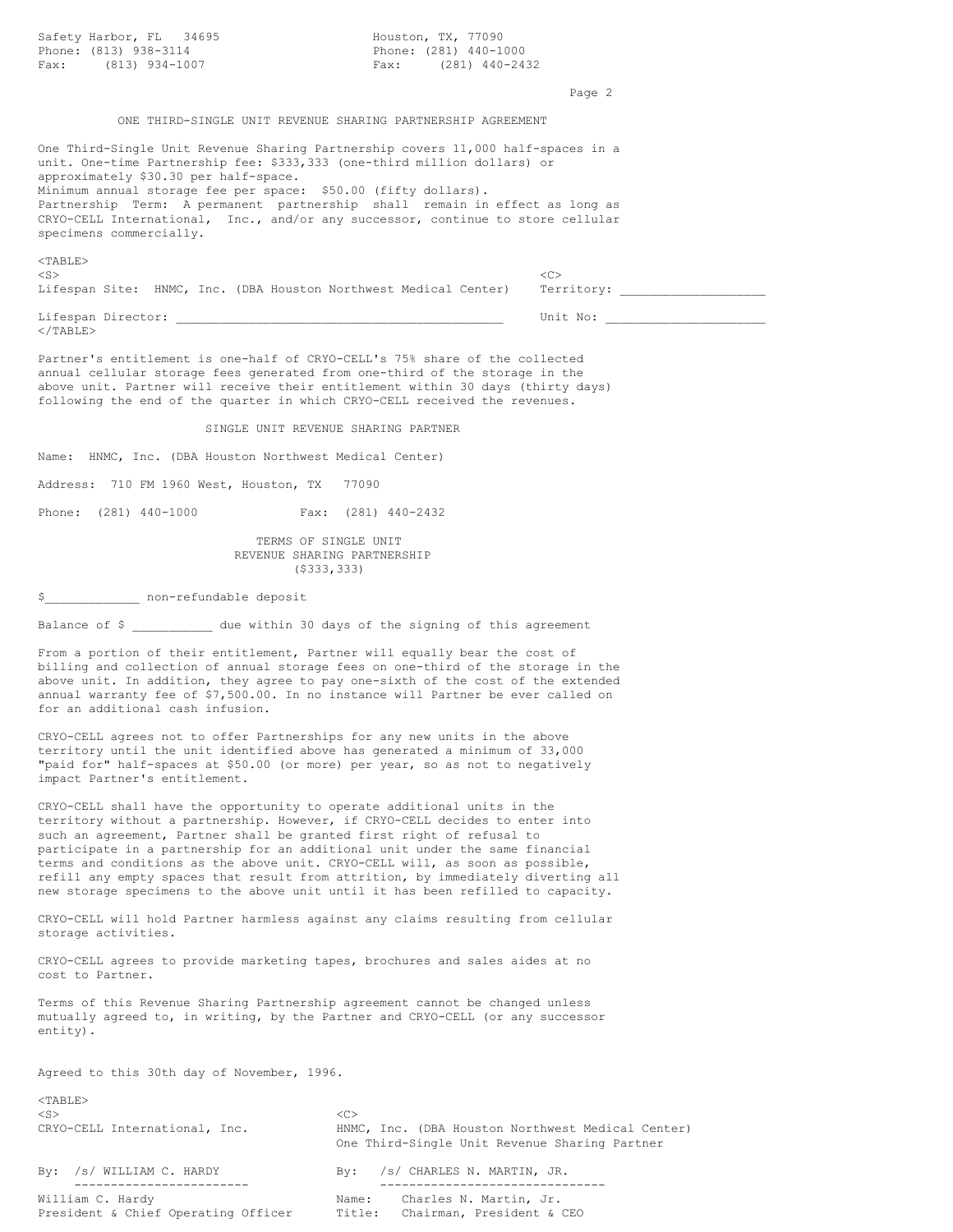Safety Harbor, FL 34695
Phone: (813) 938-3114
Fax: (813) 934-1007

Houston, TX, 77090
Phone: (281) 440-1000
Fax: (281) 440-2432

## ONE THIRD-SINGLE UNIT REVENUE SHARING PARTNERSHIP AGREEMENT

One Third-Single Unit Revenue Sharing Partnership covers 11,000 half-spaces in a unit. One-time Partnership fee: $333,333 (one-third million dollars) or approximately $30.30 per half-space.
Minimum annual storage fee per space: $50.00 (fifty dollars).
Partnership Term: A permanent partnership shall remain in effect as long as CRYO-CELL International, Inc., and/or any successor, continue to store cellular specimens commercially.

| | |
|---|---|
| Lifespan Site: HNMC, Inc. (DBA Houston Northwest Medical Center) | Territory: ___________________ |
| Lifespan Director: _____________________________________________ | Unit No: _____________________ |

Partner's entitlement is one-half of CRYO-CELL's 75% share of the collected annual cellular storage fees generated from one-third of the storage in the above unit. Partner will receive their entitlement within 30 days (thirty days) following the end of the quarter in which CRYO-CELL received the revenues.

### SINGLE UNIT REVENUE SHARING PARTNER

Name: HNMC, Inc. (DBA Houston Northwest Medical Center)

Address: 710 FM 1960 West, Houston, TX 77090

Phone: (281) 440-1000 Fax: (281) 440-2432

### TERMS OF SINGLE UNIT REVENUE SHARING PARTNERSHIP ($333,333)

$____________ non-refundable deposit

Balance of $ __________ due within 30 days of the signing of this agreement

From a portion of their entitlement, Partner will equally bear the cost of billing and collection of annual storage fees on one-third of the storage in the above unit. In addition, they agree to pay one-sixth of the cost of the extended annual warranty fee of $7,500.00. In no instance will Partner be ever called on for an additional cash infusion.

CRYO-CELL agrees not to offer Partnerships for any new units in the above territory until the unit identified above has generated a minimum of 33,000 "paid for" half-spaces at $50.00 (or more) per year, so as not to negatively impact Partner's entitlement.

CRYO-CELL shall have the opportunity to operate additional units in the territory without a partnership. However, if CRYO-CELL decides to enter into such an agreement, Partner shall be granted first right of refusal to participate in a partnership for an additional unit under the same financial terms and conditions as the above unit. CRYO-CELL will, as soon as possible, refill any empty spaces that result from attrition, by immediately diverting all new storage specimens to the above unit until it has been refilled to capacity.

CRYO-CELL will hold Partner harmless against any claims resulting from cellular storage activities.

CRYO-CELL agrees to provide marketing tapes, brochures and sales aides at no cost to Partner.

Terms of this Revenue Sharing Partnership agreement cannot be changed unless mutually agreed to, in writing, by the Partner and CRYO-CELL (or any successor entity).

Agreed to this 30th day of November, 1996.

| | |
|---|---|
| CRYO-CELL International, Inc. | HNMC, Inc. (DBA Houston Northwest Medical Center) One Third-Single Unit Revenue Sharing Partner |
| By: /s/ WILLIAM C. HARDY | By: /s/ CHARLES N. MARTIN, JR. |
| William C. Hardy | Name: Charles N. Martin, Jr. |
| President & Chief Operating Officer | Title: Chairman, President & CEO |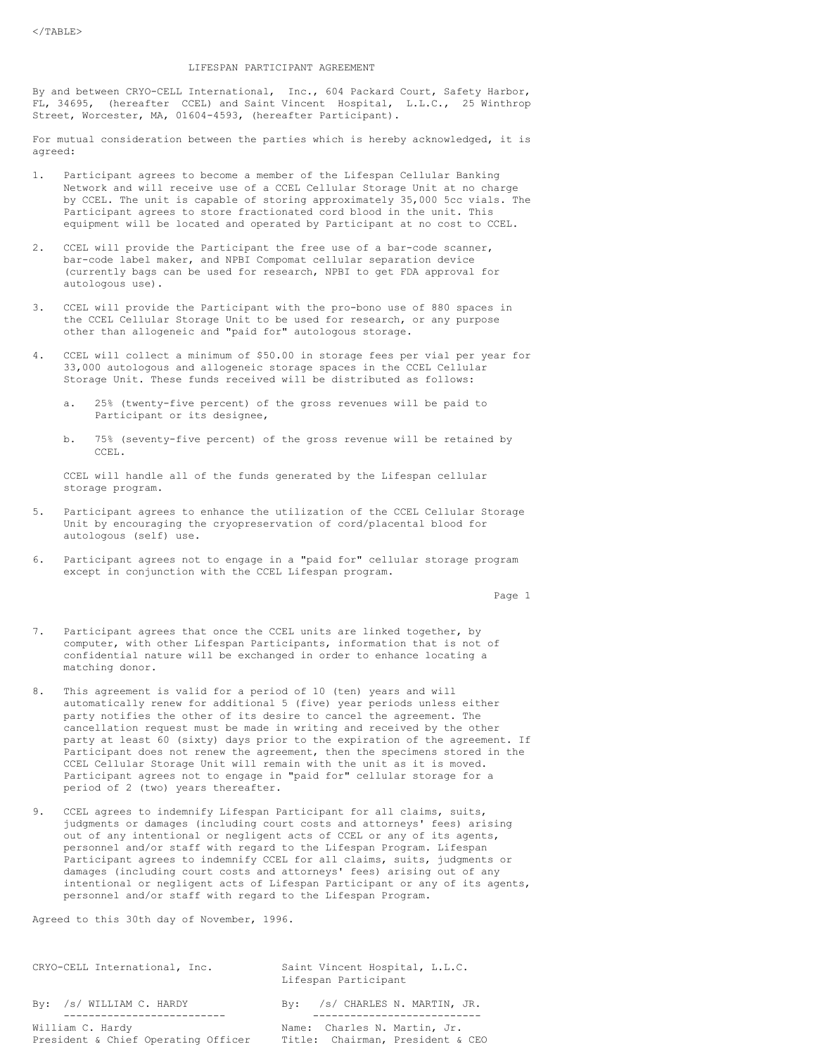</TABLE>

# LIFESPAN PARTICIPANT AGREEMENT

By and between CRYO-CELL International, Inc., 604 Packard Court, Safety Harbor, FL, 34695, (hereafter CCEL) and Saint Vincent Hospital, L.L.C., 25 Winthrop Street, Worcester, MA, 01604-4593, (hereafter Participant).

For mutual consideration between the parties which is hereby acknowledged, it is agreed:

1. Participant agrees to become a member of the Lifespan Cellular Banking Network and will receive use of a CCEL Cellular Storage Unit at no charge by CCEL. The unit is capable of storing approximately 35,000 5cc vials. The Participant agrees to store fractionated cord blood in the unit. This equipment will be located and operated by Participant at no cost to CCEL.

2. CCEL will provide the Participant the free use of a bar-code scanner, bar-code label maker, and NPBI Compomat cellular separation device (currently bags can be used for research, NPBI to get FDA approval for autologous use).

3. CCEL will provide the Participant with the pro-bono use of 880 spaces in the CCEL Cellular Storage Unit to be used for research, or any purpose other than allogeneic and "paid for" autologous storage.

4. CCEL will collect a minimum of $50.00 in storage fees per vial per year for 33,000 autologous and allogeneic storage spaces in the CCEL Cellular Storage Unit. These funds received will be distributed as follows:

   a. 25% (twenty-five percent) of the gross revenues will be paid to Participant or its designee,

   b. 75% (seventy-five percent) of the gross revenue will be retained by CCEL.

   CCEL will handle all of the funds generated by the Lifespan cellular storage program.

5. Participant agrees to enhance the utilization of the CCEL Cellular Storage Unit by encouraging the cryopreservation of cord/placental blood for autologous (self) use.

6. Participant agrees not to engage in a "paid for" cellular storage program except in conjunction with the CCEL Lifespan program.

7. Participant agrees that once the CCEL units are linked together, by computer, with other Lifespan Participants, information that is not of confidential nature will be exchanged in order to enhance locating a matching donor.

8. This agreement is valid for a period of 10 (ten) years and will automatically renew for additional 5 (five) year periods unless either party notifies the other of its desire to cancel the agreement. The cancellation request must be made in writing and received by the other party at least 60 (sixty) days prior to the expiration of the agreement. If Participant does not renew the agreement, then the specimens stored in the CCEL Cellular Storage Unit will remain with the unit as it is moved. Participant agrees not to engage in "paid for" cellular storage for a period of 2 (two) years thereafter.

9. CCEL agrees to indemnify Lifespan Participant for all claims, suits, judgments or damages (including court costs and attorneys' fees) arising out of any intentional or negligent acts of CCEL or any of its agents, personnel and/or staff with regard to the Lifespan Program. Lifespan Participant agrees to indemnify CCEL for all claims, suits, judgments or damages (including court costs and attorneys' fees) arising out of any intentional or negligent acts of Lifespan Participant or any of its agents, personnel and/or staff with regard to the Lifespan Program.

Agreed to this 30th day of November, 1996.

| CRYO-CELL International, Inc. | Saint Vincent Hospital, L.L.C. Lifespan Participant |
|---|---|
| By: /s/ WILLIAM C. HARDY | By: /s/ CHARLES N. MARTIN, JR. |
| William C. Hardy | Name: Charles N. Martin, Jr. |
| President & Chief Operating Officer | Title: Chairman, President & CEO |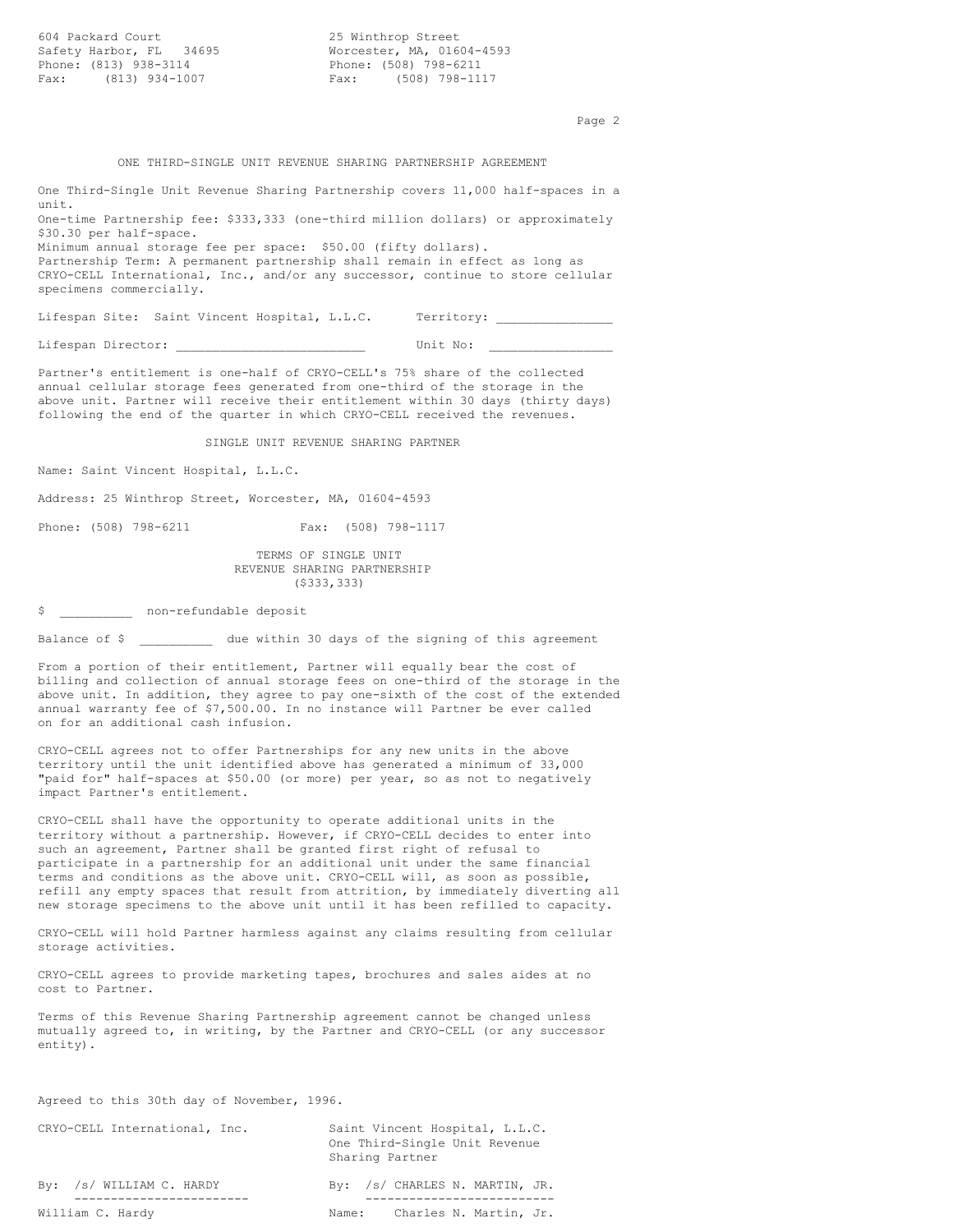| | |
|---|---|
| 604 Packard Court | 25 Winthrop Street |
| Safety Harbor, FL 34695 | Worcester, MA, 01604-4593 |
| Phone: (813) 938-3114 | Phone: (508) 798-6211 |
| Fax: (813) 934-1007 | Fax: (508) 798-1117 |

## ONE THIRD-SINGLE UNIT REVENUE SHARING PARTNERSHIP AGREEMENT

One Third-Single Unit Revenue Sharing Partnership covers 11,000 half-spaces in a unit.
One-time Partnership fee: $333,333 (one-third million dollars) or approximately $30.30 per half-space.
Minimum annual storage fee per space: $50.00 (fifty dollars).
Partnership Term: A permanent partnership shall remain in effect as long as CRYO-CELL International, Inc., and/or any successor, continue to store cellular specimens commercially.

Lifespan Site: Saint Vincent Hospital, L.L.C. Territory: _______________

Lifespan Director: _________________________ Unit No: ________________

Partner's entitlement is one-half of CRYO-CELL's 75% share of the collected annual cellular storage fees generated from one-third of the storage in the above unit. Partner will receive their entitlement within 30 days (thirty days) following the end of the quarter in which CRYO-CELL received the revenues.

### SINGLE UNIT REVENUE SHARING PARTNER

Name: Saint Vincent Hospital, L.L.C.

Address: 25 Winthrop Street, Worcester, MA, 01604-4593

Phone: (508) 798-6211 Fax: (508) 798-1117

### TERMS OF SINGLE UNIT REVENUE SHARING PARTNERSHIP ($333,333)

$ __________ non-refundable deposit

Balance of $ __________ due within 30 days of the signing of this agreement

From a portion of their entitlement, Partner will equally bear the cost of billing and collection of annual storage fees on one-third of the storage in the above unit. In addition, they agree to pay one-sixth of the cost of the extended annual warranty fee of $7,500.00. In no instance will Partner be ever called on for an additional cash infusion.

CRYO-CELL agrees not to offer Partnerships for any new units in the above territory until the unit identified above has generated a minimum of 33,000 "paid for" half-spaces at $50.00 (or more) per year, so as not to negatively impact Partner's entitlement.

CRYO-CELL shall have the opportunity to operate additional units in the territory without a partnership. However, if CRYO-CELL decides to enter into such an agreement, Partner shall be granted first right of refusal to participate in a partnership for an additional unit under the same financial terms and conditions as the above unit. CRYO-CELL will, as soon as possible, refill any empty spaces that result from attrition, by immediately diverting all new storage specimens to the above unit until it has been refilled to capacity.

CRYO-CELL will hold Partner harmless against any claims resulting from cellular storage activities.

CRYO-CELL agrees to provide marketing tapes, brochures and sales aides at no cost to Partner.

Terms of this Revenue Sharing Partnership agreement cannot be changed unless mutually agreed to, in writing, by the Partner and CRYO-CELL (or any successor entity).

Agreed to this 30th day of November, 1996.

| | |
|---|---|
| CRYO-CELL International, Inc. | Saint Vincent Hospital, L.L.C. One Third-Single Unit Revenue Sharing Partner |
| By: /s/ WILLIAM C. HARDY | By: /s/ CHARLES N. MARTIN, JR. |
| William C. Hardy | Name: Charles N. Martin, Jr. |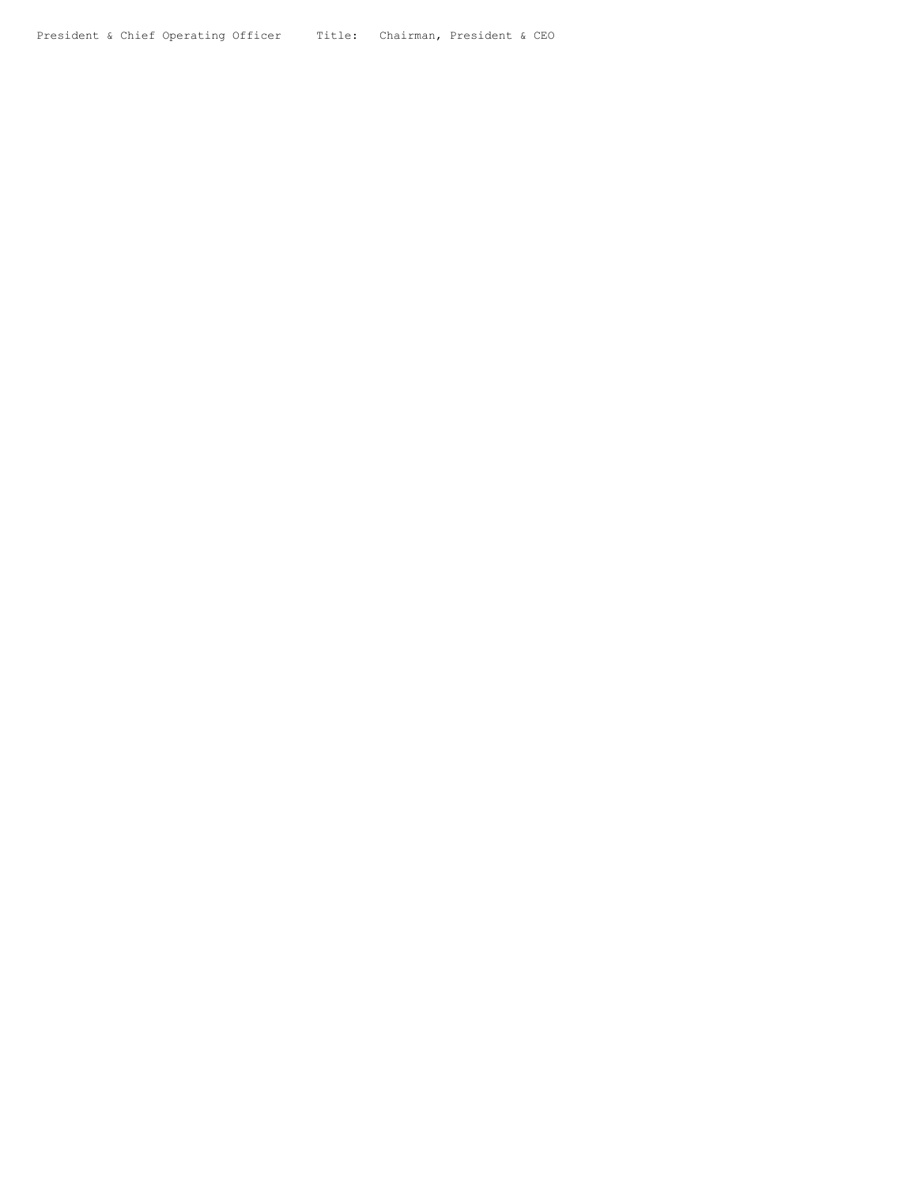President & Chief Operating Officer     Title:  Chairman, President & CEO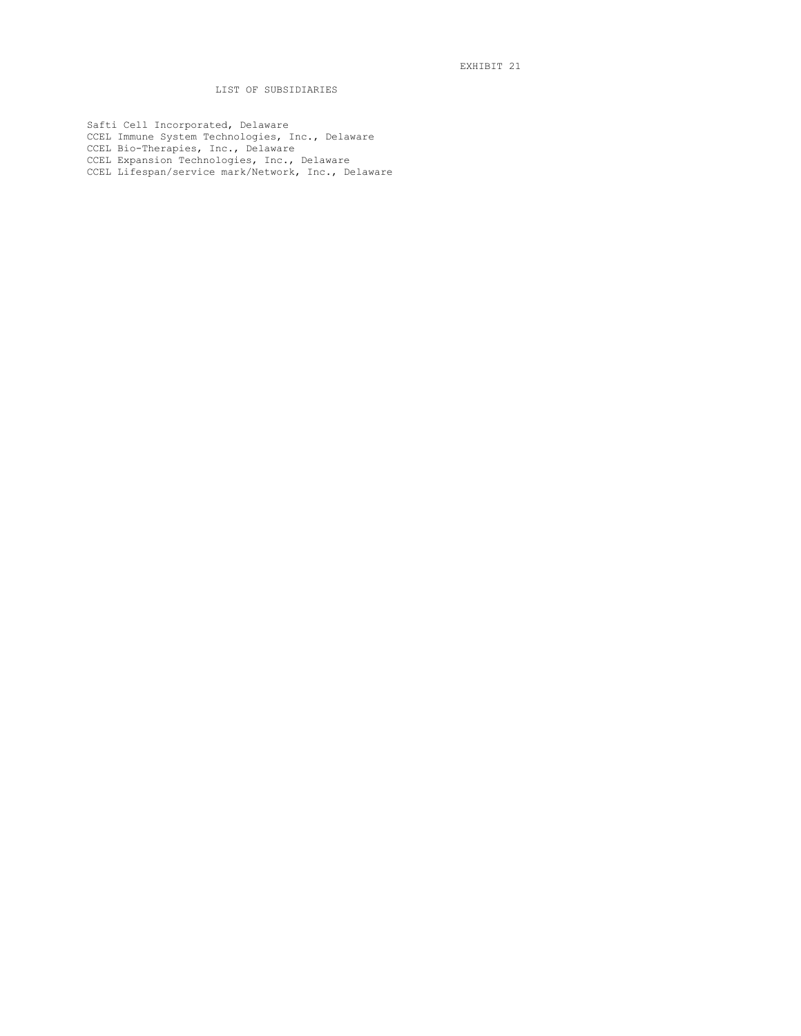EXHIBIT 21

# LIST OF SUBSIDIARIES

Safti Cell Incorporated, Delaware
CCEL Immune System Technologies, Inc., Delaware
CCEL Bio-Therapies, Inc., Delaware
CCEL Expansion Technologies, Inc., Delaware
CCEL Lifespan/service mark/Network, Inc., Delaware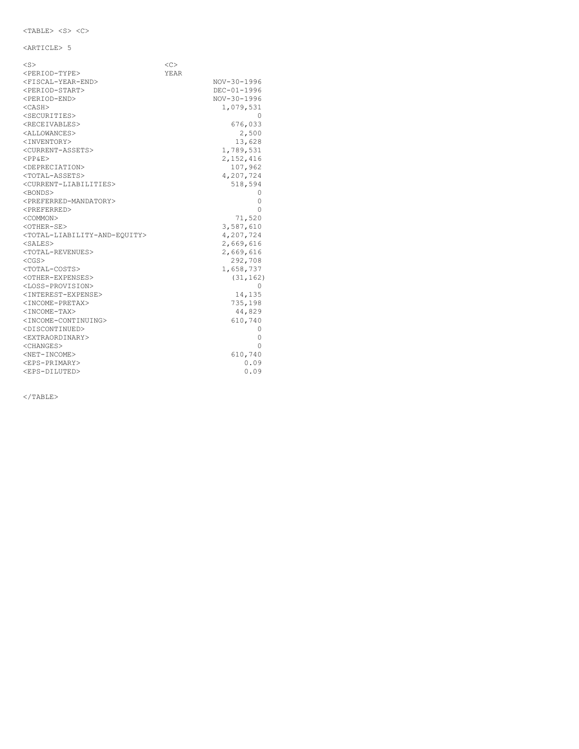<TABLE> <S> <C>

<ARTICLE> 5

| | | |
|---|---|---|
| <S> | <C> | |
| <PERIOD-TYPE> | YEAR | |
| <FISCAL-YEAR-END> | | NOV-30-1996 |
| <PERIOD-START> | | DEC-01-1996 |
| <PERIOD-END> | | NOV-30-1996 |
| <CASH> | | 1,079,531 |
| <SECURITIES> | | 0 |
| <RECEIVABLES> | | 676,033 |
| <ALLOWANCES> | | 2,500 |
| <INVENTORY> | | 13,628 |
| <CURRENT-ASSETS> | | 1,789,531 |
| <PP&E> | | 2,152,416 |
| <DEPRECIATION> | | 107,962 |
| <TOTAL-ASSETS> | | 4,207,724 |
| <CURRENT-LIABILITIES> | | 518,594 |
| <BONDS> | | 0 |
| <PREFERRED-MANDATORY> | | 0 |
| <PREFERRED> | | 0 |
| <COMMON> | | 71,520 |
| <OTHER-SE> | | 3,587,610 |
| <TOTAL-LIABILITY-AND-EQUITY> | | 4,207,724 |
| <SALES> | | 2,669,616 |
| <TOTAL-REVENUES> | | 2,669,616 |
| <CGS> | | 292,708 |
| <TOTAL-COSTS> | | 1,658,737 |
| <OTHER-EXPENSES> | | (31,162) |
| <LOSS-PROVISION> | | 0 |
| <INTEREST-EXPENSE> | | 14,135 |
| <INCOME-PRETAX> | | 735,198 |
| <INCOME-TAX> | | 44,829 |
| <INCOME-CONTINUING> | | 610,740 |
| <DISCONTINUED> | | 0 |
| <EXTRAORDINARY> | | 0 |
| <CHANGES> | | 0 |
| <NET-INCOME> | | 610,740 |
| <EPS-PRIMARY> | | 0.09 |
| <EPS-DILUTED> | | 0.09 |

</TABLE>